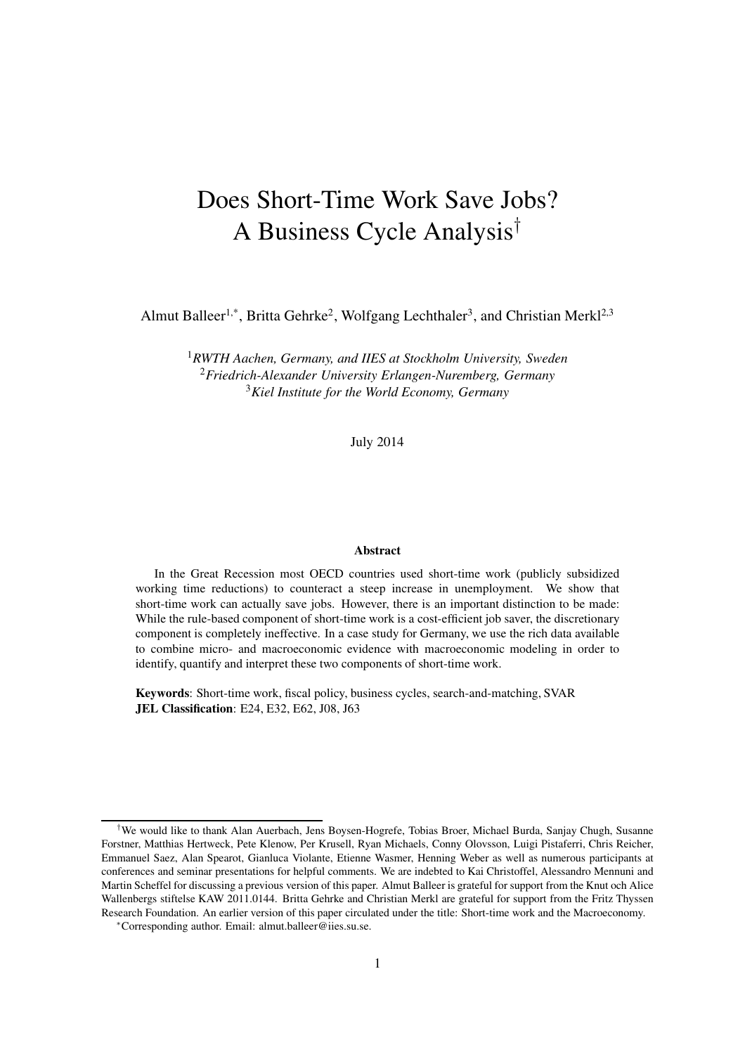# Does Short-Time Work Save Jobs? A Business Cycle Analysis[†]

Almut Balleer[1,*], Britta Gehrke[2], Wolfgang Lechthaler[3], and Christian Merkl[2,3]

[1] *RWTH Aachen, Germany, and IIES at Stockholm University, Sweden*
[2] *Friedrich-Alexander University Erlangen-Nuremberg, Germany*
[3] *Kiel Institute for the World Economy, Germany*

July 2014

#### Abstract

In the Great Recession most OECD countries used short-time work (publicly subsidized working time reductions) to counteract a steep increase in unemployment. We show that short-time work can actually save jobs. However, there is an important distinction to be made: While the rule-based component of short-time work is a cost-efficient job saver, the discretionary component is completely ineffective. In a case study for Germany, we use the rich data available to combine micro- and macroeconomic evidence with macroeconomic modeling in order to identify, quantify and interpret these two components of short-time work.

**Keywords**: Short-time work, fiscal policy, business cycles, search-and-matching, SVAR
**JEL Classification**: E24, E32, E62, J08, J63

---

[†] We would like to thank Alan Auerbach, Jens Boysen-Hogrefe, Tobias Broer, Michael Burda, Sanjay Chugh, Susanne Forstner, Matthias Hertweck, Pete Klenow, Per Krusell, Ryan Michaels, Conny Olovsson, Luigi Pistaferri, Chris Reicher, Emmanuel Saez, Alan Spearot, Gianluca Violante, Etienne Wasmer, Henning Weber as well as numerous participants at conferences and seminar presentations for helpful comments. We are indebted to Kai Christoffel, Alessandro Mennuni and Martin Scheffel for discussing a previous version of this paper. Almut Balleer is grateful for support from the Knut och Alice Wallenbergs stiftelse KAW 2011.0144. Britta Gehrke and Christian Merkl are grateful for support from the Fritz Thyssen Research Foundation. An earlier version of this paper circulated under the title: Short-time work and the Macroeconomy.

[*] Corresponding author. Email: almut.balleer@iies.su.se.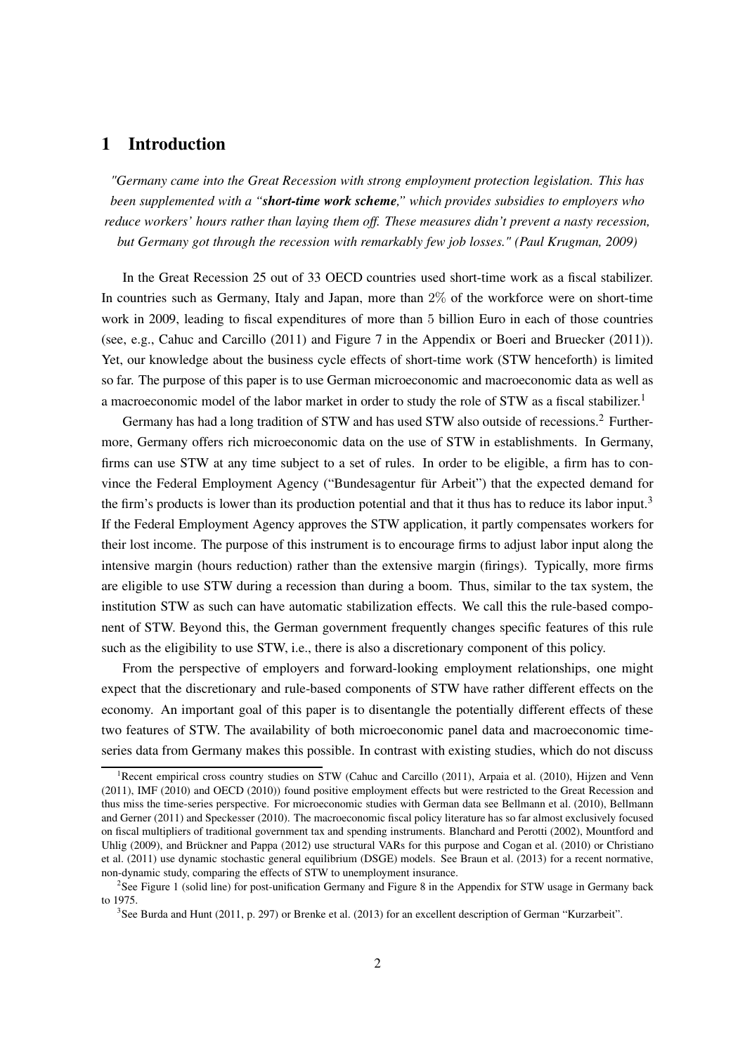# 1 Introduction

*"Germany came into the Great Recession with strong employment protection legislation. This has been supplemented with a "**short-time work scheme**," which provides subsidies to employers who reduce workers' hours rather than laying them off. These measures didn't prevent a nasty recession, but Germany got through the recession with remarkably few job losses." (Paul Krugman, 2009)*

In the Great Recession 25 out of 33 OECD countries used short-time work as a fiscal stabilizer. In countries such as Germany, Italy and Japan, more than $2\%$ of the workforce were on short-time work in 2009, leading to fiscal expenditures of more than 5 billion Euro in each of those countries (see, e.g., Cahuc and Carcillo (2011) and Figure 7 in the Appendix or Boeri and Bruecker (2011)). Yet, our knowledge about the business cycle effects of short-time work (STW henceforth) is limited so far. The purpose of this paper is to use German microeconomic and macroeconomic data as well as a macroeconomic model of the labor market in order to study the role of STW as a fiscal stabilizer.[1]

Germany has had a long tradition of STW and has used STW also outside of recessions.[2] Furthermore, Germany offers rich microeconomic data on the use of STW in establishments. In Germany, firms can use STW at any time subject to a set of rules. In order to be eligible, a firm has to convince the Federal Employment Agency ("Bundesagentur für Arbeit") that the expected demand for the firm's products is lower than its production potential and that it thus has to reduce its labor input.[3] If the Federal Employment Agency approves the STW application, it partly compensates workers for their lost income. The purpose of this instrument is to encourage firms to adjust labor input along the intensive margin (hours reduction) rather than the extensive margin (firings). Typically, more firms are eligible to use STW during a recession than during a boom. Thus, similar to the tax system, the institution STW as such can have automatic stabilization effects. We call this the rule-based component of STW. Beyond this, the German government frequently changes specific features of this rule such as the eligibility to use STW, i.e., there is also a discretionary component of this policy.

From the perspective of employers and forward-looking employment relationships, one might expect that the discretionary and rule-based components of STW have rather different effects on the economy. An important goal of this paper is to disentangle the potentially different effects of these two features of STW. The availability of both microeconomic panel data and macroeconomic time-series data from Germany makes this possible. In contrast with existing studies, which do not discuss

[1] Recent empirical cross country studies on STW (Cahuc and Carcillo (2011), Arpaia et al. (2010), Hijzen and Venn (2011), IMF (2010) and OECD (2010)) found positive employment effects but were restricted to the Great Recession and thus miss the time-series perspective. For microeconomic studies with German data see Bellmann et al. (2010), Bellmann and Gerner (2011) and Speckesser (2010). The macroeconomic fiscal policy literature has so far almost exclusively focused on fiscal multipliers of traditional government tax and spending instruments. Blanchard and Perotti (2002), Mountford and Uhlig (2009), and Brückner and Pappa (2012) use structural VARs for this purpose and Cogan et al. (2010) or Christiano et al. (2011) use dynamic stochastic general equilibrium (DSGE) models. See Braun et al. (2013) for a recent normative, non-dynamic study, comparing the effects of STW to unemployment insurance.

[2] See Figure 1 (solid line) for post-unification Germany and Figure 8 in the Appendix for STW usage in Germany back to 1975.

[3] See Burda and Hunt (2011, p. 297) or Brenke et al. (2013) for an excellent description of German "Kurzarbeit".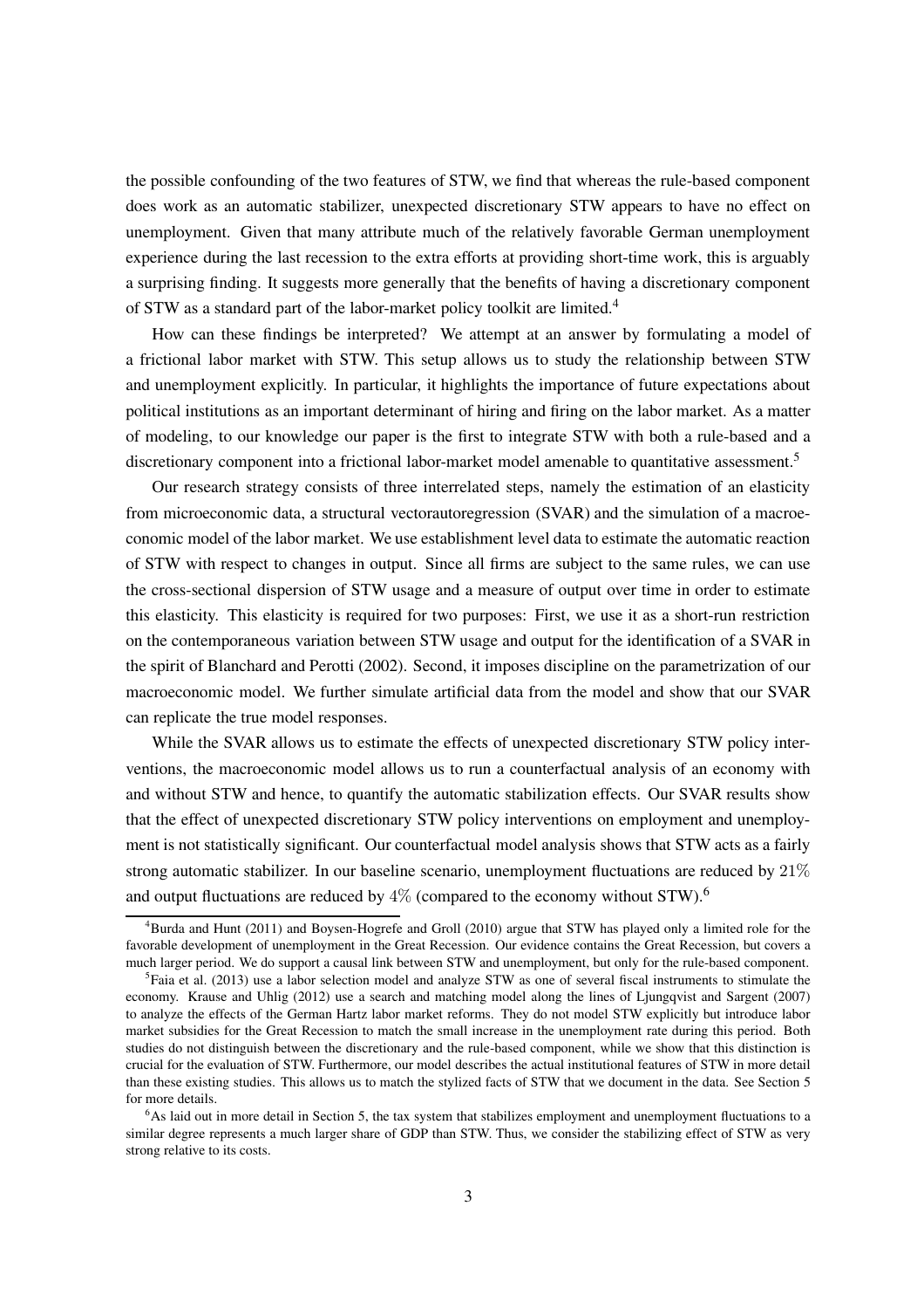the possible confounding of the two features of STW, we find that whereas the rule-based component does work as an automatic stabilizer, unexpected discretionary STW appears to have no effect on unemployment. Given that many attribute much of the relatively favorable German unemployment experience during the last recession to the extra efforts at providing short-time work, this is arguably a surprising finding. It suggests more generally that the benefits of having a discretionary component of STW as a standard part of the labor-market policy toolkit are limited.[4]

How can these findings be interpreted? We attempt at an answer by formulating a model of a frictional labor market with STW. This setup allows us to study the relationship between STW and unemployment explicitly. In particular, it highlights the importance of future expectations about political institutions as an important determinant of hiring and firing on the labor market. As a matter of modeling, to our knowledge our paper is the first to integrate STW with both a rule-based and a discretionary component into a frictional labor-market model amenable to quantitative assessment.[5]

Our research strategy consists of three interrelated steps, namely the estimation of an elasticity from microeconomic data, a structural vectorautoregression (SVAR) and the simulation of a macroeconomic model of the labor market. We use establishment level data to estimate the automatic reaction of STW with respect to changes in output. Since all firms are subject to the same rules, we can use the cross-sectional dispersion of STW usage and a measure of output over time in order to estimate this elasticity. This elasticity is required for two purposes: First, we use it as a short-run restriction on the contemporaneous variation between STW usage and output for the identification of a SVAR in the spirit of Blanchard and Perotti (2002). Second, it imposes discipline on the parametrization of our macroeconomic model. We further simulate artificial data from the model and show that our SVAR can replicate the true model responses.

While the SVAR allows us to estimate the effects of unexpected discretionary STW policy interventions, the macroeconomic model allows us to run a counterfactual analysis of an economy with and without STW and hence, to quantify the automatic stabilization effects. Our SVAR results show that the effect of unexpected discretionary STW policy interventions on employment and unemployment is not statistically significant. Our counterfactual model analysis shows that STW acts as a fairly strong automatic stabilizer. In our baseline scenario, unemployment fluctuations are reduced by $21\%$ and output fluctuations are reduced by $4\%$ (compared to the economy without STW).[6]

---

[4] Burda and Hunt (2011) and Boysen-Hogrefe and Groll (2010) argue that STW has played only a limited role for the favorable development of unemployment in the Great Recession. Our evidence contains the Great Recession, but covers a much larger period. We do support a causal link between STW and unemployment, but only for the rule-based component.

[5] Faia et al. (2013) use a labor selection model and analyze STW as one of several fiscal instruments to stimulate the economy. Krause and Uhlig (2012) use a search and matching model along the lines of Ljungqvist and Sargent (2007) to analyze the effects of the German Hartz labor market reforms. They do not model STW explicitly but introduce labor market subsidies for the Great Recession to match the small increase in the unemployment rate during this period. Both studies do not distinguish between the discretionary and the rule-based component, while we show that this distinction is crucial for the evaluation of STW. Furthermore, our model describes the actual institutional features of STW in more detail than these existing studies. This allows us to match the stylized facts of STW that we document in the data. See Section 5 for more details.

[6] As laid out in more detail in Section 5, the tax system that stabilizes employment and unemployment fluctuations to a similar degree represents a much larger share of GDP than STW. Thus, we consider the stabilizing effect of STW as very strong relative to its costs.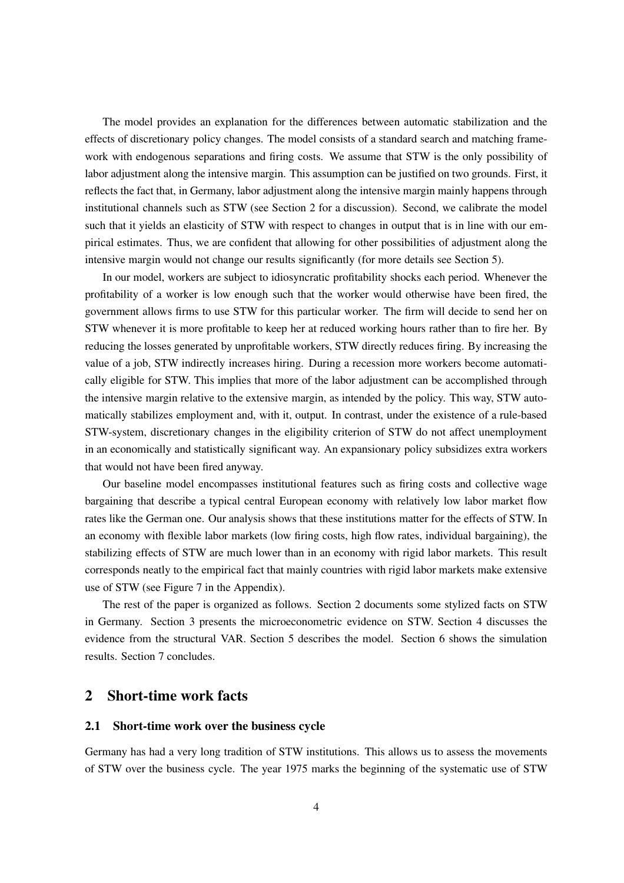The model provides an explanation for the differences between automatic stabilization and the effects of discretionary policy changes. The model consists of a standard search and matching framework with endogenous separations and firing costs. We assume that STW is the only possibility of labor adjustment along the intensive margin. This assumption can be justified on two grounds. First, it reflects the fact that, in Germany, labor adjustment along the intensive margin mainly happens through institutional channels such as STW (see Section 2 for a discussion). Second, we calibrate the model such that it yields an elasticity of STW with respect to changes in output that is in line with our empirical estimates. Thus, we are confident that allowing for other possibilities of adjustment along the intensive margin would not change our results significantly (for more details see Section 5).

In our model, workers are subject to idiosyncratic profitability shocks each period. Whenever the profitability of a worker is low enough such that the worker would otherwise have been fired, the government allows firms to use STW for this particular worker. The firm will decide to send her on STW whenever it is more profitable to keep her at reduced working hours rather than to fire her. By reducing the losses generated by unprofitable workers, STW directly reduces firing. By increasing the value of a job, STW indirectly increases hiring. During a recession more workers become automatically eligible for STW. This implies that more of the labor adjustment can be accomplished through the intensive margin relative to the extensive margin, as intended by the policy. This way, STW automatically stabilizes employment and, with it, output. In contrast, under the existence of a rule-based STW-system, discretionary changes in the eligibility criterion of STW do not affect unemployment in an economically and statistically significant way. An expansionary policy subsidizes extra workers that would not have been fired anyway.

Our baseline model encompasses institutional features such as firing costs and collective wage bargaining that describe a typical central European economy with relatively low labor market flow rates like the German one. Our analysis shows that these institutions matter for the effects of STW. In an economy with flexible labor markets (low firing costs, high flow rates, individual bargaining), the stabilizing effects of STW are much lower than in an economy with rigid labor markets. This result corresponds neatly to the empirical fact that mainly countries with rigid labor markets make extensive use of STW (see Figure 7 in the Appendix).

The rest of the paper is organized as follows. Section 2 documents some stylized facts on STW in Germany. Section 3 presents the microeconometric evidence on STW. Section 4 discusses the evidence from the structural VAR. Section 5 describes the model. Section 6 shows the simulation results. Section 7 concludes.

## 2 Short-time work facts

### 2.1 Short-time work over the business cycle

Germany has had a very long tradition of STW institutions. This allows us to assess the movements of STW over the business cycle. The year 1975 marks the beginning of the systematic use of STW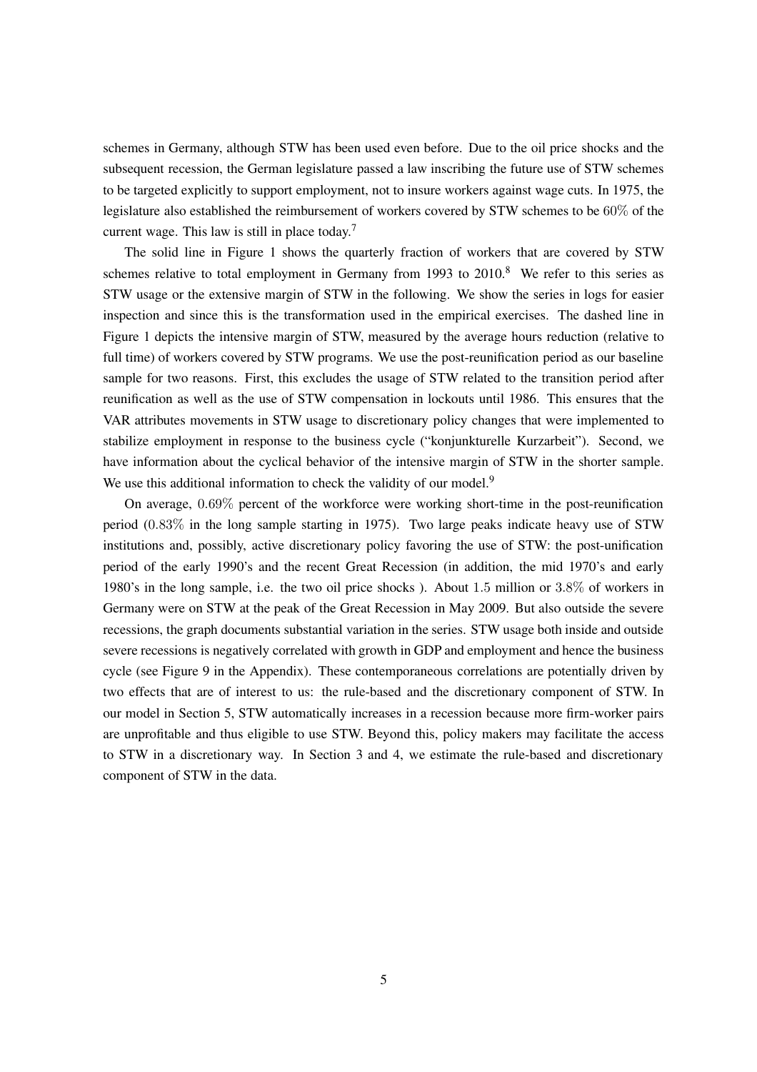schemes in Germany, although STW has been used even before. Due to the oil price shocks and the subsequent recession, the German legislature passed a law inscribing the future use of STW schemes to be targeted explicitly to support employment, not to insure workers against wage cuts. In 1975, the legislature also established the reimbursement of workers covered by STW schemes to be $60\%$ of the current wage. This law is still in place today.[7]

The solid line in Figure 1 shows the quarterly fraction of workers that are covered by STW schemes relative to total employment in Germany from 1993 to 2010.[8] We refer to this series as STW usage or the extensive margin of STW in the following. We show the series in logs for easier inspection and since this is the transformation used in the empirical exercises. The dashed line in Figure 1 depicts the intensive margin of STW, measured by the average hours reduction (relative to full time) of workers covered by STW programs. We use the post-reunification period as our baseline sample for two reasons. First, this excludes the usage of STW related to the transition period after reunification as well as the use of STW compensation in lockouts until 1986. This ensures that the VAR attributes movements in STW usage to discretionary policy changes that were implemented to stabilize employment in response to the business cycle ("konjunkturelle Kurzarbeit"). Second, we have information about the cyclical behavior of the intensive margin of STW in the shorter sample. We use this additional information to check the validity of our model.[9]

On average, $0.69\%$ percent of the workforce were working short-time in the post-reunification period ($0.83\%$ in the long sample starting in 1975). Two large peaks indicate heavy use of STW institutions and, possibly, active discretionary policy favoring the use of STW: the post-unification period of the early 1990's and the recent Great Recession (in addition, the mid 1970's and early 1980's in the long sample, i.e. the two oil price shocks ). About $1.5$ million or $3.8\%$ of workers in Germany were on STW at the peak of the Great Recession in May 2009. But also outside the severe recessions, the graph documents substantial variation in the series. STW usage both inside and outside severe recessions is negatively correlated with growth in GDP and employment and hence the business cycle (see Figure 9 in the Appendix). These contemporaneous correlations are potentially driven by two effects that are of interest to us: the rule-based and the discretionary component of STW. In our model in Section 5, STW automatically increases in a recession because more firm-worker pairs are unprofitable and thus eligible to use STW. Beyond this, policy makers may facilitate the access to STW in a discretionary way. In Section 3 and 4, we estimate the rule-based and discretionary component of STW in the data.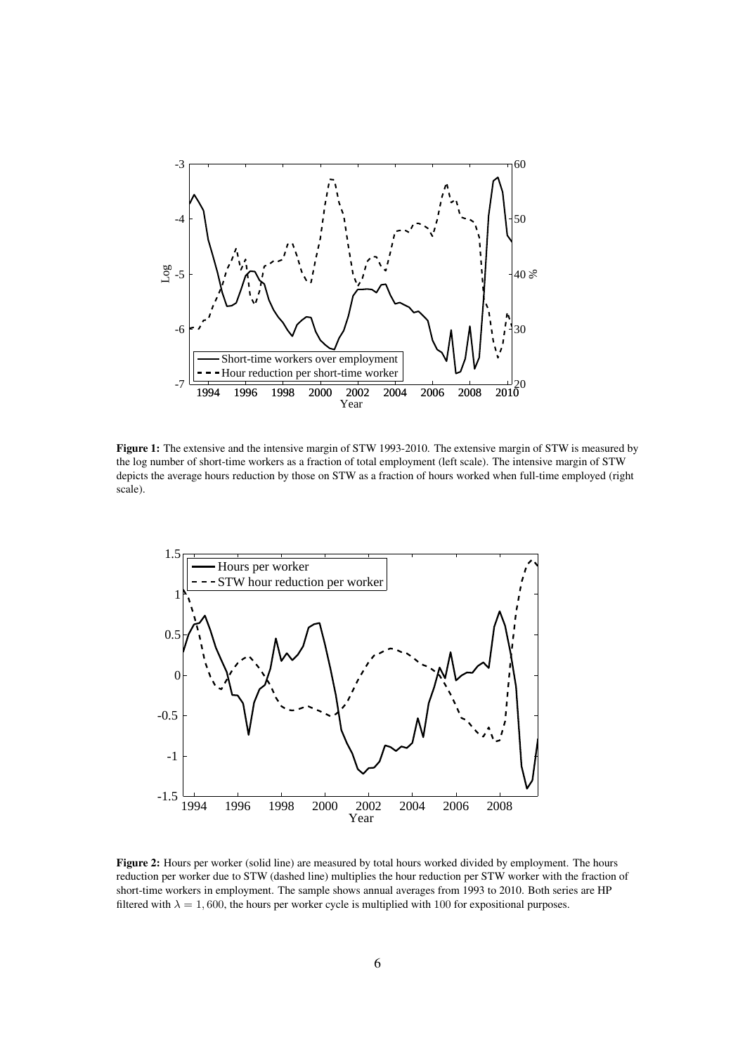**Figure 1:** The extensive and the intensive margin of STW 1993-2010. The extensive margin of STW is measured by the log number of short-time workers as a fraction of total employment (left scale). The intensive margin of STW depicts the average hours reduction by those on STW as a fraction of hours worked when full-time employed (right scale).

**Figure 2:** Hours per worker (solid line) are measured by total hours worked divided by employment. The hours reduction per worker due to STW (dashed line) multiplies the hour reduction per STW worker with the fraction of short-time workers in employment. The sample shows annual averages from 1993 to 2010. Both series are HP filtered with $\lambda = 1,600$, the hours per worker cycle is multiplied with 100 for expositional purposes.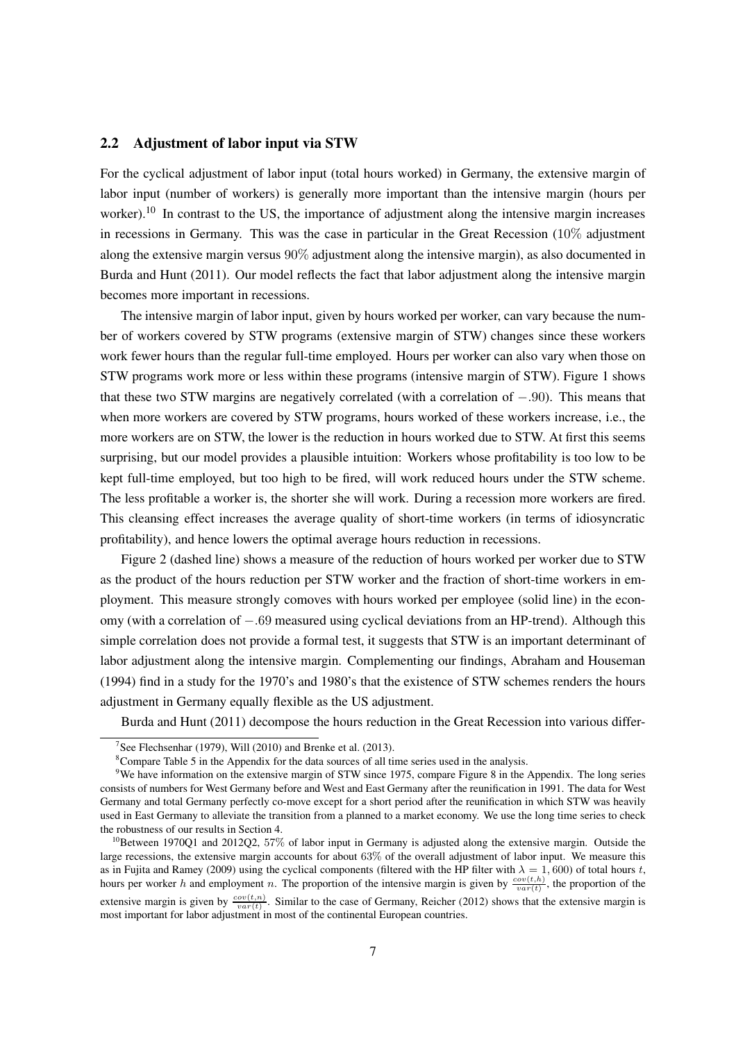### 2.2 Adjustment of labor input via STW

For the cyclical adjustment of labor input (total hours worked) in Germany, the extensive margin of labor input (number of workers) is generally more important than the intensive margin (hours per worker).[10] In contrast to the US, the importance of adjustment along the intensive margin increases in recessions in Germany. This was the case in particular in the Great Recession (10% adjustment along the extensive margin versus 90% adjustment along the intensive margin), as also documented in Burda and Hunt (2011). Our model reflects the fact that labor adjustment along the intensive margin becomes more important in recessions.

The intensive margin of labor input, given by hours worked per worker, can vary because the number of workers covered by STW programs (extensive margin of STW) changes since these workers work fewer hours than the regular full-time employed. Hours per worker can also vary when those on STW programs work more or less within these programs (intensive margin of STW). Figure 1 shows that these two STW margins are negatively correlated (with a correlation of $-.90$). This means that when more workers are covered by STW programs, hours worked of these workers increase, i.e., the more workers are on STW, the lower is the reduction in hours worked due to STW. At first this seems surprising, but our model provides a plausible intuition: Workers whose profitability is too low to be kept full-time employed, but too high to be fired, will work reduced hours under the STW scheme. The less profitable a worker is, the shorter she will work. During a recession more workers are fired. This cleansing effect increases the average quality of short-time workers (in terms of idiosyncratic profitability), and hence lowers the optimal average hours reduction in recessions.

Figure 2 (dashed line) shows a measure of the reduction of hours worked per worker due to STW as the product of the hours reduction per STW worker and the fraction of short-time workers in employment. This measure strongly comoves with hours worked per employee (solid line) in the economy (with a correlation of $-.69$ measured using cyclical deviations from an HP-trend). Although this simple correlation does not provide a formal test, it suggests that STW is an important determinant of labor adjustment along the intensive margin. Complementing our findings, Abraham and Houseman (1994) find in a study for the 1970's and 1980's that the existence of STW schemes renders the hours adjustment in Germany equally flexible as the US adjustment.

Burda and Hunt (2011) decompose the hours reduction in the Great Recession into various differ-

---

[7] See Flechsenhar (1979), Will (2010) and Brenke et al. (2013).

[8] Compare Table 5 in the Appendix for the data sources of all time series used in the analysis.

[9] We have information on the extensive margin of STW since 1975, compare Figure 8 in the Appendix. The long series consists of numbers for West Germany before and West and East Germany after the reunification in 1991. The data for West Germany and total Germany perfectly co-move except for a short period after the reunification in which STW was heavily used in East Germany to alleviate the transition from a planned to a market economy. We use the long time series to check the robustness of our results in Section 4.

[10] Between 1970Q1 and 2012Q2, 57% of labor input in Germany is adjusted along the extensive margin. Outside the large recessions, the extensive margin accounts for about 63% of the overall adjustment of labor input. We measure this as in Fujita and Ramey (2009) using the cyclical components (filtered with the HP filter with $\lambda = 1,600$) of total hours $t$, hours per worker $h$ and employment $n$. The proportion of the intensive margin is given by $\frac{cov(t,h)}{var(t)}$, the proportion of the extensive margin is given by $\frac{cov(t,n)}{var(t)}$. Similar to the case of Germany, Reicher (2012) shows that the extensive margin is most important for labor adjustment in most of the continental European countries.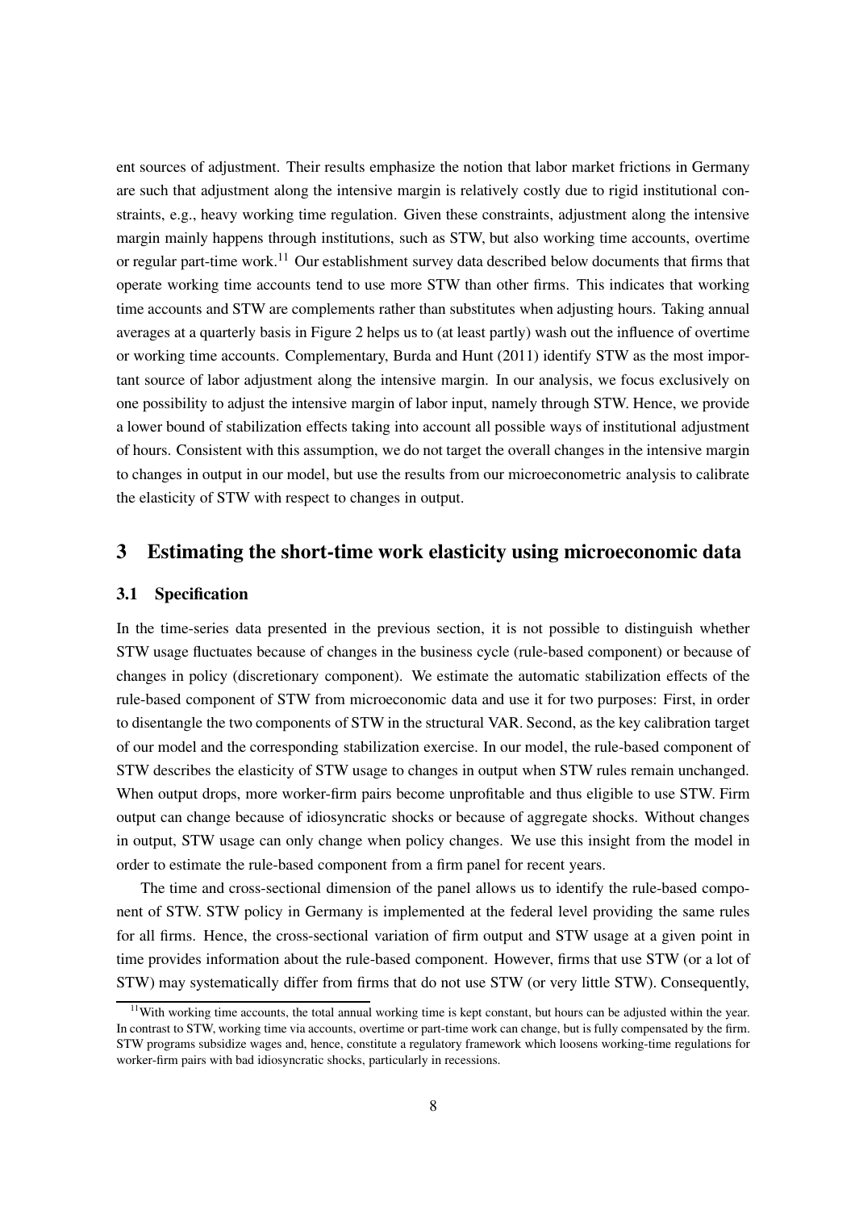ent sources of adjustment. Their results emphasize the notion that labor market frictions in Germany are such that adjustment along the intensive margin is relatively costly due to rigid institutional constraints, e.g., heavy working time regulation. Given these constraints, adjustment along the intensive margin mainly happens through institutions, such as STW, but also working time accounts, overtime or regular part-time work.[11] Our establishment survey data described below documents that firms that operate working time accounts tend to use more STW than other firms. This indicates that working time accounts and STW are complements rather than substitutes when adjusting hours. Taking annual averages at a quarterly basis in Figure 2 helps us to (at least partly) wash out the influence of overtime or working time accounts. Complementary, Burda and Hunt (2011) identify STW as the most important source of labor adjustment along the intensive margin. In our analysis, we focus exclusively on one possibility to adjust the intensive margin of labor input, namely through STW. Hence, we provide a lower bound of stabilization effects taking into account all possible ways of institutional adjustment of hours. Consistent with this assumption, we do not target the overall changes in the intensive margin to changes in output in our model, but use the results from our microeconometric analysis to calibrate the elasticity of STW with respect to changes in output.

## 3 Estimating the short-time work elasticity using microeconomic data

### 3.1 Specification

In the time-series data presented in the previous section, it is not possible to distinguish whether STW usage fluctuates because of changes in the business cycle (rule-based component) or because of changes in policy (discretionary component). We estimate the automatic stabilization effects of the rule-based component of STW from microeconomic data and use it for two purposes: First, in order to disentangle the two components of STW in the structural VAR. Second, as the key calibration target of our model and the corresponding stabilization exercise. In our model, the rule-based component of STW describes the elasticity of STW usage to changes in output when STW rules remain unchanged. When output drops, more worker-firm pairs become unprofitable and thus eligible to use STW. Firm output can change because of idiosyncratic shocks or because of aggregate shocks. Without changes in output, STW usage can only change when policy changes. We use this insight from the model in order to estimate the rule-based component from a firm panel for recent years.

The time and cross-sectional dimension of the panel allows us to identify the rule-based component of STW. STW policy in Germany is implemented at the federal level providing the same rules for all firms. Hence, the cross-sectional variation of firm output and STW usage at a given point in time provides information about the rule-based component. However, firms that use STW (or a lot of STW) may systematically differ from firms that do not use STW (or very little STW). Consequently,

[11] With working time accounts, the total annual working time is kept constant, but hours can be adjusted within the year. In contrast to STW, working time via accounts, overtime or part-time work can change, but is fully compensated by the firm. STW programs subsidize wages and, hence, constitute a regulatory framework which loosens working-time regulations for worker-firm pairs with bad idiosyncratic shocks, particularly in recessions.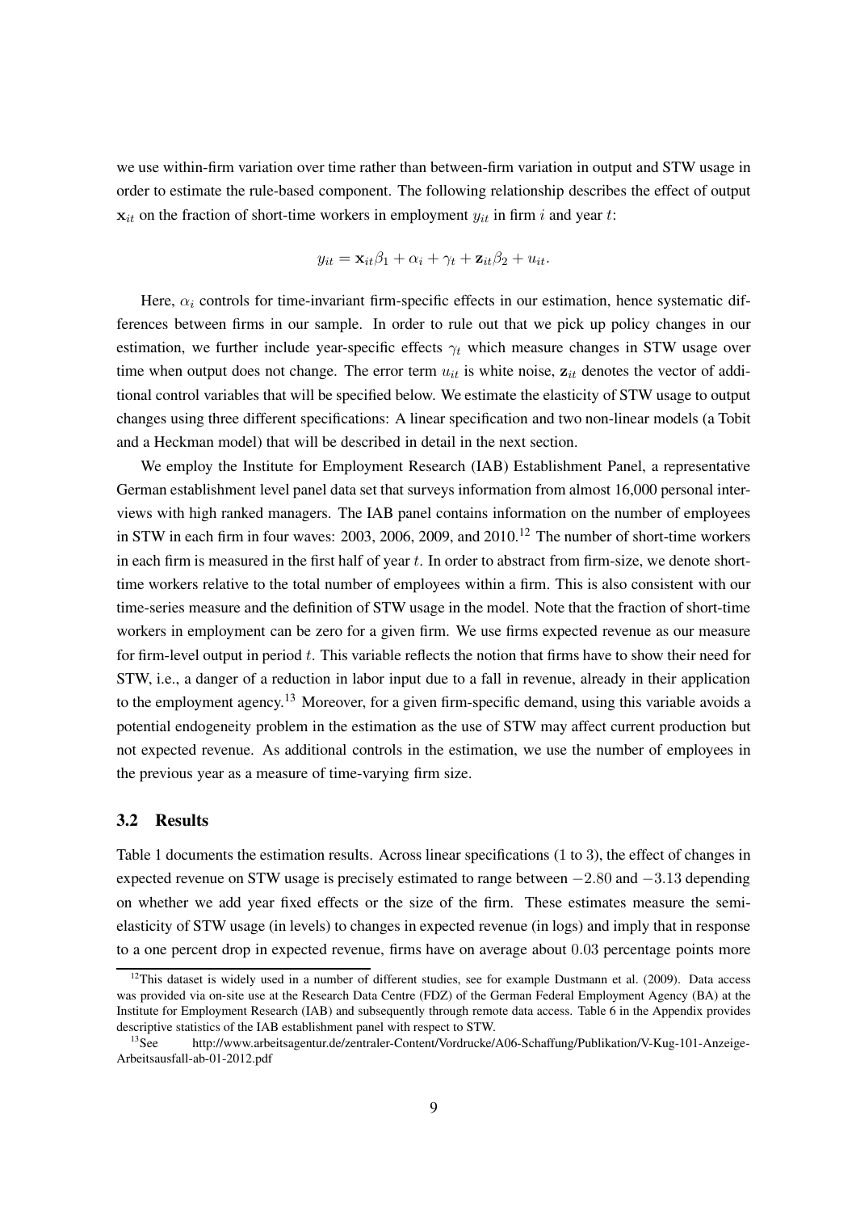we use within-firm variation over time rather than between-firm variation in output and STW usage in order to estimate the rule-based component. The following relationship describes the effect of output $\mathbf{x}_{it}$ on the fraction of short-time workers in employment $y_{it}$ in firm $i$ and year $t$:

$$y_{it} = \mathbf{x}_{it}\beta_1 + \alpha_i + \gamma_t + \mathbf{z}_{it}\beta_2 + u_{it}.$$

Here, $\alpha_i$ controls for time-invariant firm-specific effects in our estimation, hence systematic differences between firms in our sample. In order to rule out that we pick up policy changes in our estimation, we further include year-specific effects $\gamma_t$ which measure changes in STW usage over time when output does not change. The error term $u_{it}$ is white noise, $\mathbf{z}_{it}$ denotes the vector of additional control variables that will be specified below. We estimate the elasticity of STW usage to output changes using three different specifications: A linear specification and two non-linear models (a Tobit and a Heckman model) that will be described in detail in the next section.

We employ the Institute for Employment Research (IAB) Establishment Panel, a representative German establishment level panel data set that surveys information from almost 16,000 personal interviews with high ranked managers. The IAB panel contains information on the number of employees in STW in each firm in four waves: 2003, 2006, 2009, and 2010.[12] The number of short-time workers in each firm is measured in the first half of year $t$. In order to abstract from firm-size, we denote short-time workers relative to the total number of employees within a firm. This is also consistent with our time-series measure and the definition of STW usage in the model. Note that the fraction of short-time workers in employment can be zero for a given firm. We use firms expected revenue as our measure for firm-level output in period $t$. This variable reflects the notion that firms have to show their need for STW, i.e., a danger of a reduction in labor input due to a fall in revenue, already in their application to the employment agency.[13] Moreover, for a given firm-specific demand, using this variable avoids a potential endogeneity problem in the estimation as the use of STW may affect current production but not expected revenue. As additional controls in the estimation, we use the number of employees in the previous year as a measure of time-varying firm size.

### 3.2 Results

Table 1 documents the estimation results. Across linear specifications (1 to 3), the effect of changes in expected revenue on STW usage is precisely estimated to range between $-2.80$ and $-3.13$ depending on whether we add year fixed effects or the size of the firm. These estimates measure the semi-elasticity of STW usage (in levels) to changes in expected revenue (in logs) and imply that in response to a one percent drop in expected revenue, firms have on average about $0.03$ percentage points more

[12] This dataset is widely used in a number of different studies, see for example Dustmann et al. (2009). Data access was provided via on-site use at the Research Data Centre (FDZ) of the German Federal Employment Agency (BA) at the Institute for Employment Research (IAB) and subsequently through remote data access. Table 6 in the Appendix provides descriptive statistics of the IAB establishment panel with respect to STW.

[13] See http://www.arbeitsagentur.de/zentraler-Content/Vordrucke/A06-Schaffung/Publikation/V-Kug-101-Anzeige-Arbeitsausfall-ab-01-2012.pdf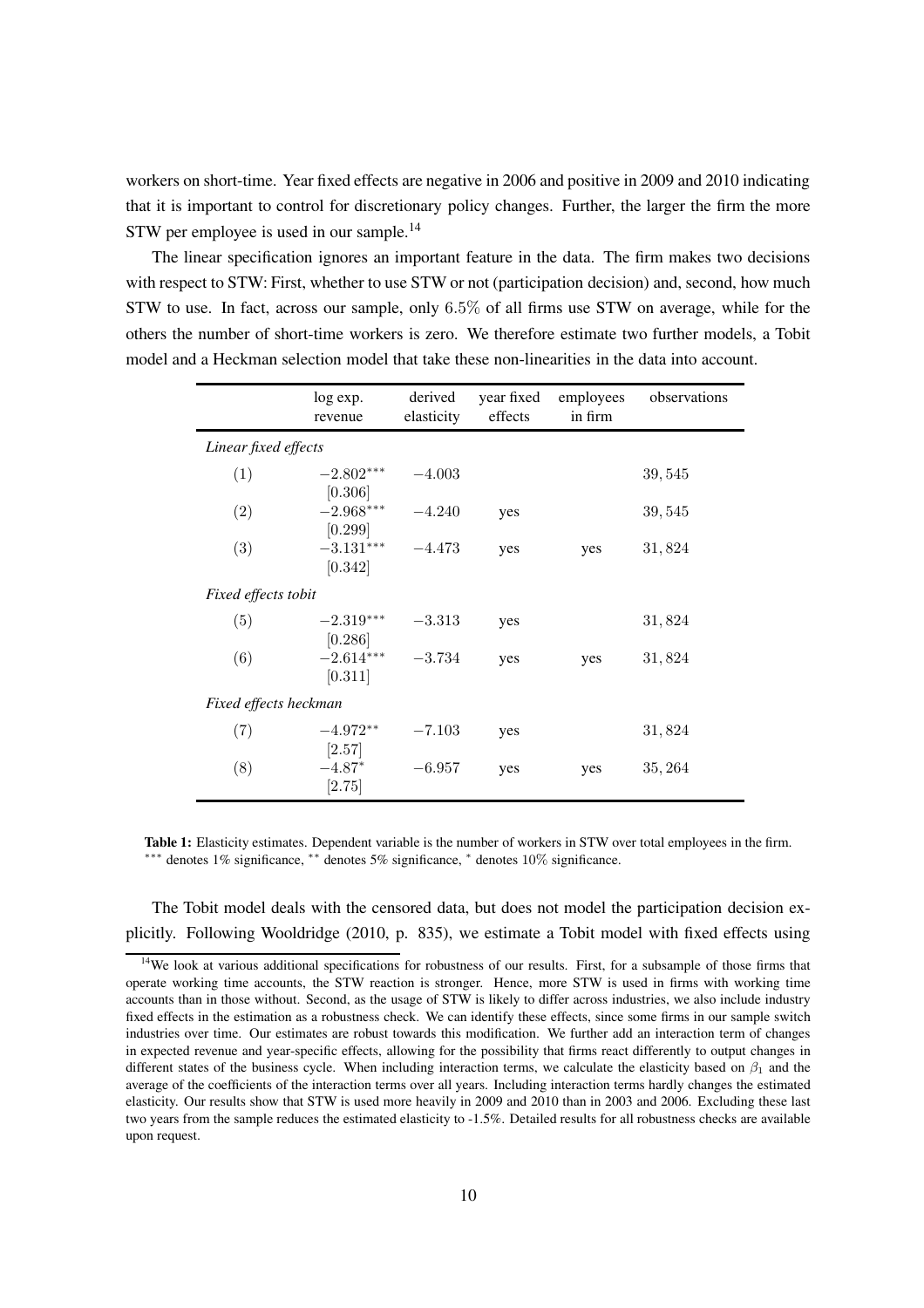workers on short-time. Year fixed effects are negative in 2006 and positive in 2009 and 2010 indicating that it is important to control for discretionary policy changes. Further, the larger the firm the more STW per employee is used in our sample.[14]

The linear specification ignores an important feature in the data. The firm makes two decisions with respect to STW: First, whether to use STW or not (participation decision) and, second, how much STW to use. In fact, across our sample, only $6.5\%$ of all firms use STW on average, while for the others the number of short-time workers is zero. We therefore estimate two further models, a Tobit model and a Heckman selection model that take these non-linearities in the data into account.

| | log exp. revenue | derived elasticity | year fixed effects | employees in firm | observations |
|---|---|---|---|---|---|
| *Linear fixed effects* | | | | | |
| $(1)$ | $-2.802^{***}$ $[0.306]$ | $-4.003$ | | | $39,545$ |
| $(2)$ | $-2.968^{***}$ $[0.299]$ | $-4.240$ | yes | | $39,545$ |
| $(3)$ | $-3.131^{***}$ $[0.342]$ | $-4.473$ | yes | yes | $31,824$ |
| *Fixed effects tobit* | | | | | |
| $(5)$ | $-2.319^{***}$ $[0.286]$ | $-3.313$ | yes | | $31,824$ |
| $(6)$ | $-2.614^{***}$ $[0.311]$ | $-3.734$ | yes | yes | $31,824$ |
| *Fixed effects heckman* | | | | | |
| $(7)$ | $-4.972^{**}$ $[2.57]$ | $-7.103$ | yes | | $31,824$ |
| $(8)$ | $-4.87^{*}$ $[2.75]$ | $-6.957$ | yes | yes | $35,264$ |

**Table 1:** Elasticity estimates. Dependent variable is the number of workers in STW over total employees in the firm. $^{***}$ denotes 1% significance, $^{**}$ denotes 5% significance, $^{*}$ denotes $10\%$ significance.

The Tobit model deals with the censored data, but does not model the participation decision explicitly. Following Wooldridge (2010, p. 835), we estimate a Tobit model with fixed effects using

[14] We look at various additional specifications for robustness of our results. First, for a subsample of those firms that operate working time accounts, the STW reaction is stronger. Hence, more STW is used in firms with working time accounts than in those without. Second, as the usage of STW is likely to differ across industries, we also include industry fixed effects in the estimation as a robustness check. We can identify these effects, since some firms in our sample switch industries over time. Our estimates are robust towards this modification. We further add an interaction term of changes in expected revenue and year-specific effects, allowing for the possibility that firms react differently to output changes in different states of the business cycle. When including interaction terms, we calculate the elasticity based on $\beta_1$ and the average of the coefficients of the interaction terms over all years. Including interaction terms hardly changes the estimated elasticity. Our results show that STW is used more heavily in 2009 and 2010 than in 2003 and 2006. Excluding these last two years from the sample reduces the estimated elasticity to -1.5%. Detailed results for all robustness checks are available upon request.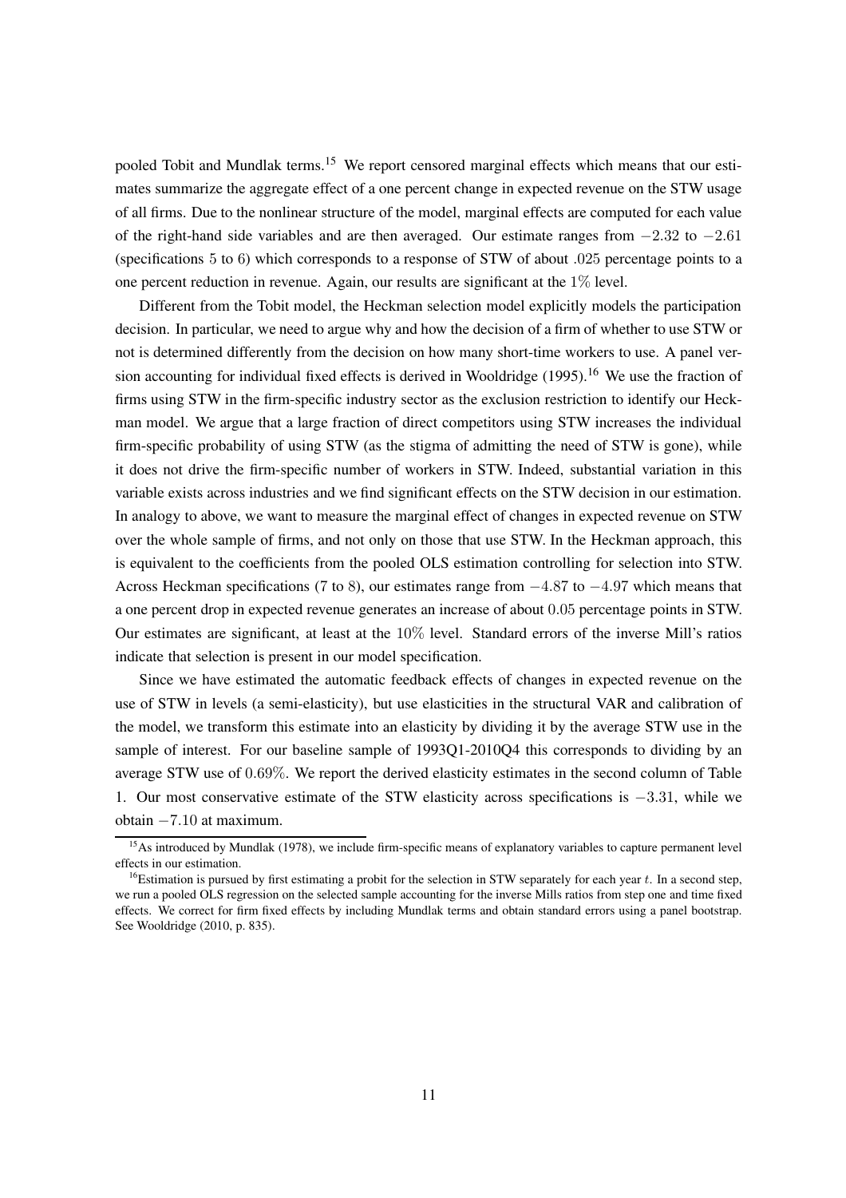pooled Tobit and Mundlak terms.[15] We report censored marginal effects which means that our estimates summarize the aggregate effect of a one percent change in expected revenue on the STW usage of all firms. Due to the nonlinear structure of the model, marginal effects are computed for each value of the right-hand side variables and are then averaged. Our estimate ranges from $-2.32$ to $-2.61$ (specifications 5 to 6) which corresponds to a response of STW of about .025 percentage points to a one percent reduction in revenue. Again, our results are significant at the 1% level.

Different from the Tobit model, the Heckman selection model explicitly models the participation decision. In particular, we need to argue why and how the decision of a firm of whether to use STW or not is determined differently from the decision on how many short-time workers to use. A panel version accounting for individual fixed effects is derived in Wooldridge (1995).[16] We use the fraction of firms using STW in the firm-specific industry sector as the exclusion restriction to identify our Heckman model. We argue that a large fraction of direct competitors using STW increases the individual firm-specific probability of using STW (as the stigma of admitting the need of STW is gone), while it does not drive the firm-specific number of workers in STW. Indeed, substantial variation in this variable exists across industries and we find significant effects on the STW decision in our estimation. In analogy to above, we want to measure the marginal effect of changes in expected revenue on STW over the whole sample of firms, and not only on those that use STW. In the Heckman approach, this is equivalent to the coefficients from the pooled OLS estimation controlling for selection into STW. Across Heckman specifications (7 to 8), our estimates range from $-4.87$ to $-4.97$ which means that a one percent drop in expected revenue generates an increase of about 0.05 percentage points in STW. Our estimates are significant, at least at the 10% level. Standard errors of the inverse Mill's ratios indicate that selection is present in our model specification.

Since we have estimated the automatic feedback effects of changes in expected revenue on the use of STW in levels (a semi-elasticity), but use elasticities in the structural VAR and calibration of the model, we transform this estimate into an elasticity by dividing it by the average STW use in the sample of interest. For our baseline sample of 1993Q1-2010Q4 this corresponds to dividing by an average STW use of 0.69%. We report the derived elasticity estimates in the second column of Table 1. Our most conservative estimate of the STW elasticity across specifications is $-3.31$, while we obtain $-7.10$ at maximum.

[15] As introduced by Mundlak (1978), we include firm-specific means of explanatory variables to capture permanent level effects in our estimation.

[16] Estimation is pursued by first estimating a probit for the selection in STW separately for each year $t$. In a second step, we run a pooled OLS regression on the selected sample accounting for the inverse Mills ratios from step one and time fixed effects. We correct for firm fixed effects by including Mundlak terms and obtain standard errors using a panel bootstrap. See Wooldridge (2010, p. 835).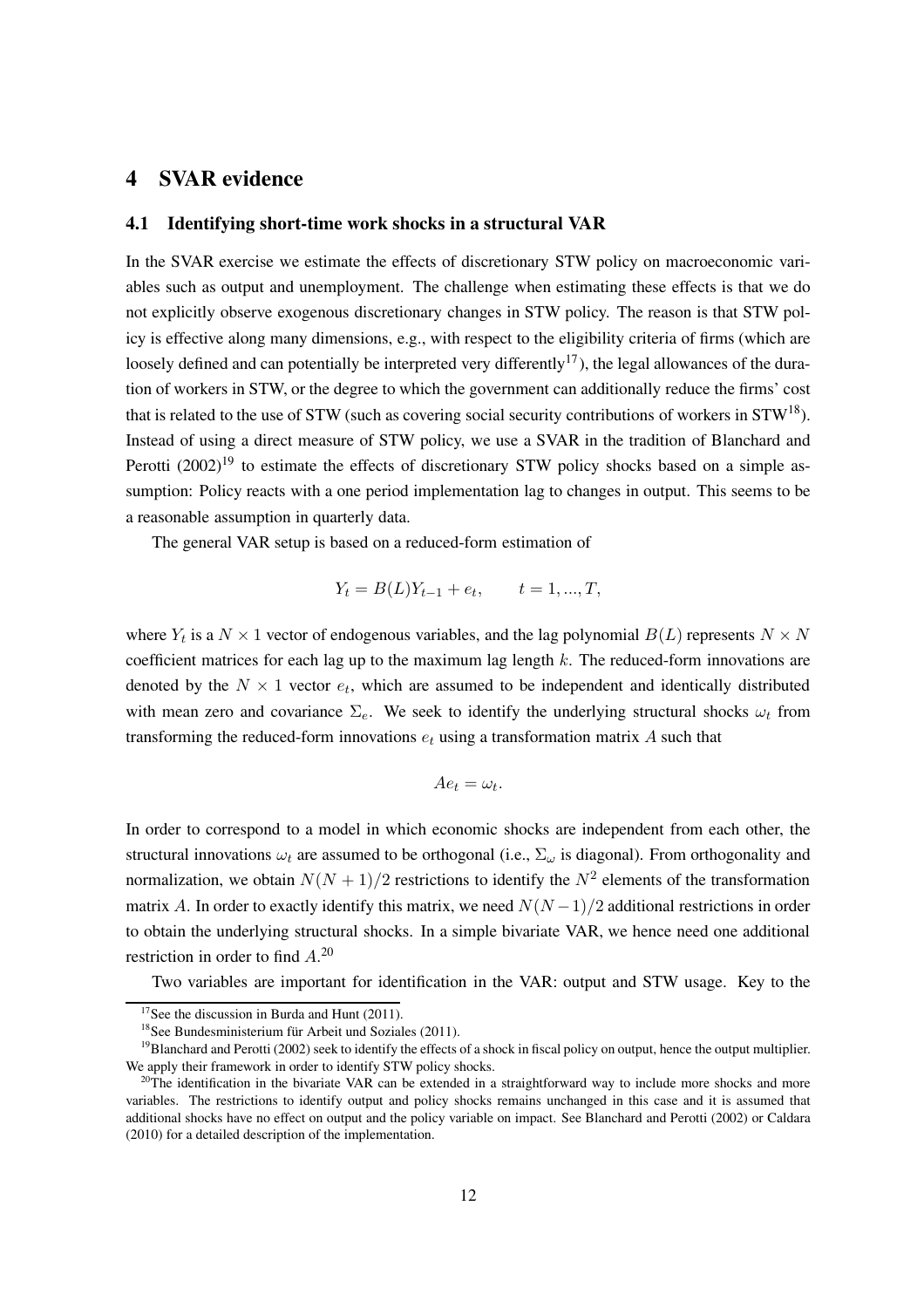## 4 SVAR evidence

### 4.1 Identifying short-time work shocks in a structural VAR

In the SVAR exercise we estimate the effects of discretionary STW policy on macroeconomic variables such as output and unemployment. The challenge when estimating these effects is that we do not explicitly observe exogenous discretionary changes in STW policy. The reason is that STW policy is effective along many dimensions, e.g., with respect to the eligibility criteria of firms (which are loosely defined and can potentially be interpreted very differently[17]), the legal allowances of the duration of workers in STW, or the degree to which the government can additionally reduce the firms' cost that is related to the use of STW (such as covering social security contributions of workers in STW[18]). Instead of using a direct measure of STW policy, we use a SVAR in the tradition of Blanchard and Perotti (2002)[19] to estimate the effects of discretionary STW policy shocks based on a simple assumption: Policy reacts with a one period implementation lag to changes in output. This seems to be a reasonable assumption in quarterly data.

The general VAR setup is based on a reduced-form estimation of

$$Y_t = B(L)Y_{t-1} + e_t, \qquad t = 1, ..., T,$$

where $Y_t$ is a $N \times 1$ vector of endogenous variables, and the lag polynomial $B(L)$ represents $N \times N$ coefficient matrices for each lag up to the maximum lag length $k$. The reduced-form innovations are denoted by the $N \times 1$ vector $e_t$, which are assumed to be independent and identically distributed with mean zero and covariance $\Sigma_e$. We seek to identify the underlying structural shocks $\omega_t$ from transforming the reduced-form innovations $e_t$ using a transformation matrix $A$ such that

$$Ae_t = \omega_t.$$

In order to correspond to a model in which economic shocks are independent from each other, the structural innovations $\omega_t$ are assumed to be orthogonal (i.e., $\Sigma_\omega$ is diagonal). From orthogonality and normalization, we obtain $N(N+1)/2$ restrictions to identify the $N^2$ elements of the transformation matrix $A$. In order to exactly identify this matrix, we need $N(N-1)/2$ additional restrictions in order to obtain the underlying structural shocks. In a simple bivariate VAR, we hence need one additional restriction in order to find $A$.[20]

Two variables are important for identification in the VAR: output and STW usage. Key to the

[17] See the discussion in Burda and Hunt (2011).

[18] See Bundesministerium für Arbeit und Soziales (2011).

[19] Blanchard and Perotti (2002) seek to identify the effects of a shock in fiscal policy on output, hence the output multiplier. We apply their framework in order to identify STW policy shocks.

[20] The identification in the bivariate VAR can be extended in a straightforward way to include more shocks and more variables. The restrictions to identify output and policy shocks remains unchanged in this case and it is assumed that additional shocks have no effect on output and the policy variable on impact. See Blanchard and Perotti (2002) or Caldara (2010) for a detailed description of the implementation.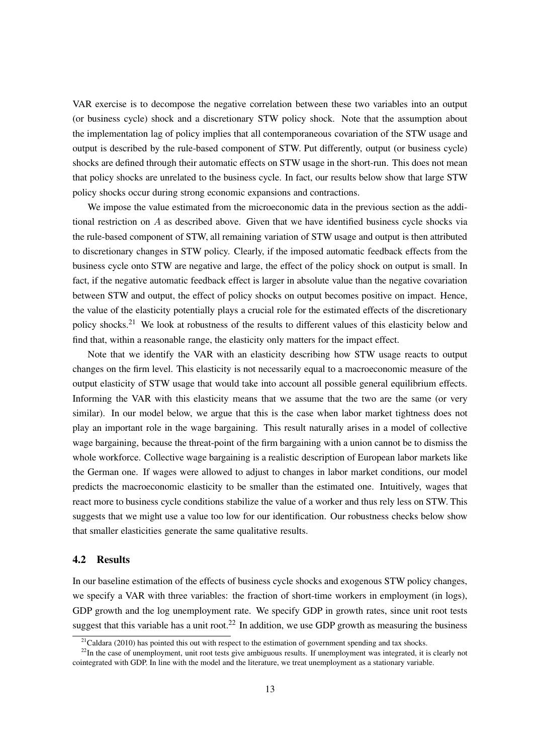VAR exercise is to decompose the negative correlation between these two variables into an output (or business cycle) shock and a discretionary STW policy shock. Note that the assumption about the implementation lag of policy implies that all contemporaneous covariation of the STW usage and output is described by the rule-based component of STW. Put differently, output (or business cycle) shocks are defined through their automatic effects on STW usage in the short-run. This does not mean that policy shocks are unrelated to the business cycle. In fact, our results below show that large STW policy shocks occur during strong economic expansions and contractions.

We impose the value estimated from the microeconomic data in the previous section as the additional restriction on $A$ as described above. Given that we have identified business cycle shocks via the rule-based component of STW, all remaining variation of STW usage and output is then attributed to discretionary changes in STW policy. Clearly, if the imposed automatic feedback effects from the business cycle onto STW are negative and large, the effect of the policy shock on output is small. In fact, if the negative automatic feedback effect is larger in absolute value than the negative covariation between STW and output, the effect of policy shocks on output becomes positive on impact. Hence, the value of the elasticity potentially plays a crucial role for the estimated effects of the discretionary policy shocks.[21] We look at robustness of the results to different values of this elasticity below and find that, within a reasonable range, the elasticity only matters for the impact effect.

Note that we identify the VAR with an elasticity describing how STW usage reacts to output changes on the firm level. This elasticity is not necessarily equal to a macroeconomic measure of the output elasticity of STW usage that would take into account all possible general equilibrium effects. Informing the VAR with this elasticity means that we assume that the two are the same (or very similar). In our model below, we argue that this is the case when labor market tightness does not play an important role in the wage bargaining. This result naturally arises in a model of collective wage bargaining, because the threat-point of the firm bargaining with a union cannot be to dismiss the whole workforce. Collective wage bargaining is a realistic description of European labor markets like the German one. If wages were allowed to adjust to changes in labor market conditions, our model predicts the macroeconomic elasticity to be smaller than the estimated one. Intuitively, wages that react more to business cycle conditions stabilize the value of a worker and thus rely less on STW. This suggests that we might use a value too low for our identification. Our robustness checks below show that smaller elasticities generate the same qualitative results.

### 4.2 Results

In our baseline estimation of the effects of business cycle shocks and exogenous STW policy changes, we specify a VAR with three variables: the fraction of short-time workers in employment (in logs), GDP growth and the log unemployment rate. We specify GDP in growth rates, since unit root tests suggest that this variable has a unit root.[22] In addition, we use GDP growth as measuring the business

[21] Caldara (2010) has pointed this out with respect to the estimation of government spending and tax shocks.

[22] In the case of unemployment, unit root tests give ambiguous results. If unemployment was integrated, it is clearly not cointegrated with GDP. In line with the model and the literature, we treat unemployment as a stationary variable.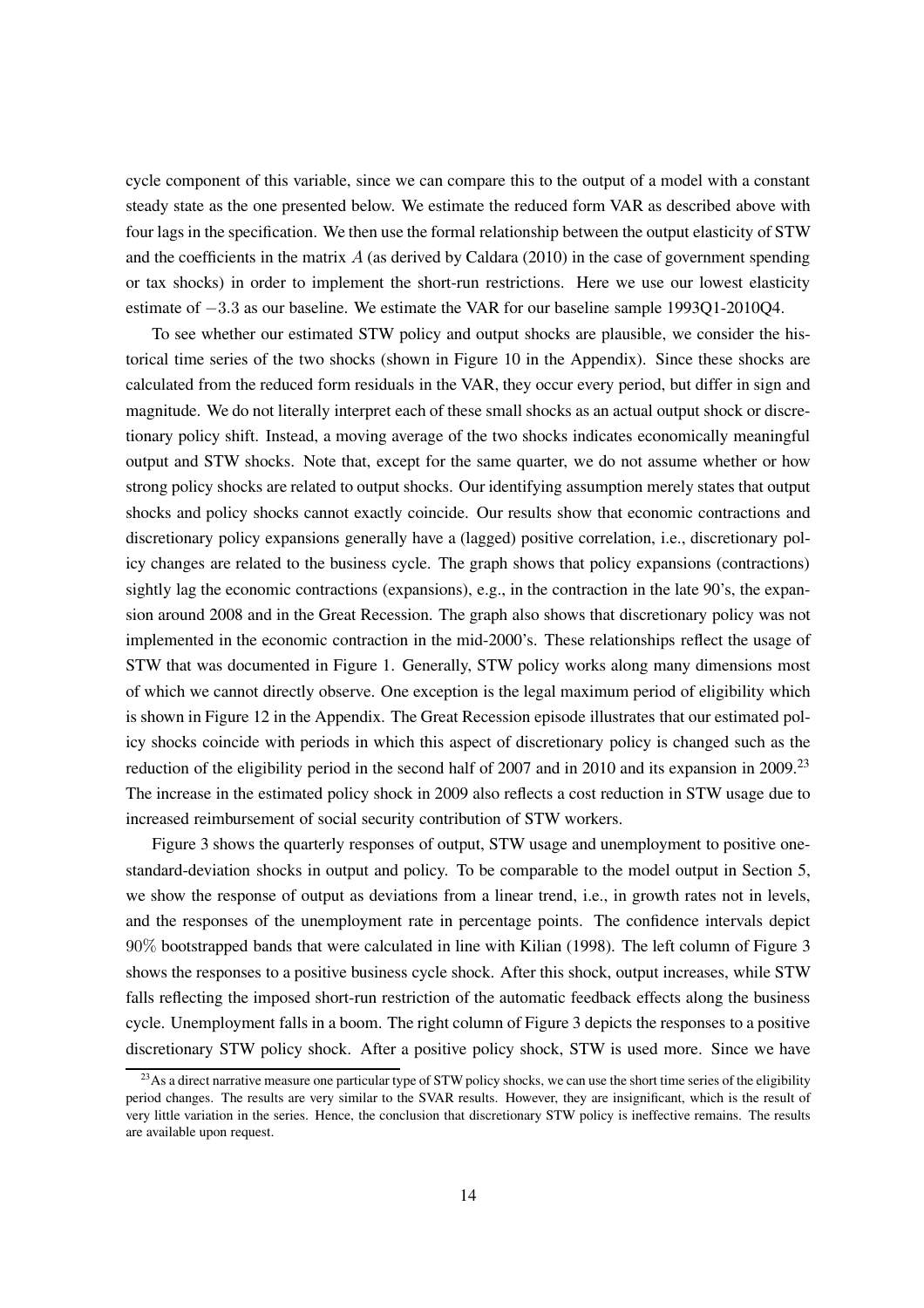cycle component of this variable, since we can compare this to the output of a model with a constant steady state as the one presented below. We estimate the reduced form VAR as described above with four lags in the specification. We then use the formal relationship between the output elasticity of STW and the coefficients in the matrix $A$ (as derived by Caldara (2010) in the case of government spending or tax shocks) in order to implement the short-run restrictions. Here we use our lowest elasticity estimate of $-3.3$ as our baseline. We estimate the VAR for our baseline sample 1993Q1-2010Q4.

To see whether our estimated STW policy and output shocks are plausible, we consider the historical time series of the two shocks (shown in Figure 10 in the Appendix). Since these shocks are calculated from the reduced form residuals in the VAR, they occur every period, but differ in sign and magnitude. We do not literally interpret each of these small shocks as an actual output shock or discretionary policy shift. Instead, a moving average of the two shocks indicates economically meaningful output and STW shocks. Note that, except for the same quarter, we do not assume whether or how strong policy shocks are related to output shocks. Our identifying assumption merely states that output shocks and policy shocks cannot exactly coincide. Our results show that economic contractions and discretionary policy expansions generally have a (lagged) positive correlation, i.e., discretionary policy changes are related to the business cycle. The graph shows that policy expansions (contractions) sightly lag the economic contractions (expansions), e.g., in the contraction in the late 90's, the expansion around 2008 and in the Great Recession. The graph also shows that discretionary policy was not implemented in the economic contraction in the mid-2000's. These relationships reflect the usage of STW that was documented in Figure 1. Generally, STW policy works along many dimensions most of which we cannot directly observe. One exception is the legal maximum period of eligibility which is shown in Figure 12 in the Appendix. The Great Recession episode illustrates that our estimated policy shocks coincide with periods in which this aspect of discretionary policy is changed such as the reduction of the eligibility period in the second half of 2007 and in 2010 and its expansion in 2009.[23] The increase in the estimated policy shock in 2009 also reflects a cost reduction in STW usage due to increased reimbursement of social security contribution of STW workers.

Figure 3 shows the quarterly responses of output, STW usage and unemployment to positive one-standard-deviation shocks in output and policy. To be comparable to the model output in Section 5, we show the response of output as deviations from a linear trend, i.e., in growth rates not in levels, and the responses of the unemployment rate in percentage points. The confidence intervals depict 90% bootstrapped bands that were calculated in line with Kilian (1998). The left column of Figure 3 shows the responses to a positive business cycle shock. After this shock, output increases, while STW falls reflecting the imposed short-run restriction of the automatic feedback effects along the business cycle. Unemployment falls in a boom. The right column of Figure 3 depicts the responses to a positive discretionary STW policy shock. After a positive policy shock, STW is used more. Since we have

[23] As a direct narrative measure one particular type of STW policy shocks, we can use the short time series of the eligibility period changes. The results are very similar to the SVAR results. However, they are insignificant, which is the result of very little variation in the series. Hence, the conclusion that discretionary STW policy is ineffective remains. The results are available upon request.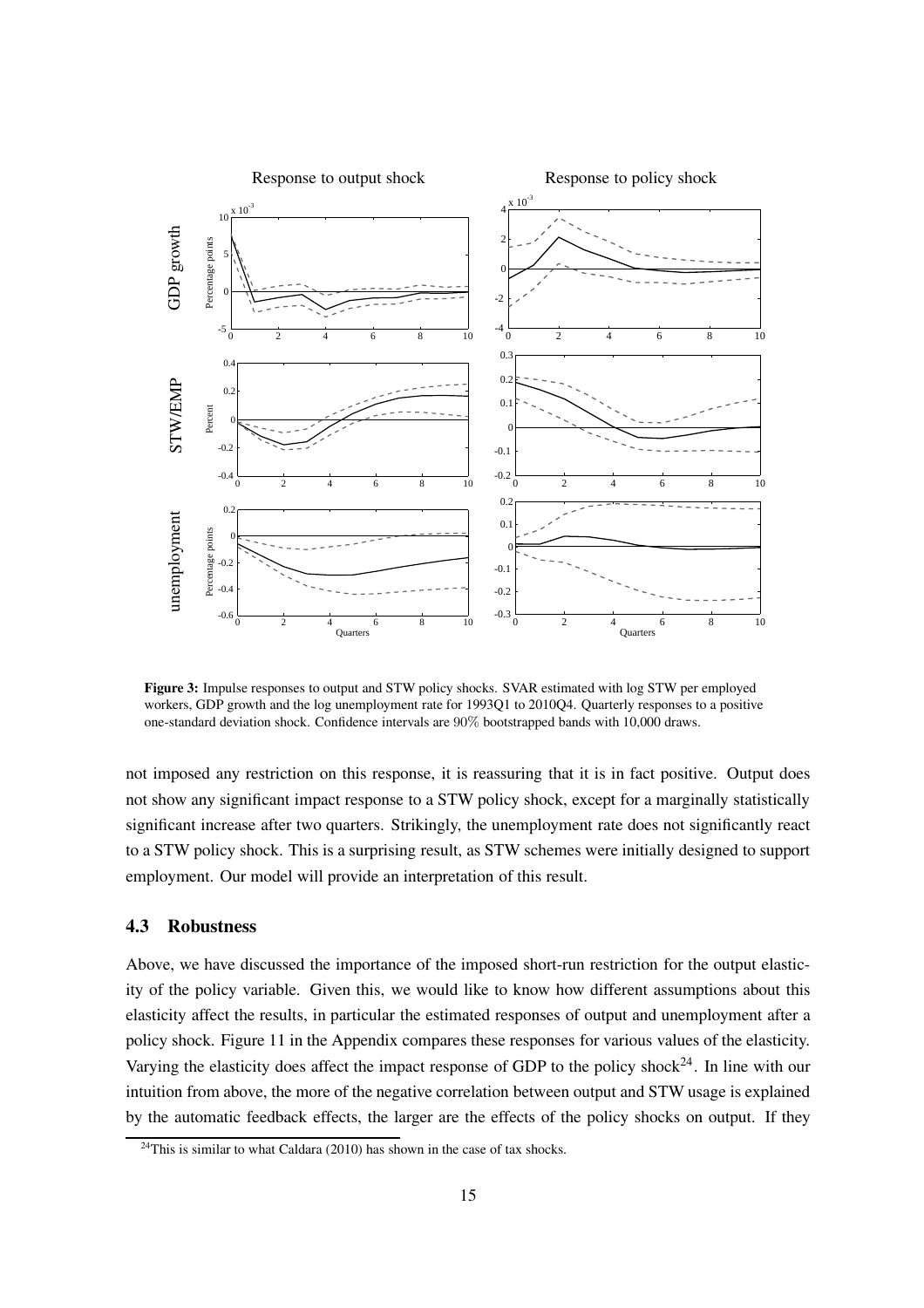**Figure 3:** Impulse responses to output and STW policy shocks. SVAR estimated with log STW per employed workers, GDP growth and the log unemployment rate for 1993Q1 to 2010Q4. Quarterly responses to a positive one-standard deviation shock. Confidence intervals are 90% bootstrapped bands with 10,000 draws.

not imposed any restriction on this response, it is reassuring that it is in fact positive. Output does not show any significant impact response to a STW policy shock, except for a marginally statistically significant increase after two quarters. Strikingly, the unemployment rate does not significantly react to a STW policy shock. This is a surprising result, as STW schemes were initially designed to support employment. Our model will provide an interpretation of this result.

### 4.3 Robustness

Above, we have discussed the importance of the imposed short-run restriction for the output elasticity of the policy variable. Given this, we would like to know how different assumptions about this elasticity affect the results, in particular the estimated responses of output and unemployment after a policy shock. Figure 11 in the Appendix compares these responses for various values of the elasticity. Varying the elasticity does affect the impact response of GDP to the policy shock[24]. In line with our intuition from above, the more of the negative correlation between output and STW usage is explained by the automatic feedback effects, the larger are the effects of the policy shocks on output. If they

[24]This is similar to what Caldara (2010) has shown in the case of tax shocks.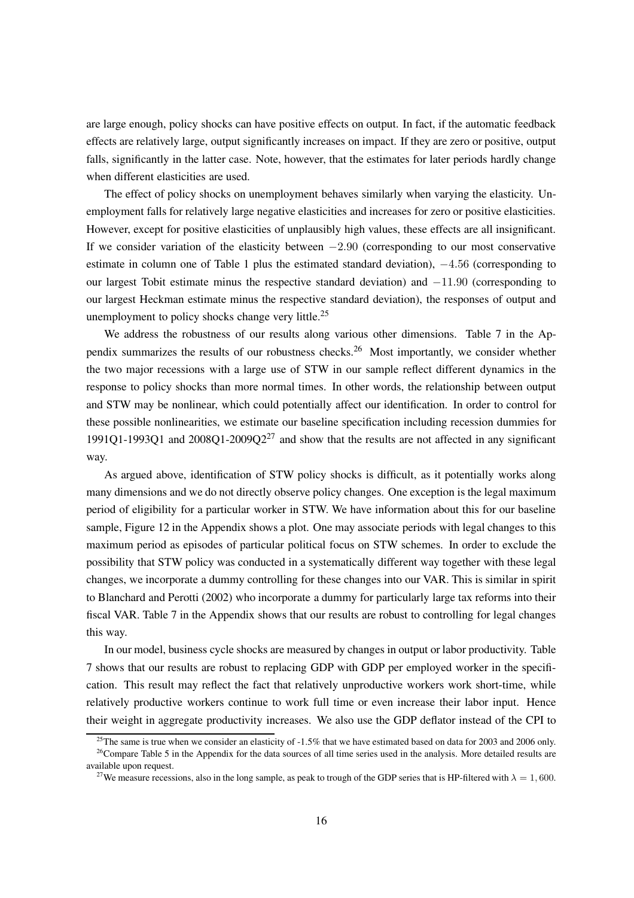are large enough, policy shocks can have positive effects on output. In fact, if the automatic feedback effects are relatively large, output significantly increases on impact. If they are zero or positive, output falls, significantly in the latter case. Note, however, that the estimates for later periods hardly change when different elasticities are used.

The effect of policy shocks on unemployment behaves similarly when varying the elasticity. Unemployment falls for relatively large negative elasticities and increases for zero or positive elasticities. However, except for positive elasticities of unplausibly high values, these effects are all insignificant. If we consider variation of the elasticity between $-2.90$ (corresponding to our most conservative estimate in column one of Table 1 plus the estimated standard deviation), $-4.56$ (corresponding to our largest Tobit estimate minus the respective standard deviation) and $-11.90$ (corresponding to our largest Heckman estimate minus the respective standard deviation), the responses of output and unemployment to policy shocks change very little.[25]

We address the robustness of our results along various other dimensions. Table 7 in the Appendix summarizes the results of our robustness checks.[26] Most importantly, we consider whether the two major recessions with a large use of STW in our sample reflect different dynamics in the response to policy shocks than more normal times. In other words, the relationship between output and STW may be nonlinear, which could potentially affect our identification. In order to control for these possible nonlinearities, we estimate our baseline specification including recession dummies for 1991Q1-1993Q1 and 2008Q1-2009Q2[27] and show that the results are not affected in any significant way.

As argued above, identification of STW policy shocks is difficult, as it potentially works along many dimensions and we do not directly observe policy changes. One exception is the legal maximum period of eligibility for a particular worker in STW. We have information about this for our baseline sample, Figure 12 in the Appendix shows a plot. One may associate periods with legal changes to this maximum period as episodes of particular political focus on STW schemes. In order to exclude the possibility that STW policy was conducted in a systematically different way together with these legal changes, we incorporate a dummy controlling for these changes into our VAR. This is similar in spirit to Blanchard and Perotti (2002) who incorporate a dummy for particularly large tax reforms into their fiscal VAR. Table 7 in the Appendix shows that our results are robust to controlling for legal changes this way.

In our model, business cycle shocks are measured by changes in output or labor productivity. Table 7 shows that our results are robust to replacing GDP with GDP per employed worker in the specification. This result may reflect the fact that relatively unproductive workers work short-time, while relatively productive workers continue to work full time or even increase their labor input. Hence their weight in aggregate productivity increases. We also use the GDP deflator instead of the CPI to

[25]The same is true when we consider an elasticity of -1.5% that we have estimated based on data for 2003 and 2006 only.

[26]Compare Table 5 in the Appendix for the data sources of all time series used in the analysis. More detailed results are available upon request.

[27]We measure recessions, also in the long sample, as peak to trough of the GDP series that is HP-filtered with $\lambda = 1,600$.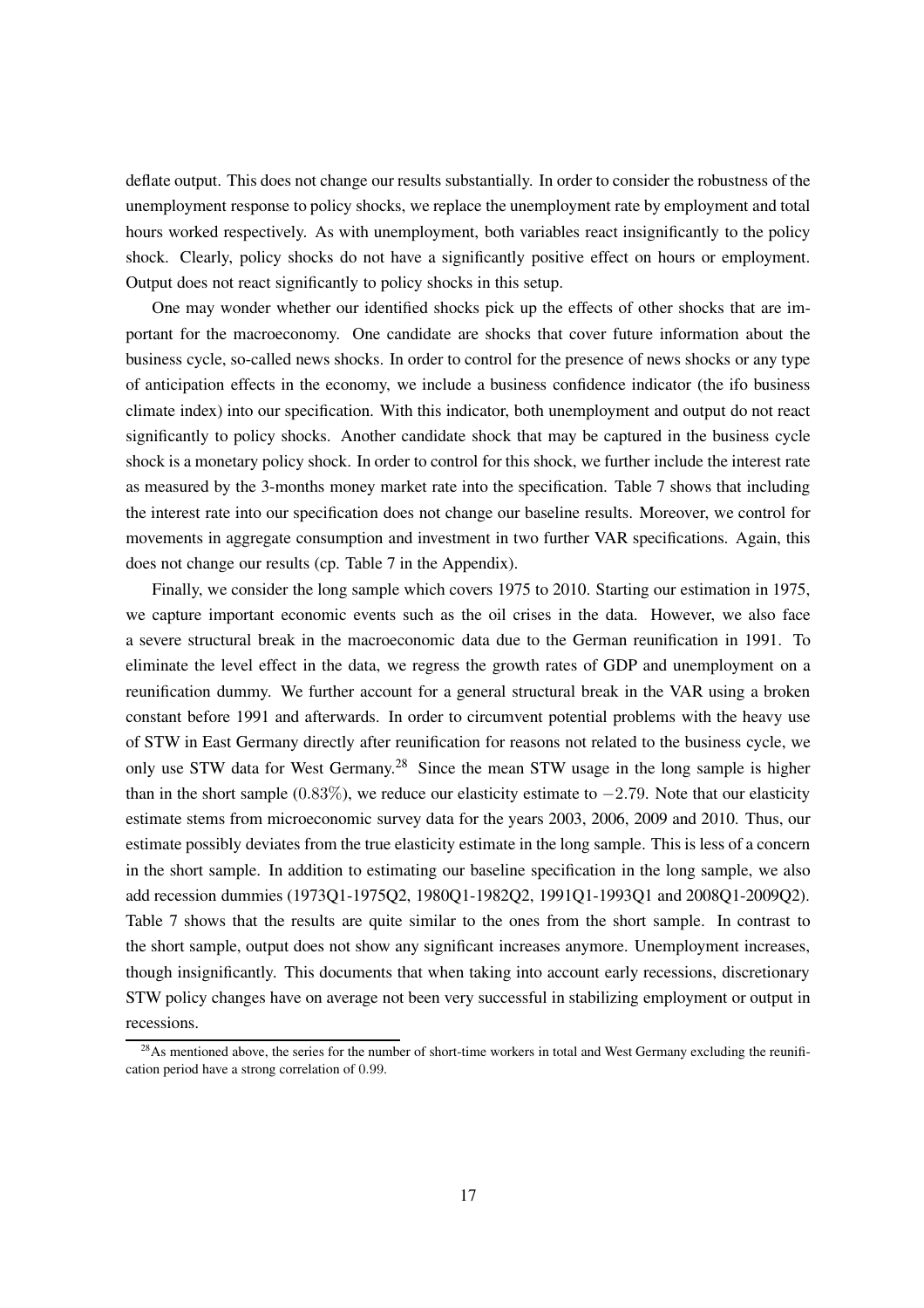deflate output. This does not change our results substantially. In order to consider the robustness of the unemployment response to policy shocks, we replace the unemployment rate by employment and total hours worked respectively. As with unemployment, both variables react insignificantly to the policy shock. Clearly, policy shocks do not have a significantly positive effect on hours or employment. Output does not react significantly to policy shocks in this setup.

One may wonder whether our identified shocks pick up the effects of other shocks that are important for the macroeconomy. One candidate are shocks that cover future information about the business cycle, so-called news shocks. In order to control for the presence of news shocks or any type of anticipation effects in the economy, we include a business confidence indicator (the ifo business climate index) into our specification. With this indicator, both unemployment and output do not react significantly to policy shocks. Another candidate shock that may be captured in the business cycle shock is a monetary policy shock. In order to control for this shock, we further include the interest rate as measured by the 3-months money market rate into the specification. Table 7 shows that including the interest rate into our specification does not change our baseline results. Moreover, we control for movements in aggregate consumption and investment in two further VAR specifications. Again, this does not change our results (cp. Table 7 in the Appendix).

Finally, we consider the long sample which covers 1975 to 2010. Starting our estimation in 1975, we capture important economic events such as the oil crises in the data. However, we also face a severe structural break in the macroeconomic data due to the German reunification in 1991. To eliminate the level effect in the data, we regress the growth rates of GDP and unemployment on a reunification dummy. We further account for a general structural break in the VAR using a broken constant before 1991 and afterwards. In order to circumvent potential problems with the heavy use of STW in East Germany directly after reunification for reasons not related to the business cycle, we only use STW data for West Germany.[28] Since the mean STW usage in the long sample is higher than in the short sample ($0.83\%$), we reduce our elasticity estimate to $-2.79$. Note that our elasticity estimate stems from microeconomic survey data for the years 2003, 2006, 2009 and 2010. Thus, our estimate possibly deviates from the true elasticity estimate in the long sample. This is less of a concern in the short sample. In addition to estimating our baseline specification in the long sample, we also add recession dummies (1973Q1-1975Q2, 1980Q1-1982Q2, 1991Q1-1993Q1 and 2008Q1-2009Q2). Table 7 shows that the results are quite similar to the ones from the short sample. In contrast to the short sample, output does not show any significant increases anymore. Unemployment increases, though insignificantly. This documents that when taking into account early recessions, discretionary STW policy changes have on average not been very successful in stabilizing employment or output in recessions.

[28] As mentioned above, the series for the number of short-time workers in total and West Germany excluding the reunification period have a strong correlation of $0.99$.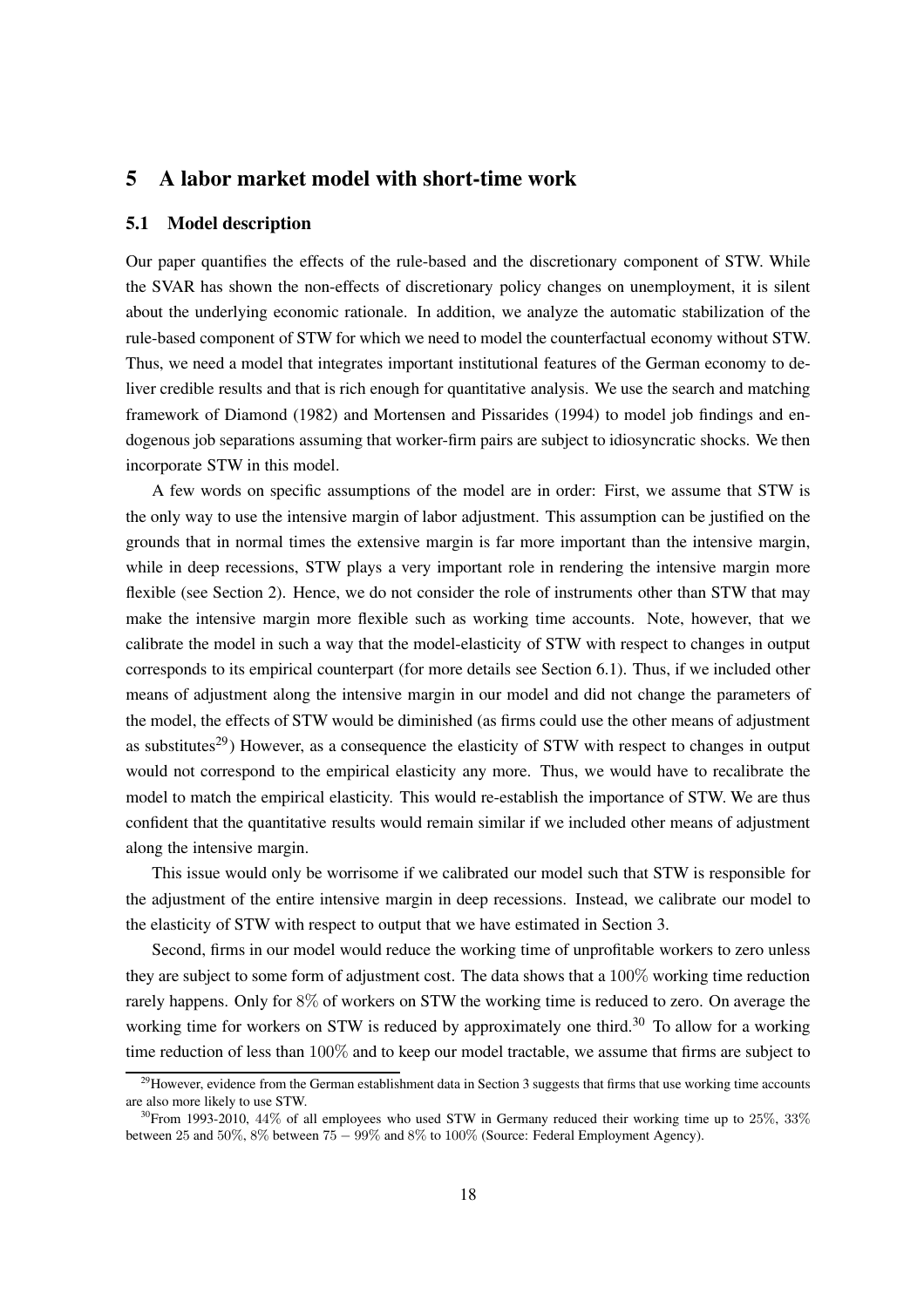## 5 A labor market model with short-time work

### 5.1 Model description

Our paper quantifies the effects of the rule-based and the discretionary component of STW. While the SVAR has shown the non-effects of discretionary policy changes on unemployment, it is silent about the underlying economic rationale. In addition, we analyze the automatic stabilization of the rule-based component of STW for which we need to model the counterfactual economy without STW. Thus, we need a model that integrates important institutional features of the German economy to deliver credible results and that is rich enough for quantitative analysis. We use the search and matching framework of Diamond (1982) and Mortensen and Pissarides (1994) to model job findings and endogenous job separations assuming that worker-firm pairs are subject to idiosyncratic shocks. We then incorporate STW in this model.

A few words on specific assumptions of the model are in order: First, we assume that STW is the only way to use the intensive margin of labor adjustment. This assumption can be justified on the grounds that in normal times the extensive margin is far more important than the intensive margin, while in deep recessions, STW plays a very important role in rendering the intensive margin more flexible (see Section 2). Hence, we do not consider the role of instruments other than STW that may make the intensive margin more flexible such as working time accounts. Note, however, that we calibrate the model in such a way that the model-elasticity of STW with respect to changes in output corresponds to its empirical counterpart (for more details see Section 6.1). Thus, if we included other means of adjustment along the intensive margin in our model and did not change the parameters of the model, the effects of STW would be diminished (as firms could use the other means of adjustment as substitutes[29]) However, as a consequence the elasticity of STW with respect to changes in output would not correspond to the empirical elasticity any more. Thus, we would have to recalibrate the model to match the empirical elasticity. This would re-establish the importance of STW. We are thus confident that the quantitative results would remain similar if we included other means of adjustment along the intensive margin.

This issue would only be worrisome if we calibrated our model such that STW is responsible for the adjustment of the entire intensive margin in deep recessions. Instead, we calibrate our model to the elasticity of STW with respect to output that we have estimated in Section 3.

Second, firms in our model would reduce the working time of unprofitable workers to zero unless they are subject to some form of adjustment cost. The data shows that a $100\%$ working time reduction rarely happens. Only for $8\%$ of workers on STW the working time is reduced to zero. On average the working time for workers on STW is reduced by approximately one third.[30] To allow for a working time reduction of less than $100\%$ and to keep our model tractable, we assume that firms are subject to

[29] However, evidence from the German establishment data in Section 3 suggests that firms that use working time accounts are also more likely to use STW.

[30] From 1993-2010, $44\%$ of all employees who used STW in Germany reduced their working time up to $25\%$, $33\%$ between 25 and $50\%$, $8\%$ between $75 - 99\%$ and $8\%$ to $100\%$ (Source: Federal Employment Agency).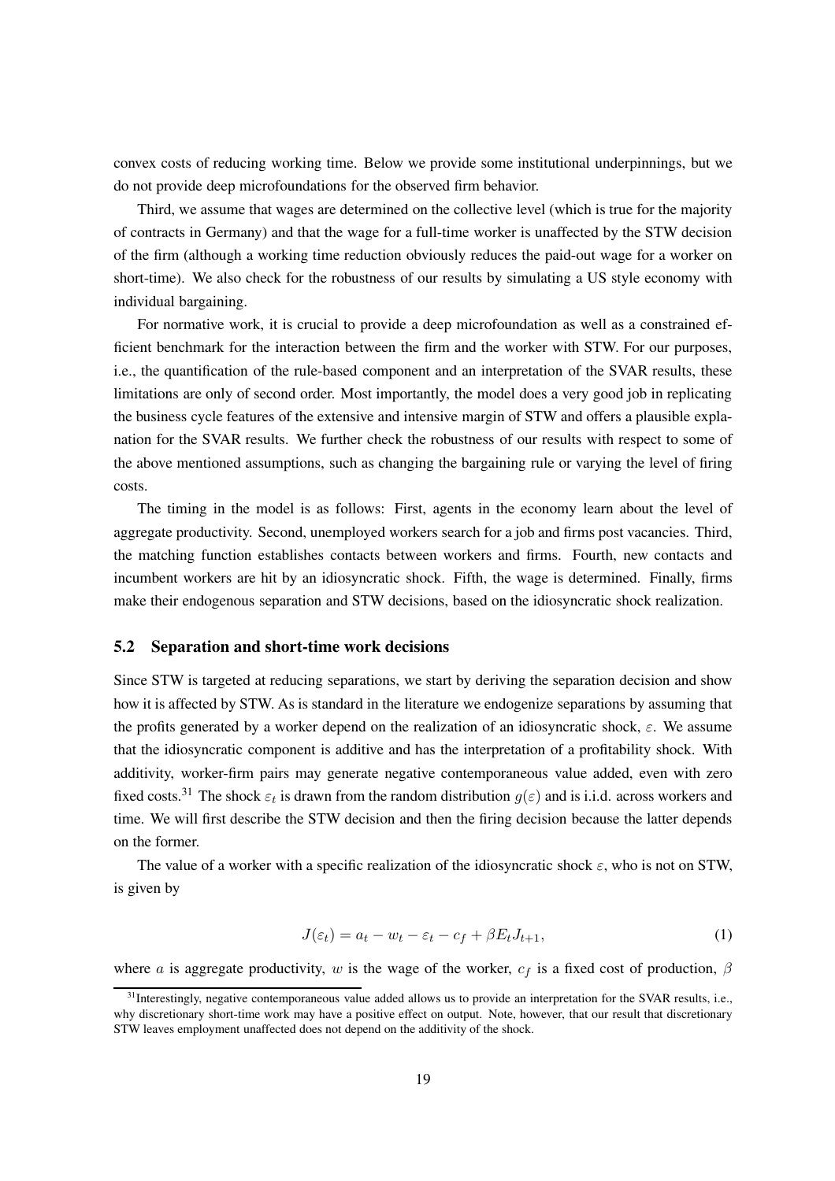convex costs of reducing working time. Below we provide some institutional underpinnings, but we do not provide deep microfoundations for the observed firm behavior.

Third, we assume that wages are determined on the collective level (which is true for the majority of contracts in Germany) and that the wage for a full-time worker is unaffected by the STW decision of the firm (although a working time reduction obviously reduces the paid-out wage for a worker on short-time). We also check for the robustness of our results by simulating a US style economy with individual bargaining.

For normative work, it is crucial to provide a deep microfoundation as well as a constrained efficient benchmark for the interaction between the firm and the worker with STW. For our purposes, i.e., the quantification of the rule-based component and an interpretation of the SVAR results, these limitations are only of second order. Most importantly, the model does a very good job in replicating the business cycle features of the extensive and intensive margin of STW and offers a plausible explanation for the SVAR results. We further check the robustness of our results with respect to some of the above mentioned assumptions, such as changing the bargaining rule or varying the level of firing costs.

The timing in the model is as follows: First, agents in the economy learn about the level of aggregate productivity. Second, unemployed workers search for a job and firms post vacancies. Third, the matching function establishes contacts between workers and firms. Fourth, new contacts and incumbent workers are hit by an idiosyncratic shock. Fifth, the wage is determined. Finally, firms make their endogenous separation and STW decisions, based on the idiosyncratic shock realization.

### 5.2 Separation and short-time work decisions

Since STW is targeted at reducing separations, we start by deriving the separation decision and show how it is affected by STW. As is standard in the literature we endogenize separations by assuming that the profits generated by a worker depend on the realization of an idiosyncratic shock, $\varepsilon$. We assume that the idiosyncratic component is additive and has the interpretation of a profitability shock. With additivity, worker-firm pairs may generate negative contemporaneous value added, even with zero fixed costs.[31] The shock $\varepsilon_t$ is drawn from the random distribution $g(\varepsilon)$ and is i.i.d. across workers and time. We will first describe the STW decision and then the firing decision because the latter depends on the former.

The value of a worker with a specific realization of the idiosyncratic shock $\varepsilon$, who is not on STW, is given by

$$J(\varepsilon_t) = a_t - w_t - \varepsilon_t - c_f + \beta E_t J_{t+1}, \tag{1}$$

where $a$ is aggregate productivity, $w$ is the wage of the worker, $c_f$ is a fixed cost of production, $\beta$

[31] Interestingly, negative contemporaneous value added allows us to provide an interpretation for the SVAR results, i.e., why discretionary short-time work may have a positive effect on output. Note, however, that our result that discretionary STW leaves employment unaffected does not depend on the additivity of the shock.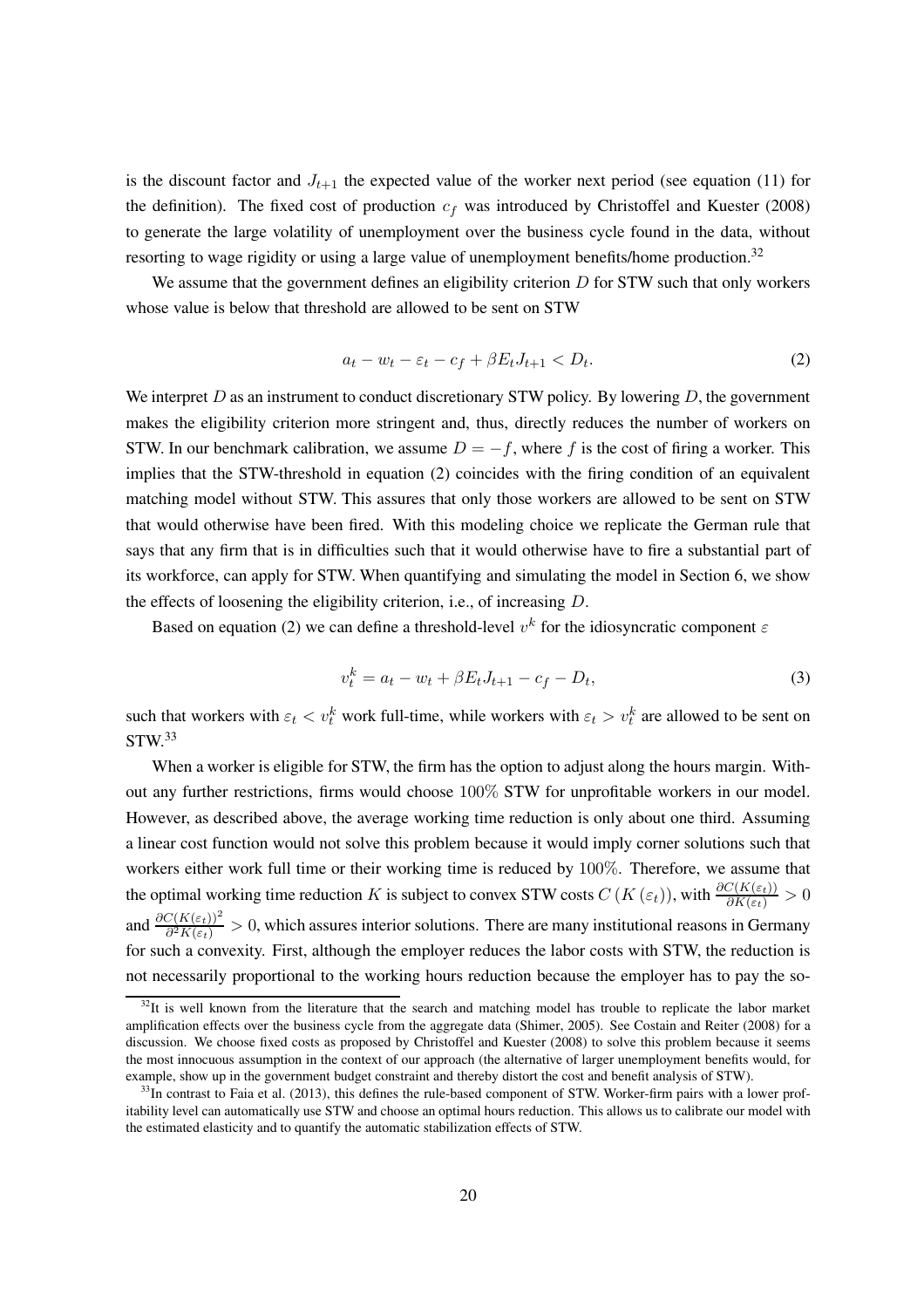is the discount factor and $J_{t+1}$ the expected value of the worker next period (see equation (11) for the definition). The fixed cost of production $c_f$ was introduced by Christoffel and Kuester (2008) to generate the large volatility of unemployment over the business cycle found in the data, without resorting to wage rigidity or using a large value of unemployment benefits/home production.[32]

We assume that the government defines an eligibility criterion $D$ for STW such that only workers whose value is below that threshold are allowed to be sent on STW

$$a_t - w_t - \varepsilon_t - c_f + \beta E_t J_{t+1} < D_t. \tag{2}$$

We interpret $D$ as an instrument to conduct discretionary STW policy. By lowering $D$, the government makes the eligibility criterion more stringent and, thus, directly reduces the number of workers on STW. In our benchmark calibration, we assume $D = -f$, where $f$ is the cost of firing a worker. This implies that the STW-threshold in equation (2) coincides with the firing condition of an equivalent matching model without STW. This assures that only those workers are allowed to be sent on STW that would otherwise have been fired. With this modeling choice we replicate the German rule that says that any firm that is in difficulties such that it would otherwise have to fire a substantial part of its workforce, can apply for STW. When quantifying and simulating the model in Section 6, we show the effects of loosening the eligibility criterion, i.e., of increasing $D$.

Based on equation (2) we can define a threshold-level $v^k$ for the idiosyncratic component $\varepsilon$

$$v_t^k = a_t - w_t + \beta E_t J_{t+1} - c_f - D_t, \tag{3}$$

such that workers with $\varepsilon_t < v_t^k$ work full-time, while workers with $\varepsilon_t > v_t^k$ are allowed to be sent on STW.[33]

When a worker is eligible for STW, the firm has the option to adjust along the hours margin. Without any further restrictions, firms would choose 100% STW for unprofitable workers in our model. However, as described above, the average working time reduction is only about one third. Assuming a linear cost function would not solve this problem because it would imply corner solutions such that workers either work full time or their working time is reduced by 100%. Therefore, we assume that the optimal working time reduction $K$ is subject to convex STW costs $C(K(\varepsilon_t))$, with $\frac{\partial C(K(\varepsilon_t))}{\partial K(\varepsilon_t)} > 0$ and $\frac{\partial C(K(\varepsilon_t))^2}{\partial^2 K(\varepsilon_t)} > 0$, which assures interior solutions. There are many institutional reasons in Germany for such a convexity. First, although the employer reduces the labor costs with STW, the reduction is not necessarily proportional to the working hours reduction because the employer has to pay the so-

[32] It is well known from the literature that the search and matching model has trouble to replicate the labor market amplification effects over the business cycle from the aggregate data (Shimer, 2005). See Costain and Reiter (2008) for a discussion. We choose fixed costs as proposed by Christoffel and Kuester (2008) to solve this problem because it seems the most innocuous assumption in the context of our approach (the alternative of larger unemployment benefits would, for example, show up in the government budget constraint and thereby distort the cost and benefit analysis of STW).

[33] In contrast to Faia et al. (2013), this defines the rule-based component of STW. Worker-firm pairs with a lower profitability level can automatically use STW and choose an optimal hours reduction. This allows us to calibrate our model with the estimated elasticity and to quantify the automatic stabilization effects of STW.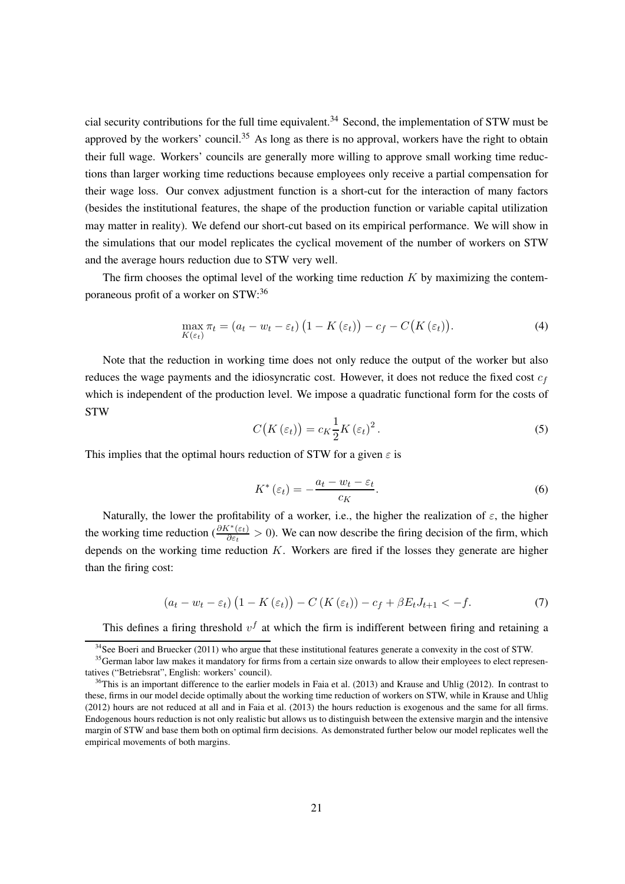cial security contributions for the full time equivalent.[34] Second, the implementation of STW must be approved by the workers' council.[35] As long as there is no approval, workers have the right to obtain their full wage. Workers' councils are generally more willing to approve small working time reductions than larger working time reductions because employees only receive a partial compensation for their wage loss. Our convex adjustment function is a short-cut for the interaction of many factors (besides the institutional features, the shape of the production function or variable capital utilization may matter in reality). We defend our short-cut based on its empirical performance. We will show in the simulations that our model replicates the cyclical movement of the number of workers on STW and the average hours reduction due to STW very well.

The firm chooses the optimal level of the working time reduction $K$ by maximizing the contemporaneous profit of a worker on STW:[36]

$$\max_{K(\varepsilon_t)} \pi_t = (a_t - w_t - \varepsilon_t)\left(1 - K(\varepsilon_t)\right) - c_f - C\big(K(\varepsilon_t)\big). \tag{4}$$

Note that the reduction in working time does not only reduce the output of the worker but also reduces the wage payments and the idiosyncratic cost. However, it does not reduce the fixed cost $c_f$ which is independent of the production level. We impose a quadratic functional form for the costs of STW

$$C\big(K(\varepsilon_t)\big) = c_K \frac{1}{2} K(\varepsilon_t)^2. \tag{5}$$

This implies that the optimal hours reduction of STW for a given $\varepsilon$ is

$$K^*(\varepsilon_t) = -\frac{a_t - w_t - \varepsilon_t}{c_K}. \tag{6}$$

Naturally, the lower the profitability of a worker, i.e., the higher the realization of $\varepsilon$, the higher the working time reduction ($\frac{\partial K^*(\varepsilon_t)}{\partial \varepsilon_t} > 0$). We can now describe the firing decision of the firm, which depends on the working time reduction $K$. Workers are fired if the losses they generate are higher than the firing cost:

$$(a_t - w_t - \varepsilon_t)\left(1 - K(\varepsilon_t)\right) - C\left(K(\varepsilon_t)\right) - c_f + \beta E_t J_{t+1} < -f. \tag{7}$$

This defines a firing threshold $v^f$ at which the firm is indifferent between firing and retaining a

[34] See Boeri and Bruecker (2011) who argue that these institutional features generate a convexity in the cost of STW.

[35] German labor law makes it mandatory for firms from a certain size onwards to allow their employees to elect representatives ("Betriebsrat", English: workers' council).

[36] This is an important difference to the earlier models in Faia et al. (2013) and Krause and Uhlig (2012). In contrast to these, firms in our model decide optimally about the working time reduction of workers on STW, while in Krause and Uhlig (2012) hours are not reduced at all and in Faia et al. (2013) the hours reduction is exogenous and the same for all firms. Endogenous hours reduction is not only realistic but allows us to distinguish between the extensive margin and the intensive margin of STW and base them both on optimal firm decisions. As demonstrated further below our model replicates well the empirical movements of both margins.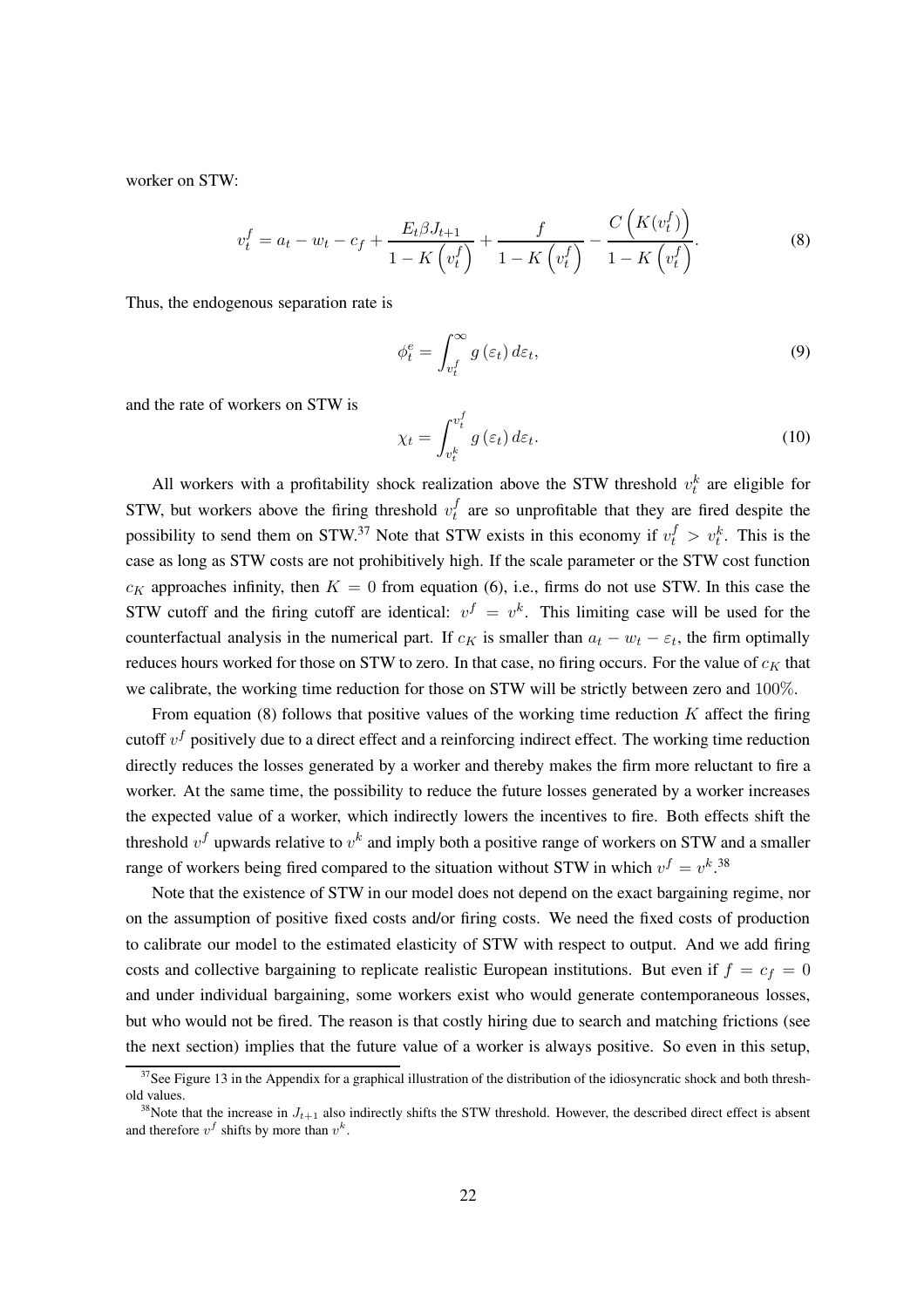worker on STW:

$$v_t^f = a_t - w_t - c_f + \frac{E_t \beta J_{t+1}}{1 - K\left(v_t^f\right)} + \frac{f}{1 - K\left(v_t^f\right)} - \frac{C\left(K(v_t^f)\right)}{1 - K\left(v_t^f\right)}. \tag{8}$$

Thus, the endogenous separation rate is

$$\phi_t^e = \int_{v_t^f}^{\infty} g\left(\varepsilon_t\right) d\varepsilon_t, \tag{9}$$

and the rate of workers on STW is

$$\chi_t = \int_{v_t^k}^{v_t^f} g\left(\varepsilon_t\right) d\varepsilon_t. \tag{10}$$

All workers with a profitability shock realization above the STW threshold $v_t^k$ are eligible for STW, but workers above the firing threshold $v_t^f$ are so unprofitable that they are fired despite the possibility to send them on STW.[37] Note that STW exists in this economy if $v_t^f > v_t^k$. This is the case as long as STW costs are not prohibitively high. If the scale parameter or the STW cost function $c_K$ approaches infinity, then $K = 0$ from equation (6), i.e., firms do not use STW. In this case the STW cutoff and the firing cutoff are identical: $v^f = v^k$. This limiting case will be used for the counterfactual analysis in the numerical part. If $c_K$ is smaller than $a_t - w_t - \varepsilon_t$, the firm optimally reduces hours worked for those on STW to zero. In that case, no firing occurs. For the value of $c_K$ that we calibrate, the working time reduction for those on STW will be strictly between zero and $100\%$.

From equation (8) follows that positive values of the working time reduction $K$ affect the firing cutoff $v^f$ positively due to a direct effect and a reinforcing indirect effect. The working time reduction directly reduces the losses generated by a worker and thereby makes the firm more reluctant to fire a worker. At the same time, the possibility to reduce the future losses generated by a worker increases the expected value of a worker, which indirectly lowers the incentives to fire. Both effects shift the threshold $v^f$ upwards relative to $v^k$ and imply both a positive range of workers on STW and a smaller range of workers being fired compared to the situation without STW in which $v^f = v^k$.[38]

Note that the existence of STW in our model does not depend on the exact bargaining regime, nor on the assumption of positive fixed costs and/or firing costs. We need the fixed costs of production to calibrate our model to the estimated elasticity of STW with respect to output. And we add firing costs and collective bargaining to replicate realistic European institutions. But even if $f = c_f = 0$ and under individual bargaining, some workers exist who would generate contemporaneous losses, but who would not be fired. The reason is that costly hiring due to search and matching frictions (see the next section) implies that the future value of a worker is always positive. So even in this setup,

[37] See Figure 13 in the Appendix for a graphical illustration of the distribution of the idiosyncratic shock and both threshold values.

[38] Note that the increase in $J_{t+1}$ also indirectly shifts the STW threshold. However, the described direct effect is absent and therefore $v^f$ shifts by more than $v^k$.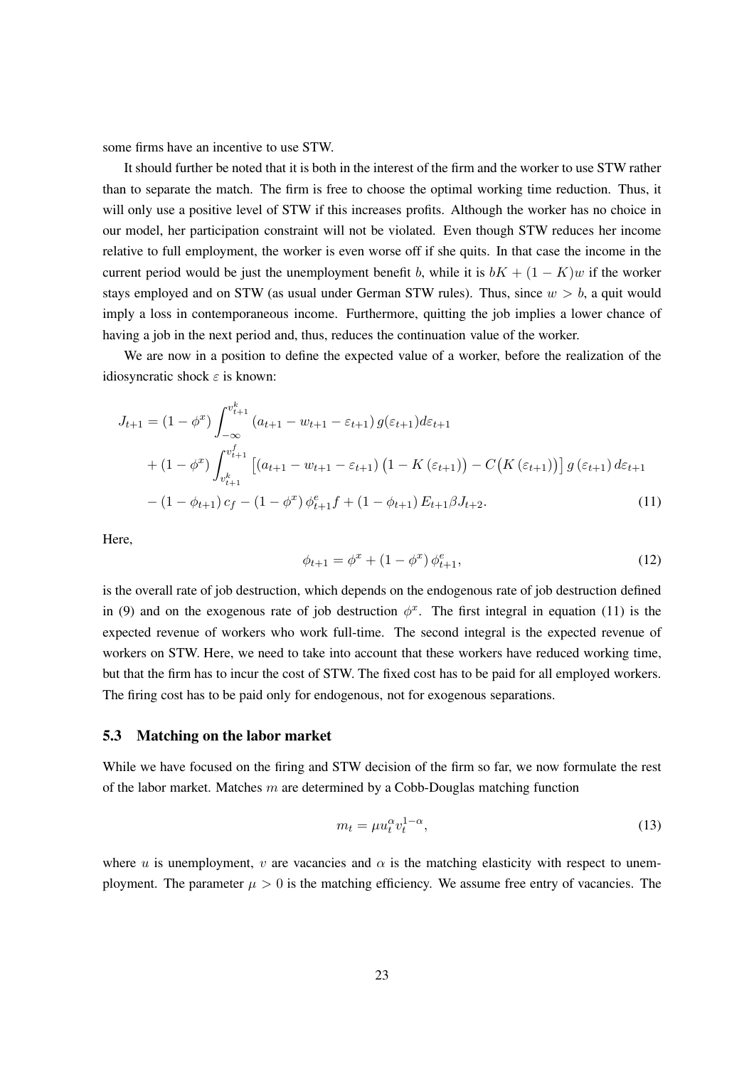some firms have an incentive to use STW.

It should further be noted that it is both in the interest of the firm and the worker to use STW rather than to separate the match. The firm is free to choose the optimal working time reduction. Thus, it will only use a positive level of STW if this increases profits. Although the worker has no choice in our model, her participation constraint will not be violated. Even though STW reduces her income relative to full employment, the worker is even worse off if she quits. In that case the income in the current period would be just the unemployment benefit $b$, while it is $bK + (1 - K)w$ if the worker stays employed and on STW (as usual under German STW rules). Thus, since $w > b$, a quit would imply a loss in contemporaneous income. Furthermore, quitting the job implies a lower chance of having a job in the next period and, thus, reduces the continuation value of the worker.

We are now in a position to define the expected value of a worker, before the realization of the idiosyncratic shock $\varepsilon$ is known:

$$
\begin{aligned}
J_{t+1} = & \left(1 - \phi^x\right) \int_{-\infty}^{v_{t+1}^k} \left(a_{t+1} - w_{t+1} - \varepsilon_{t+1}\right) g(\varepsilon_{t+1}) d\varepsilon_{t+1} \\
& + \left(1 - \phi^x\right) \int_{v_{t+1}^k}^{v_{t+1}^f} \left[\left(a_{t+1} - w_{t+1} - \varepsilon_{t+1}\right)\left(1 - K\left(\varepsilon_{t+1}\right)\right) - C\big(K\left(\varepsilon_{t+1}\right)\big)\right] g\left(\varepsilon_{t+1}\right) d\varepsilon_{t+1} \\
& - \left(1 - \phi_{t+1}\right) c_f - \left(1 - \phi^x\right) \phi_{t+1}^e f + \left(1 - \phi_{t+1}\right) E_{t+1} \beta J_{t+2}.
\end{aligned} \tag{11}
$$

Here,

$$
\phi_{t+1} = \phi^x + \left(1 - \phi^x\right) \phi_{t+1}^e, \tag{12}
$$

is the overall rate of job destruction, which depends on the endogenous rate of job destruction defined in (9) and on the exogenous rate of job destruction $\phi^x$. The first integral in equation (11) is the expected revenue of workers who work full-time. The second integral is the expected revenue of workers on STW. Here, we need to take into account that these workers have reduced working time, but that the firm has to incur the cost of STW. The fixed cost has to be paid for all employed workers. The firing cost has to be paid only for endogenous, not for exogenous separations.

## 5.3 Matching on the labor market

While we have focused on the firing and STW decision of the firm so far, we now formulate the rest of the labor market. Matches $m$ are determined by a Cobb-Douglas matching function

$$
m_t = \mu u_t^{\alpha} v_t^{1-\alpha}, \tag{13}
$$

where $u$ is unemployment, $v$ are vacancies and $\alpha$ is the matching elasticity with respect to unemployment. The parameter $\mu > 0$ is the matching efficiency. We assume free entry of vacancies. The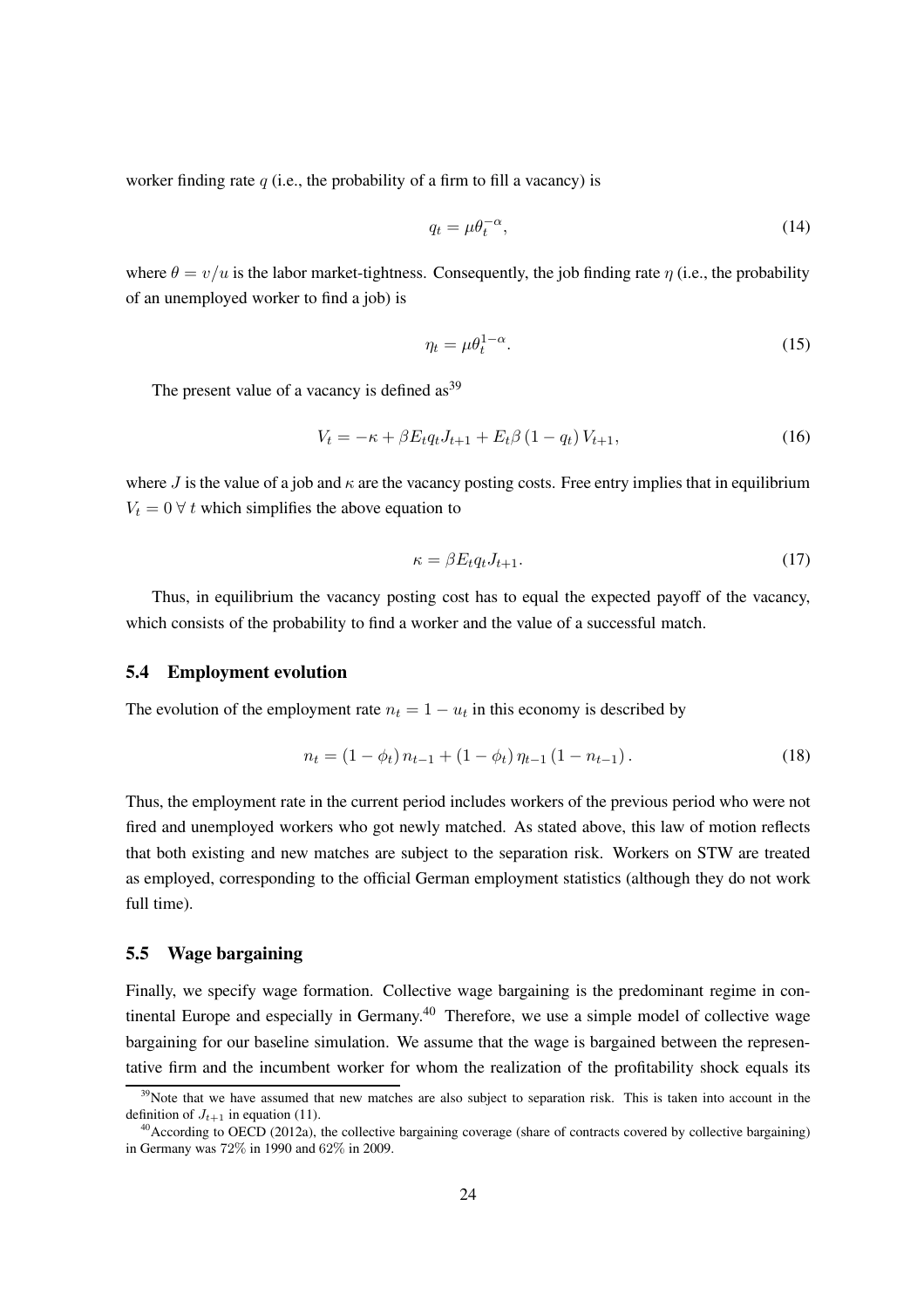worker finding rate $q$ (i.e., the probability of a firm to fill a vacancy) is

$$q_t = \mu \theta_t^{-\alpha}, \tag{14}$$

where $\theta = v/u$ is the labor market-tightness. Consequently, the job finding rate $\eta$ (i.e., the probability of an unemployed worker to find a job) is

$$\eta_t = \mu \theta_t^{1-\alpha}. \tag{15}$$

The present value of a vacancy is defined as[39]

$$V_t = -\kappa + \beta E_t q_t J_{t+1} + E_t \beta \left(1 - q_t\right) V_{t+1}, \tag{16}$$

where $J$ is the value of a job and $\kappa$ are the vacancy posting costs. Free entry implies that in equilibrium $V_t = 0 \; \forall \; t$ which simplifies the above equation to

$$\kappa = \beta E_t q_t J_{t+1}. \tag{17}$$

Thus, in equilibrium the vacancy posting cost has to equal the expected payoff of the vacancy, which consists of the probability to find a worker and the value of a successful match.

### 5.4 Employment evolution

The evolution of the employment rate $n_t = 1 - u_t$ in this economy is described by

$$n_t = \left(1 - \phi_t\right) n_{t-1} + \left(1 - \phi_t\right) \eta_{t-1} \left(1 - n_{t-1}\right). \tag{18}$$

Thus, the employment rate in the current period includes workers of the previous period who were not fired and unemployed workers who got newly matched. As stated above, this law of motion reflects that both existing and new matches are subject to the separation risk. Workers on STW are treated as employed, corresponding to the official German employment statistics (although they do not work full time).

### 5.5 Wage bargaining

Finally, we specify wage formation. Collective wage bargaining is the predominant regime in continental Europe and especially in Germany.[40] Therefore, we use a simple model of collective wage bargaining for our baseline simulation. We assume that the wage is bargained between the representative firm and the incumbent worker for whom the realization of the profitability shock equals its

---

[39] Note that we have assumed that new matches are also subject to separation risk. This is taken into account in the definition of $J_{t+1}$ in equation (11).

[40] According to OECD (2012a), the collective bargaining coverage (share of contracts covered by collective bargaining) in Germany was 72% in 1990 and 62% in 2009.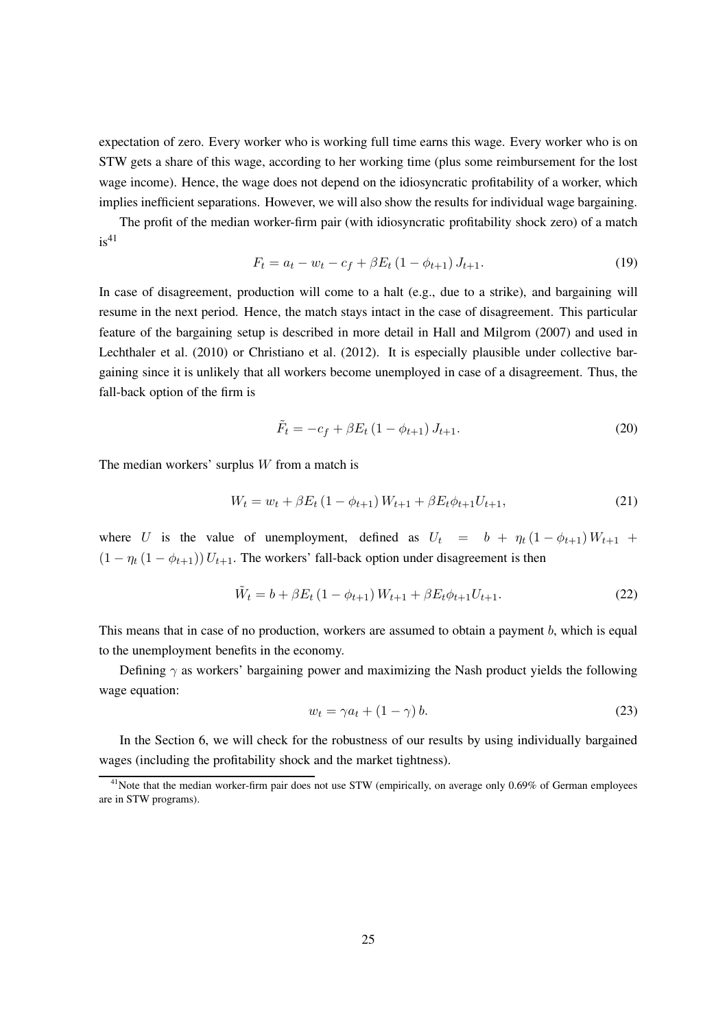expectation of zero. Every worker who is working full time earns this wage. Every worker who is on STW gets a share of this wage, according to her working time (plus some reimbursement for the lost wage income). Hence, the wage does not depend on the idiosyncratic profitability of a worker, which implies inefficient separations. However, we will also show the results for individual wage bargaining.

The profit of the median worker-firm pair (with idiosyncratic profitability shock zero) of a match is[41]

$$F_t = a_t - w_t - c_f + \beta E_t \left(1 - \phi_{t+1}\right) J_{t+1}. \tag{19}$$

In case of disagreement, production will come to a halt (e.g., due to a strike), and bargaining will resume in the next period. Hence, the match stays intact in the case of disagreement. This particular feature of the bargaining setup is described in more detail in Hall and Milgrom (2007) and used in Lechthaler et al. (2010) or Christiano et al. (2012). It is especially plausible under collective bargaining since it is unlikely that all workers become unemployed in case of a disagreement. Thus, the fall-back option of the firm is

$$\tilde{F}_t = -c_f + \beta E_t \left(1 - \phi_{t+1}\right) J_{t+1}. \tag{20}$$

The median workers' surplus $W$ from a match is

$$W_t = w_t + \beta E_t \left(1 - \phi_{t+1}\right) W_{t+1} + \beta E_t \phi_{t+1} U_{t+1}, \tag{21}$$

where $U$ is the value of unemployment, defined as $U_t = b + \eta_t \left(1 - \phi_{t+1}\right) W_{t+1} + \left(1 - \eta_t \left(1 - \phi_{t+1}\right)\right) U_{t+1}$. The workers' fall-back option under disagreement is then

$$\tilde{W}_t = b + \beta E_t \left(1 - \phi_{t+1}\right) W_{t+1} + \beta E_t \phi_{t+1} U_{t+1}. \tag{22}$$

This means that in case of no production, workers are assumed to obtain a payment $b$, which is equal to the unemployment benefits in the economy.

Defining $\gamma$ as workers' bargaining power and maximizing the Nash product yields the following wage equation:

$$w_t = \gamma a_t + \left(1 - \gamma\right) b. \tag{23}$$

In the Section 6, we will check for the robustness of our results by using individually bargained wages (including the profitability shock and the market tightness).

[41] Note that the median worker-firm pair does not use STW (empirically, on average only 0.69% of German employees are in STW programs).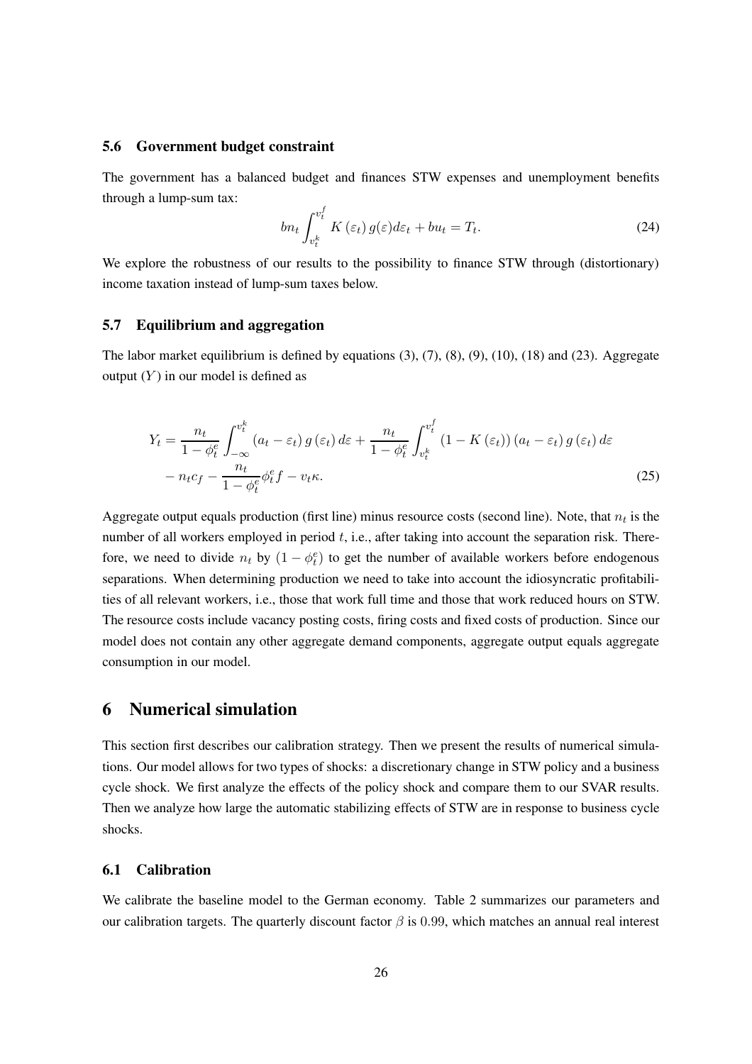### 5.6 Government budget constraint

The government has a balanced budget and finances STW expenses and unemployment benefits through a lump-sum tax:

$$bn_t \int_{v_t^k}^{v_t^f} K(\varepsilon_t) g(\varepsilon) d\varepsilon_t + bu_t = T_t. \tag{24}$$

We explore the robustness of our results to the possibility to finance STW through (distortionary) income taxation instead of lump-sum taxes below.

### 5.7 Equilibrium and aggregation

The labor market equilibrium is defined by equations (3), (7), (8), (9), (10), (18) and (23). Aggregate output ($Y$) in our model is defined as

$$\begin{aligned} Y_t = {} & \frac{n_t}{1-\phi_t^e} \int_{-\infty}^{v_t^k} (a_t - \varepsilon_t) g(\varepsilon_t) d\varepsilon + \frac{n_t}{1-\phi_t^e} \int_{v_t^k}^{v_t^f} (1 - K(\varepsilon_t)) (a_t - \varepsilon_t) g(\varepsilon_t) d\varepsilon \\ & - n_t c_f - \frac{n_t}{1-\phi_t^e} \phi_t^e f - v_t \kappa. \end{aligned} \tag{25}$$

Aggregate output equals production (first line) minus resource costs (second line). Note, that $n_t$ is the number of all workers employed in period $t$, i.e., after taking into account the separation risk. Therefore, we need to divide $n_t$ by $(1 - \phi_t^e)$ to get the number of available workers before endogenous separations. When determining production we need to take into account the idiosyncratic profitabilities of all relevant workers, i.e., those that work full time and those that work reduced hours on STW. The resource costs include vacancy posting costs, firing costs and fixed costs of production. Since our model does not contain any other aggregate demand components, aggregate output equals aggregate consumption in our model.

## 6 Numerical simulation

This section first describes our calibration strategy. Then we present the results of numerical simulations. Our model allows for two types of shocks: a discretionary change in STW policy and a business cycle shock. We first analyze the effects of the policy shock and compare them to our SVAR results. Then we analyze how large the automatic stabilizing effects of STW are in response to business cycle shocks.

### 6.1 Calibration

We calibrate the baseline model to the German economy. Table 2 summarizes our parameters and our calibration targets. The quarterly discount factor $\beta$ is 0.99, which matches an annual real interest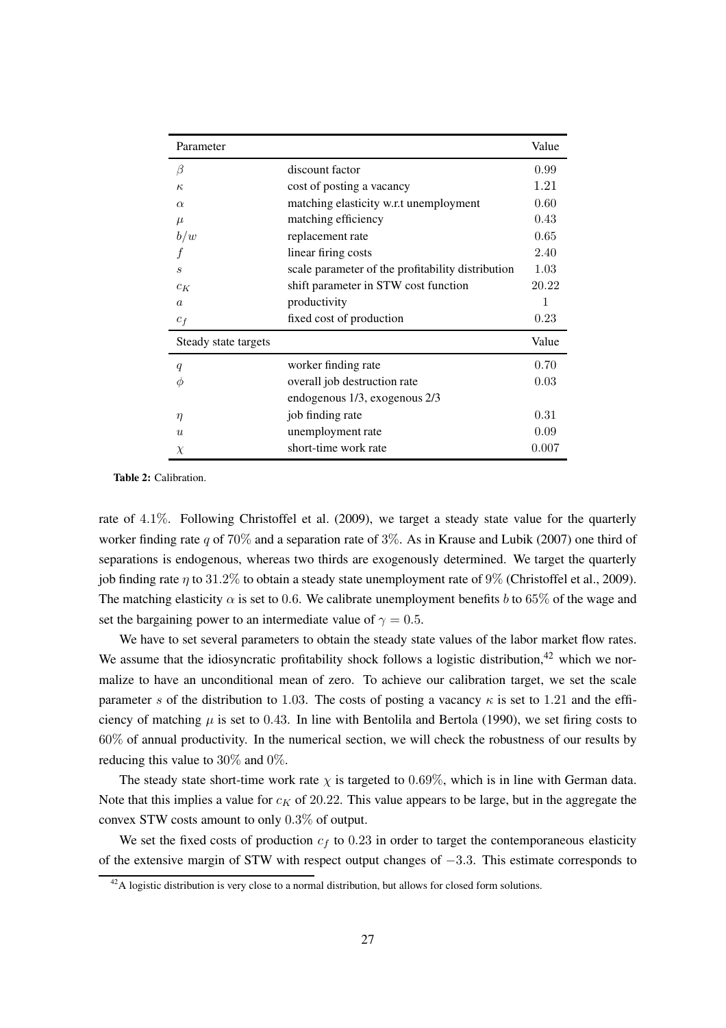| Parameter | | Value |
|---|---|---|
| $\beta$ | discount factor | 0.99 |
| $\kappa$ | cost of posting a vacancy | 1.21 |
| $\alpha$ | matching elasticity w.r.t unemployment | 0.60 |
| $\mu$ | matching efficiency | 0.43 |
| $b/w$ | replacement rate | 0.65 |
| $f$ | linear firing costs | 2.40 |
| $s$ | scale parameter of the profitability distribution | 1.03 |
| $c_K$ | shift parameter in STW cost function | 20.22 |
| $a$ | productivity | 1 |
| $c_f$ | fixed cost of production | 0.23 |
| **Steady state targets** | | **Value** |
| $q$ | worker finding rate | 0.70 |
| $\phi$ | overall job destruction rate | 0.03 |
| | endogenous 1/3, exogenous 2/3 | |
| $\eta$ | job finding rate | 0.31 |
| $u$ | unemployment rate | 0.09 |
| $\chi$ | short-time work rate | 0.007 |

**Table 2:** Calibration.

rate of 4.1%. Following Christoffel et al. (2009), we target a steady state value for the quarterly worker finding rate $q$ of 70% and a separation rate of 3%. As in Krause and Lubik (2007) one third of separations is endogenous, whereas two thirds are exogenously determined. We target the quarterly job finding rate $\eta$ to 31.2% to obtain a steady state unemployment rate of 9% (Christoffel et al., 2009). The matching elasticity $\alpha$ is set to 0.6. We calibrate unemployment benefits $b$ to 65% of the wage and set the bargaining power to an intermediate value of $\gamma = 0.5$.

We have to set several parameters to obtain the steady state values of the labor market flow rates. We assume that the idiosyncratic profitability shock follows a logistic distribution,[42] which we normalize to have an unconditional mean of zero. To achieve our calibration target, we set the scale parameter $s$ of the distribution to 1.03. The costs of posting a vacancy $\kappa$ is set to 1.21 and the efficiency of matching $\mu$ is set to 0.43. In line with Bentolila and Bertola (1990), we set firing costs to 60% of annual productivity. In the numerical section, we will check the robustness of our results by reducing this value to 30% and 0%.

The steady state short-time work rate $\chi$ is targeted to 0.69%, which is in line with German data. Note that this implies a value for $c_K$ of 20.22. This value appears to be large, but in the aggregate the convex STW costs amount to only 0.3% of output.

We set the fixed costs of production $c_f$ to 0.23 in order to target the contemporaneous elasticity of the extensive margin of STW with respect output changes of $-3.3$. This estimate corresponds to

[42] A logistic distribution is very close to a normal distribution, but allows for closed form solutions.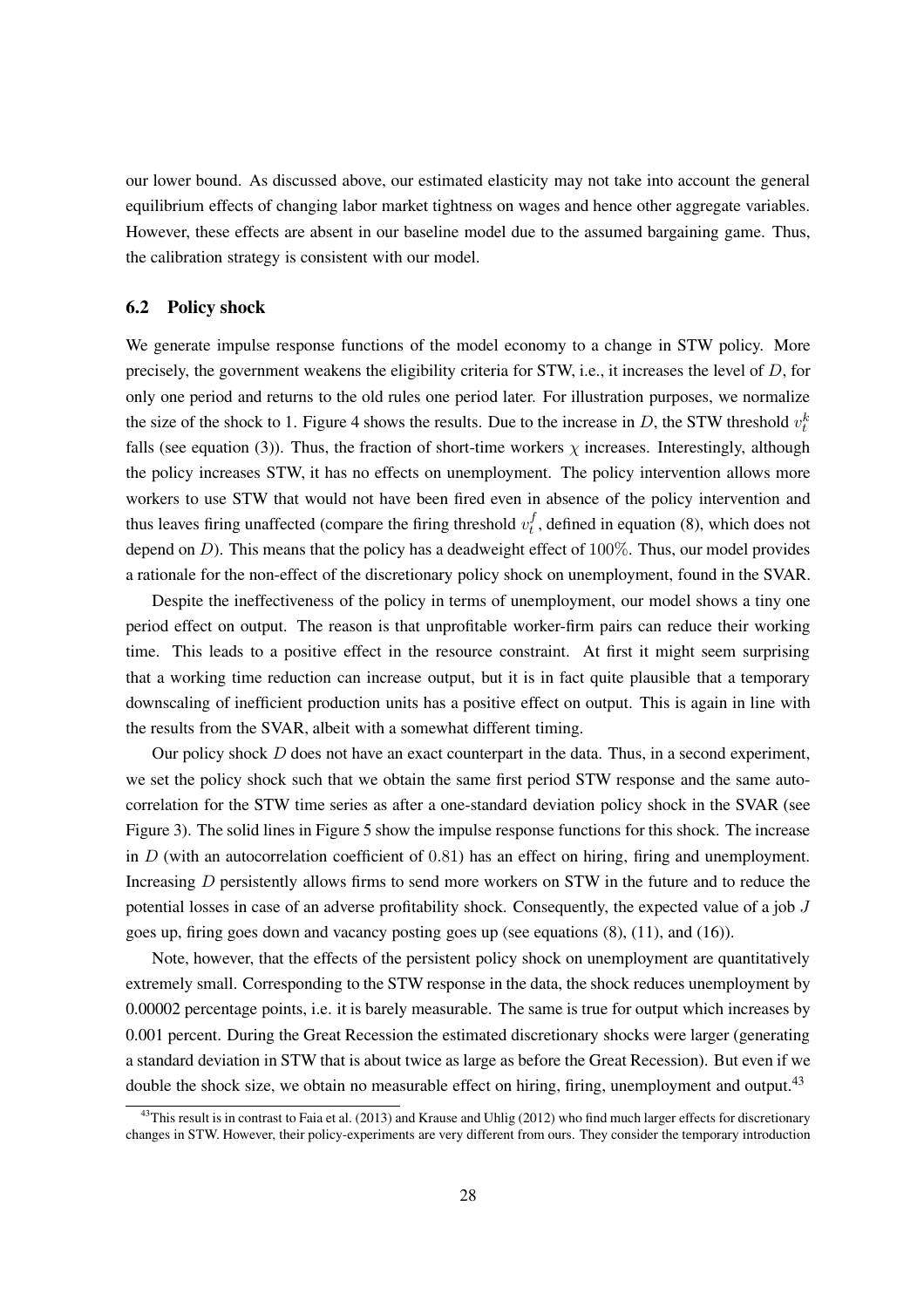our lower bound. As discussed above, our estimated elasticity may not take into account the general equilibrium effects of changing labor market tightness on wages and hence other aggregate variables. However, these effects are absent in our baseline model due to the assumed bargaining game. Thus, the calibration strategy is consistent with our model.

### 6.2 Policy shock

We generate impulse response functions of the model economy to a change in STW policy. More precisely, the government weakens the eligibility criteria for STW, i.e., it increases the level of $D$, for only one period and returns to the old rules one period later. For illustration purposes, we normalize the size of the shock to 1. Figure 4 shows the results. Due to the increase in $D$, the STW threshold $v_t^k$ falls (see equation (3)). Thus, the fraction of short-time workers $\chi$ increases. Interestingly, although the policy increases STW, it has no effects on unemployment. The policy intervention allows more workers to use STW that would not have been fired even in absence of the policy intervention and thus leaves firing unaffected (compare the firing threshold $v_t^f$, defined in equation (8), which does not depend on $D$). This means that the policy has a deadweight effect of $100\%$. Thus, our model provides a rationale for the non-effect of the discretionary policy shock on unemployment, found in the SVAR.

Despite the ineffectiveness of the policy in terms of unemployment, our model shows a tiny one period effect on output. The reason is that unprofitable worker-firm pairs can reduce their working time. This leads to a positive effect in the resource constraint. At first it might seem surprising that a working time reduction can increase output, but it is in fact quite plausible that a temporary downscaling of inefficient production units has a positive effect on output. This is again in line with the results from the SVAR, albeit with a somewhat different timing.

Our policy shock $D$ does not have an exact counterpart in the data. Thus, in a second experiment, we set the policy shock such that we obtain the same first period STW response and the same autocorrelation for the STW time series as after a one-standard deviation policy shock in the SVAR (see Figure 3). The solid lines in Figure 5 show the impulse response functions for this shock. The increase in $D$ (with an autocorrelation coefficient of $0.81$) has an effect on hiring, firing and unemployment. Increasing $D$ persistently allows firms to send more workers on STW in the future and to reduce the potential losses in case of an adverse profitability shock. Consequently, the expected value of a job $J$ goes up, firing goes down and vacancy posting goes up (see equations (8), (11), and (16)).

Note, however, that the effects of the persistent policy shock on unemployment are quantitatively extremely small. Corresponding to the STW response in the data, the shock reduces unemployment by 0.00002 percentage points, i.e. it is barely measurable. The same is true for output which increases by 0.001 percent. During the Great Recession the estimated discretionary shocks were larger (generating a standard deviation in STW that is about twice as large as before the Great Recession). But even if we double the shock size, we obtain no measurable effect on hiring, firing, unemployment and output.[43]

[43]This result is in contrast to Faia et al. (2013) and Krause and Uhlig (2012) who find much larger effects for discretionary changes in STW. However, their policy-experiments are very different from ours. They consider the temporary introduction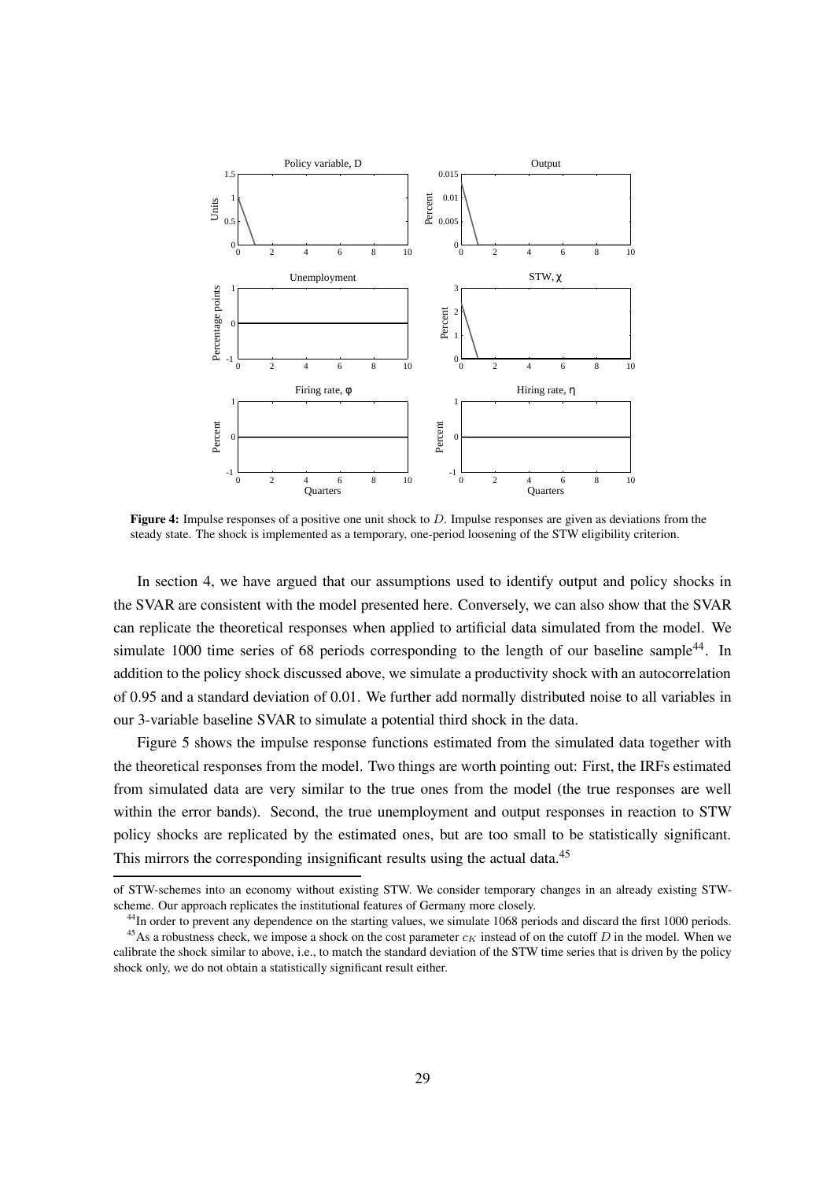**Figure 4:** Impulse responses of a positive one unit shock to $D$. Impulse responses are given as deviations from the steady state. The shock is implemented as a temporary, one-period loosening of the STW eligibility criterion.

In section 4, we have argued that our assumptions used to identify output and policy shocks in the SVAR are consistent with the model presented here. Conversely, we can also show that the SVAR can replicate the theoretical responses when applied to artificial data simulated from the model. We simulate 1000 time series of 68 periods corresponding to the length of our baseline sample[44]. In addition to the policy shock discussed above, we simulate a productivity shock with an autocorrelation of 0.95 and a standard deviation of 0.01. We further add normally distributed noise to all variables in our 3-variable baseline SVAR to simulate a potential third shock in the data.

Figure 5 shows the impulse response functions estimated from the simulated data together with the theoretical responses from the model. Two things are worth pointing out: First, the IRFs estimated from simulated data are very similar to the true ones from the model (the true responses are well within the error bands). Second, the true unemployment and output responses in reaction to STW policy shocks are replicated by the estimated ones, but are too small to be statistically significant. This mirrors the corresponding insignificant results using the actual data.[45]

of STW-schemes into an economy without existing STW. We consider temporary changes in an already existing STW-scheme. Our approach replicates the institutional features of Germany more closely.

[44] In order to prevent any dependence on the starting values, we simulate 1068 periods and discard the first 1000 periods.

[45] As a robustness check, we impose a shock on the cost parameter $c_K$ instead of on the cutoff $D$ in the model. When we calibrate the shock similar to above, i.e., to match the standard deviation of the STW time series that is driven by the policy shock only, we do not obtain a statistically significant result either.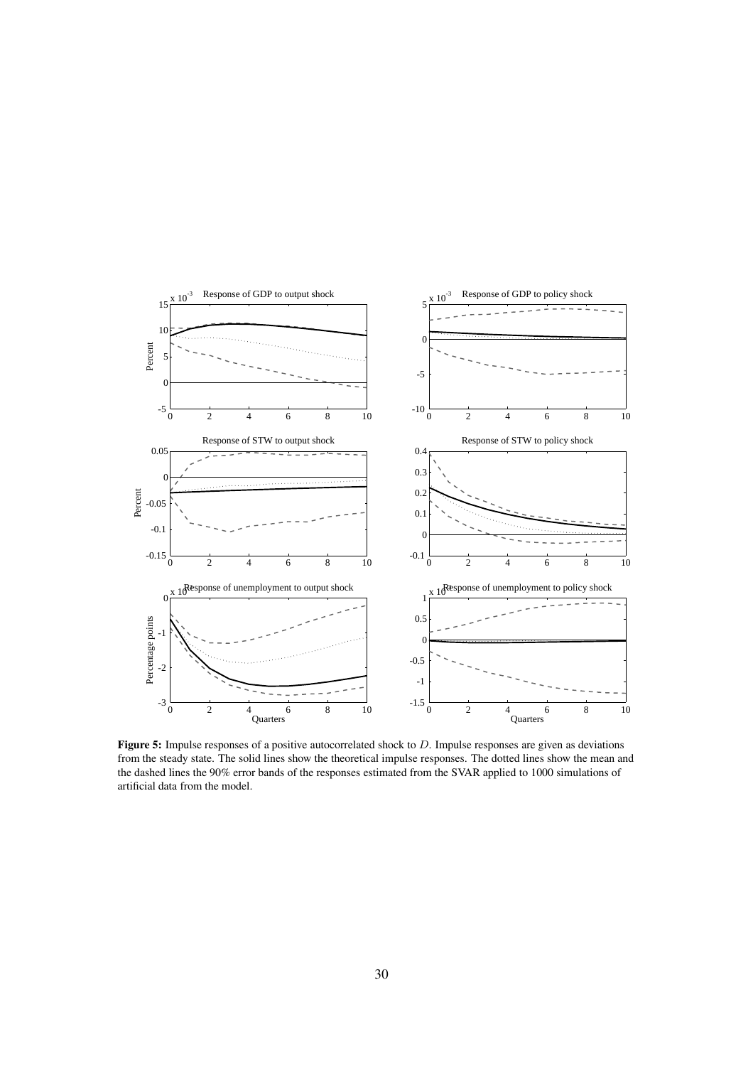**Figure 5:** Impulse responses of a positive autocorrelated shock to $D$. Impulse responses are given as deviations from the steady state. The solid lines show the theoretical impulse responses. The dotted lines show the mean and the dashed lines the 90% error bands of the responses estimated from the SVAR applied to 1000 simulations of artificial data from the model.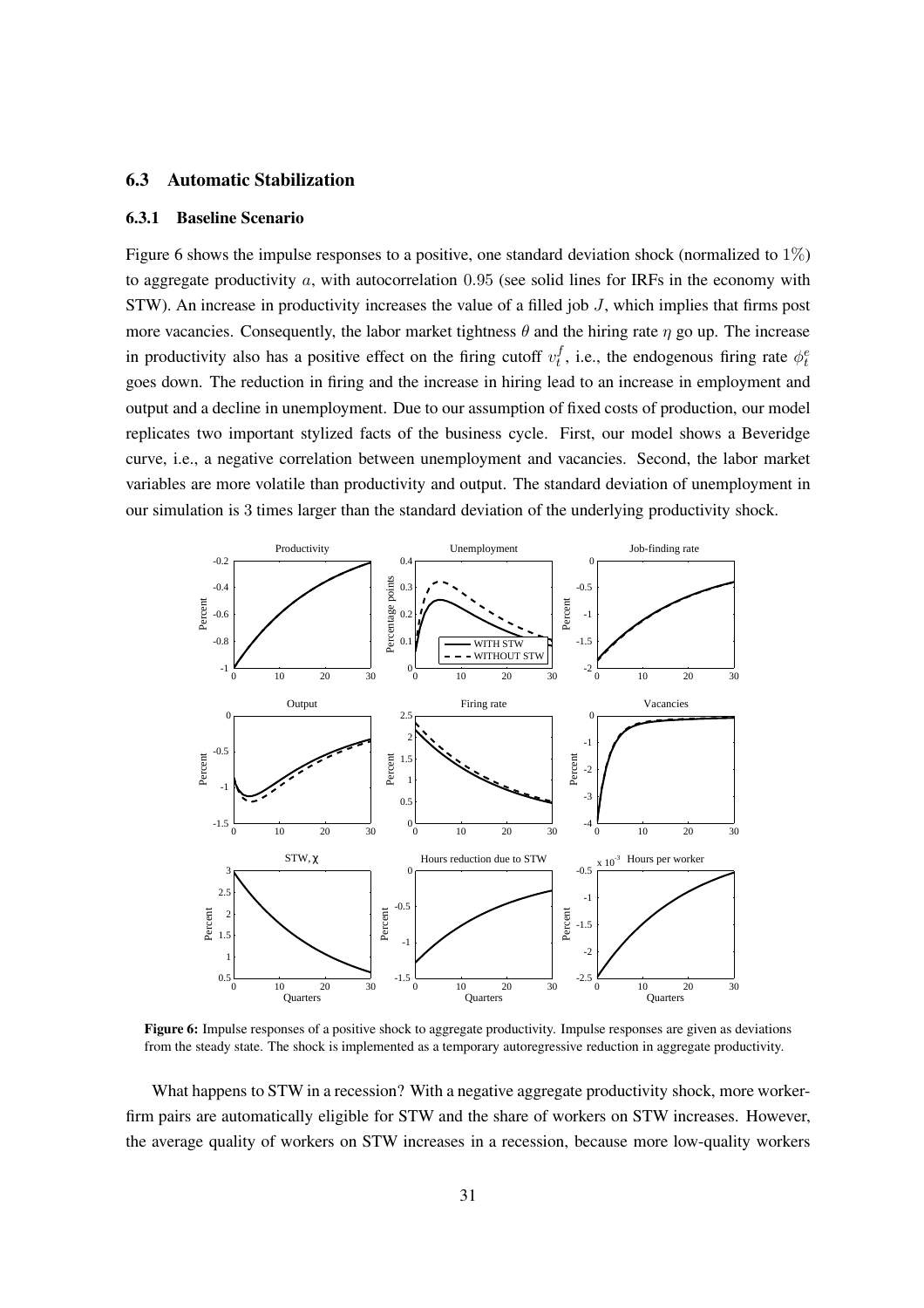### 6.3 Automatic Stabilization

#### 6.3.1 Baseline Scenario

Figure 6 shows the impulse responses to a positive, one standard deviation shock (normalized to $1\%$) to aggregate productivity $a$, with autocorrelation $0.95$ (see solid lines for IRFs in the economy with STW). An increase in productivity increases the value of a filled job $J$, which implies that firms post more vacancies. Consequently, the labor market tightness $\theta$ and the hiring rate $\eta$ go up. The increase in productivity also has a positive effect on the firing cutoff $v_t^f$, i.e., the endogenous firing rate $\phi_t^e$ goes down. The reduction in firing and the increase in hiring lead to an increase in employment and output and a decline in unemployment. Due to our assumption of fixed costs of production, our model replicates two important stylized facts of the business cycle. First, our model shows a Beveridge curve, i.e., a negative correlation between unemployment and vacancies. Second, the labor market variables are more volatile than productivity and output. The standard deviation of unemployment in our simulation is 3 times larger than the standard deviation of the underlying productivity shock.

**Figure 6:** Impulse responses of a positive shock to aggregate productivity. Impulse responses are given as deviations from the steady state. The shock is implemented as a temporary autoregressive reduction in aggregate productivity.

What happens to STW in a recession? With a negative aggregate productivity shock, more worker-firm pairs are automatically eligible for STW and the share of workers on STW increases. However, the average quality of workers on STW increases in a recession, because more low-quality workers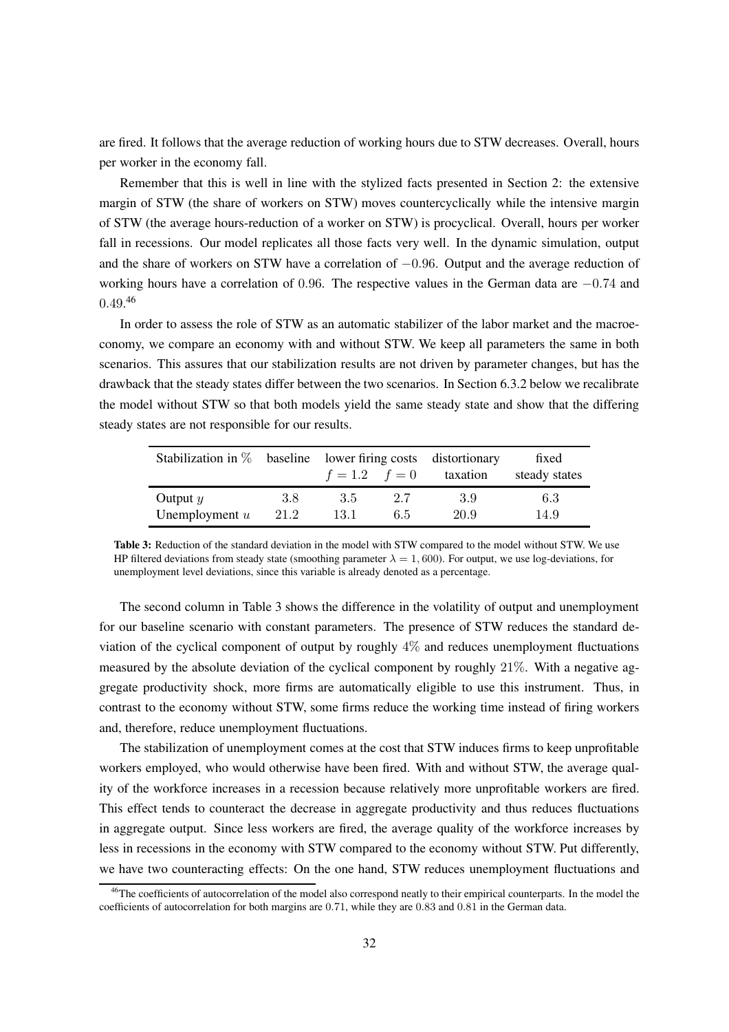are fired. It follows that the average reduction of working hours due to STW decreases. Overall, hours per worker in the economy fall.

Remember that this is well in line with the stylized facts presented in Section 2: the extensive margin of STW (the share of workers on STW) moves countercyclically while the intensive margin of STW (the average hours-reduction of a worker on STW) is procyclical. Overall, hours per worker fall in recessions. Our model replicates all those facts very well. In the dynamic simulation, output and the share of workers on STW have a correlation of $-0.96$. Output and the average reduction of working hours have a correlation of $0.96$. The respective values in the German data are $-0.74$ and $0.49$.[46]

In order to assess the role of STW as an automatic stabilizer of the labor market and the macroeconomy, we compare an economy with and without STW. We keep all parameters the same in both scenarios. This assures that our stabilization results are not driven by parameter changes, but has the drawback that the steady states differ between the two scenarios. In Section 6.3.2 below we recalibrate the model without STW so that both models yield the same steady state and show that the differing steady states are not responsible for our results.

| Stabilization in % | baseline | lower firing costs | | distortionary | fixed |
|---|---|---|---|---|---|
| | | $f = 1.2$ | $f = 0$ | taxation | steady states |
| Output $y$ | 3.8 | 3.5 | 2.7 | 3.9 | 6.3 |
| Unemployment $u$ | 21.2 | 13.1 | 6.5 | 20.9 | 14.9 |

**Table 3:** Reduction of the standard deviation in the model with STW compared to the model without STW. We use HP filtered deviations from steady state (smoothing parameter $\lambda = 1,600$). For output, we use log-deviations, for unemployment level deviations, since this variable is already denoted as a percentage.

The second column in Table 3 shows the difference in the volatility of output and unemployment for our baseline scenario with constant parameters. The presence of STW reduces the standard deviation of the cyclical component of output by roughly $4\%$ and reduces unemployment fluctuations measured by the absolute deviation of the cyclical component by roughly $21\%$. With a negative aggregate productivity shock, more firms are automatically eligible to use this instrument. Thus, in contrast to the economy without STW, some firms reduce the working time instead of firing workers and, therefore, reduce unemployment fluctuations.

The stabilization of unemployment comes at the cost that STW induces firms to keep unprofitable workers employed, who would otherwise have been fired. With and without STW, the average quality of the workforce increases in a recession because relatively more unprofitable workers are fired. This effect tends to counteract the decrease in aggregate productivity and thus reduces fluctuations in aggregate output. Since less workers are fired, the average quality of the workforce increases by less in recessions in the economy with STW compared to the economy without STW. Put differently, we have two counteracting effects: On the one hand, STW reduces unemployment fluctuations and

[46] The coefficients of autocorrelation of the model also correspond neatly to their empirical counterparts. In the model the coefficients of autocorrelation for both margins are $0.71$, while they are $0.83$ and $0.81$ in the German data.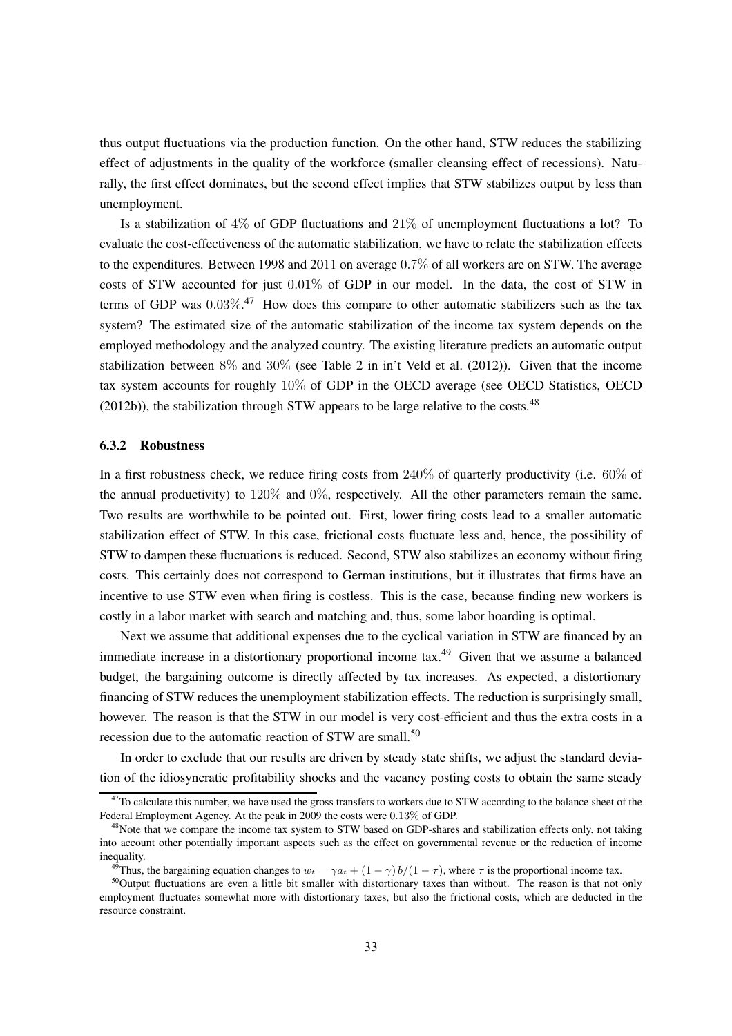thus output fluctuations via the production function. On the other hand, STW reduces the stabilizing effect of adjustments in the quality of the workforce (smaller cleansing effect of recessions). Naturally, the first effect dominates, but the second effect implies that STW stabilizes output by less than unemployment.

Is a stabilization of $4\%$ of GDP fluctuations and $21\%$ of unemployment fluctuations a lot? To evaluate the cost-effectiveness of the automatic stabilization, we have to relate the stabilization effects to the expenditures. Between 1998 and 2011 on average $0.7\%$ of all workers are on STW. The average costs of STW accounted for just $0.01\%$ of GDP in our model. In the data, the cost of STW in terms of GDP was $0.03\%$.[47] How does this compare to other automatic stabilizers such as the tax system? The estimated size of the automatic stabilization of the income tax system depends on the employed methodology and the analyzed country. The existing literature predicts an automatic output stabilization between $8\%$ and $30\%$ (see Table 2 in in't Veld et al. (2012)). Given that the income tax system accounts for roughly $10\%$ of GDP in the OECD average (see OECD Statistics, OECD (2012b)), the stabilization through STW appears to be large relative to the costs.[48]

### 6.3.2 Robustness

In a first robustness check, we reduce firing costs from $240\%$ of quarterly productivity (i.e. $60\%$ of the annual productivity) to $120\%$ and $0\%$, respectively. All the other parameters remain the same. Two results are worthwhile to be pointed out. First, lower firing costs lead to a smaller automatic stabilization effect of STW. In this case, frictional costs fluctuate less and, hence, the possibility of STW to dampen these fluctuations is reduced. Second, STW also stabilizes an economy without firing costs. This certainly does not correspond to German institutions, but it illustrates that firms have an incentive to use STW even when firing is costless. This is the case, because finding new workers is costly in a labor market with search and matching and, thus, some labor hoarding is optimal.

Next we assume that additional expenses due to the cyclical variation in STW are financed by an immediate increase in a distortionary proportional income tax.[49] Given that we assume a balanced budget, the bargaining outcome is directly affected by tax increases. As expected, a distortionary financing of STW reduces the unemployment stabilization effects. The reduction is surprisingly small, however. The reason is that the STW in our model is very cost-efficient and thus the extra costs in a recession due to the automatic reaction of STW are small.[50]

In order to exclude that our results are driven by steady state shifts, we adjust the standard deviation of the idiosyncratic profitability shocks and the vacancy posting costs to obtain the same steady

[47] To calculate this number, we have used the gross transfers to workers due to STW according to the balance sheet of the Federal Employment Agency. At the peak in 2009 the costs were $0.13\%$ of GDP.

[48] Note that we compare the income tax system to STW based on GDP-shares and stabilization effects only, not taking into account other potentially important aspects such as the effect on governmental revenue or the reduction of income inequality.

[49] Thus, the bargaining equation changes to $w_t = \gamma a_t + (1-\gamma)\, b/(1-\tau)$, where $\tau$ is the proportional income tax.

[50] Output fluctuations are even a little bit smaller with distortionary taxes than without. The reason is that not only employment fluctuates somewhat more with distortionary taxes, but also the frictional costs, which are deducted in the resource constraint.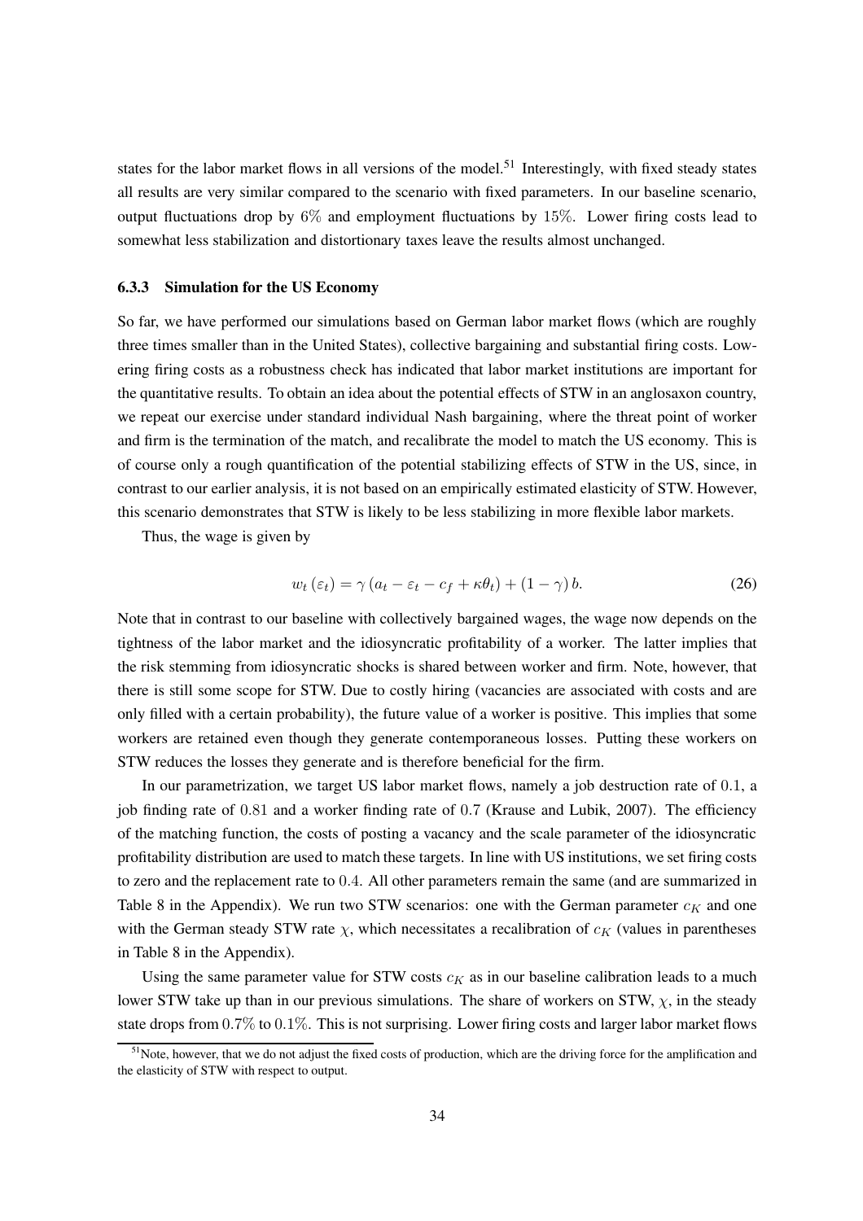states for the labor market flows in all versions of the model.[51] Interestingly, with fixed steady states all results are very similar compared to the scenario with fixed parameters. In our baseline scenario, output fluctuations drop by $6\%$ and employment fluctuations by $15\%$. Lower firing costs lead to somewhat less stabilization and distortionary taxes leave the results almost unchanged.

### 6.3.3 Simulation for the US Economy

So far, we have performed our simulations based on German labor market flows (which are roughly three times smaller than in the United States), collective bargaining and substantial firing costs. Lowering firing costs as a robustness check has indicated that labor market institutions are important for the quantitative results. To obtain an idea about the potential effects of STW in an anglosaxon country, we repeat our exercise under standard individual Nash bargaining, where the threat point of worker and firm is the termination of the match, and recalibrate the model to match the US economy. This is of course only a rough quantification of the potential stabilizing effects of STW in the US, since, in contrast to our earlier analysis, it is not based on an empirically estimated elasticity of STW. However, this scenario demonstrates that STW is likely to be less stabilizing in more flexible labor markets.

Thus, the wage is given by

$$w_t(\varepsilon_t) = \gamma(a_t - \varepsilon_t - c_f + \kappa\theta_t) + (1-\gamma)b. \tag{26}$$

Note that in contrast to our baseline with collectively bargained wages, the wage now depends on the tightness of the labor market and the idiosyncratic profitability of a worker. The latter implies that the risk stemming from idiosyncratic shocks is shared between worker and firm. Note, however, that there is still some scope for STW. Due to costly hiring (vacancies are associated with costs and are only filled with a certain probability), the future value of a worker is positive. This implies that some workers are retained even though they generate contemporaneous losses. Putting these workers on STW reduces the losses they generate and is therefore beneficial for the firm.

In our parametrization, we target US labor market flows, namely a job destruction rate of $0.1$, a job finding rate of $0.81$ and a worker finding rate of $0.7$ (Krause and Lubik, 2007). The efficiency of the matching function, the costs of posting a vacancy and the scale parameter of the idiosyncratic profitability distribution are used to match these targets. In line with US institutions, we set firing costs to zero and the replacement rate to $0.4$. All other parameters remain the same (and are summarized in Table 8 in the Appendix). We run two STW scenarios: one with the German parameter $c_K$ and one with the German steady STW rate $\chi$, which necessitates a recalibration of $c_K$ (values in parentheses in Table 8 in the Appendix).

Using the same parameter value for STW costs $c_K$ as in our baseline calibration leads to a much lower STW take up than in our previous simulations. The share of workers on STW, $\chi$, in the steady state drops from $0.7\%$ to $0.1\%$. This is not surprising. Lower firing costs and larger labor market flows

[51] Note, however, that we do not adjust the fixed costs of production, which are the driving force for the amplification and the elasticity of STW with respect to output.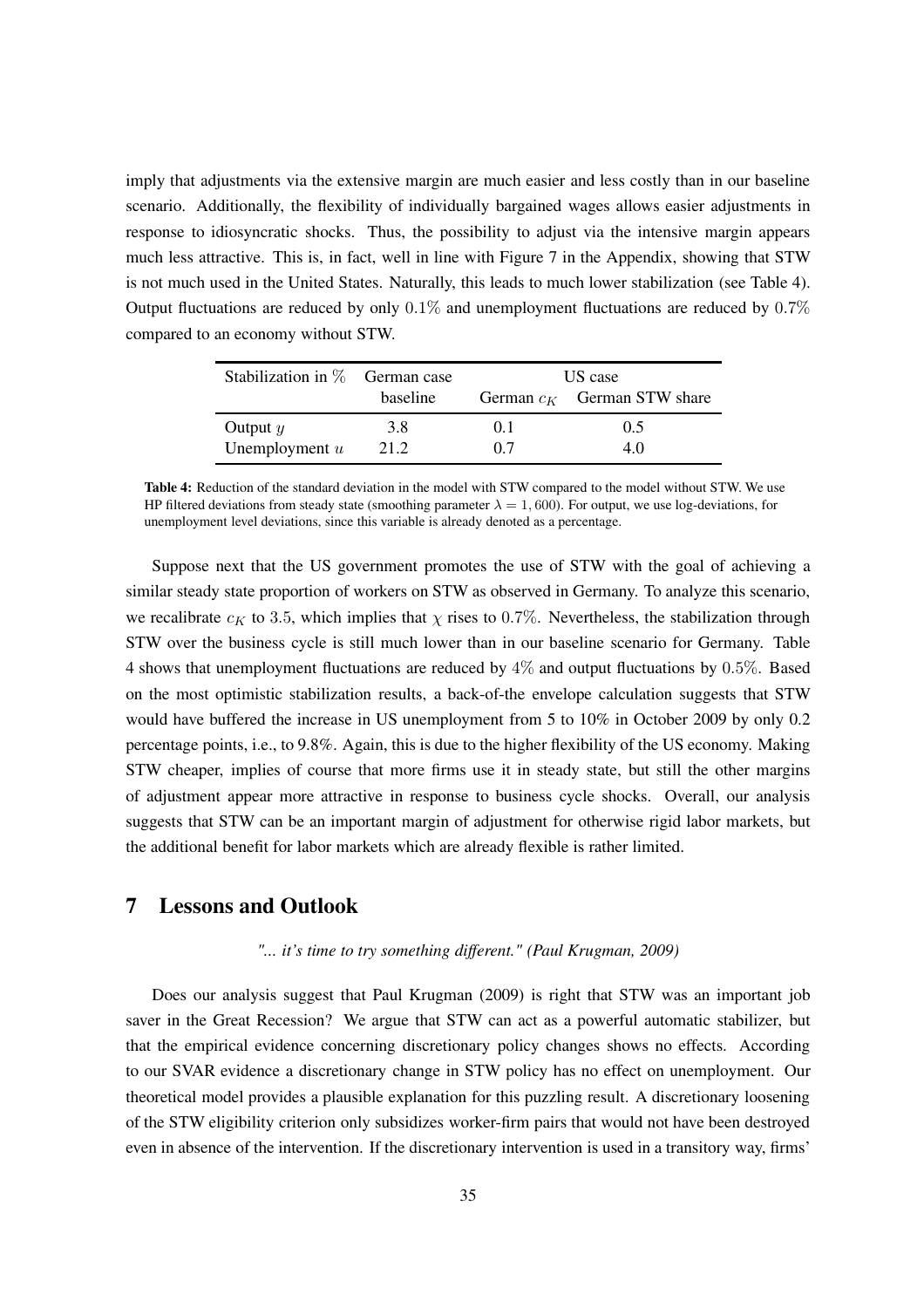imply that adjustments via the extensive margin are much easier and less costly than in our baseline scenario. Additionally, the flexibility of individually bargained wages allows easier adjustments in response to idiosyncratic shocks. Thus, the possibility to adjust via the intensive margin appears much less attractive. This is, in fact, well in line with Figure 7 in the Appendix, showing that STW is not much used in the United States. Naturally, this leads to much lower stabilization (see Table 4). Output fluctuations are reduced by only $0.1\%$ and unemployment fluctuations are reduced by $0.7\%$ compared to an economy without STW.

| Stabilization in % | German case | US case | |
|---|---|---|---|
| | baseline | German $c_K$ | German STW share |
| Output $y$ | 3.8 | 0.1 | 0.5 |
| Unemployment $u$ | 21.2 | 0.7 | 4.0 |

**Table 4:** Reduction of the standard deviation in the model with STW compared to the model without STW. We use HP filtered deviations from steady state (smoothing parameter $\lambda = 1,600$). For output, we use log-deviations, for unemployment level deviations, since this variable is already denoted as a percentage.

Suppose next that the US government promotes the use of STW with the goal of achieving a similar steady state proportion of workers on STW as observed in Germany. To analyze this scenario, we recalibrate $c_K$ to 3.5, which implies that $\chi$ rises to $0.7\%$. Nevertheless, the stabilization through STW over the business cycle is still much lower than in our baseline scenario for Germany. Table 4 shows that unemployment fluctuations are reduced by $4\%$ and output fluctuations by $0.5\%$. Based on the most optimistic stabilization results, a back-of-the envelope calculation suggests that STW would have buffered the increase in US unemployment from 5 to 10% in October 2009 by only 0.2 percentage points, i.e., to 9.8%. Again, this is due to the higher flexibility of the US economy. Making STW cheaper, implies of course that more firms use it in steady state, but still the other margins of adjustment appear more attractive in response to business cycle shocks. Overall, our analysis suggests that STW can be an important margin of adjustment for otherwise rigid labor markets, but the additional benefit for labor markets which are already flexible is rather limited.

# 7 Lessons and Outlook

*"... it's time to try something different." (Paul Krugman, 2009)*

Does our analysis suggest that Paul Krugman (2009) is right that STW was an important job saver in the Great Recession? We argue that STW can act as a powerful automatic stabilizer, but that the empirical evidence concerning discretionary policy changes shows no effects. According to our SVAR evidence a discretionary change in STW policy has no effect on unemployment. Our theoretical model provides a plausible explanation for this puzzling result. A discretionary loosening of the STW eligibility criterion only subsidizes worker-firm pairs that would not have been destroyed even in absence of the intervention. If the discretionary intervention is used in a transitory way, firms'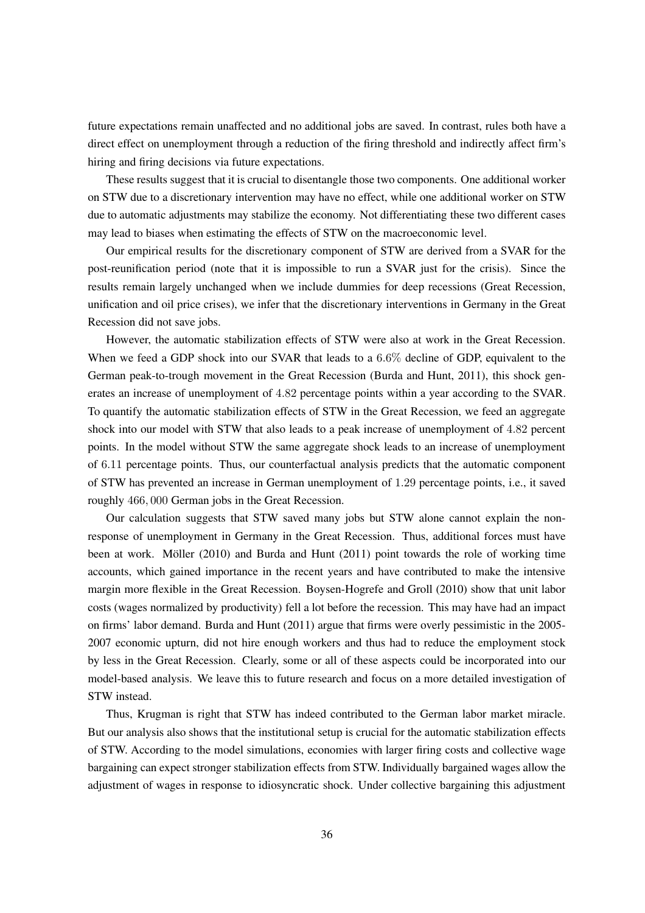future expectations remain unaffected and no additional jobs are saved. In contrast, rules both have a direct effect on unemployment through a reduction of the firing threshold and indirectly affect firm's hiring and firing decisions via future expectations.

These results suggest that it is crucial to disentangle those two components. One additional worker on STW due to a discretionary intervention may have no effect, while one additional worker on STW due to automatic adjustments may stabilize the economy. Not differentiating these two different cases may lead to biases when estimating the effects of STW on the macroeconomic level.

Our empirical results for the discretionary component of STW are derived from a SVAR for the post-reunification period (note that it is impossible to run a SVAR just for the crisis). Since the results remain largely unchanged when we include dummies for deep recessions (Great Recession, unification and oil price crises), we infer that the discretionary interventions in Germany in the Great Recession did not save jobs.

However, the automatic stabilization effects of STW were also at work in the Great Recession. When we feed a GDP shock into our SVAR that leads to a $6.6\%$ decline of GDP, equivalent to the German peak-to-trough movement in the Great Recession (Burda and Hunt, 2011), this shock generates an increase of unemployment of $4.82$ percentage points within a year according to the SVAR. To quantify the automatic stabilization effects of STW in the Great Recession, we feed an aggregate shock into our model with STW that also leads to a peak increase of unemployment of $4.82$ percent points. In the model without STW the same aggregate shock leads to an increase of unemployment of $6.11$ percentage points. Thus, our counterfactual analysis predicts that the automatic component of STW has prevented an increase in German unemployment of $1.29$ percentage points, i.e., it saved roughly $466,000$ German jobs in the Great Recession.

Our calculation suggests that STW saved many jobs but STW alone cannot explain the non-response of unemployment in Germany in the Great Recession. Thus, additional forces must have been at work. Möller (2010) and Burda and Hunt (2011) point towards the role of working time accounts, which gained importance in the recent years and have contributed to make the intensive margin more flexible in the Great Recession. Boysen-Hogrefe and Groll (2010) show that unit labor costs (wages normalized by productivity) fell a lot before the recession. This may have had an impact on firms' labor demand. Burda and Hunt (2011) argue that firms were overly pessimistic in the 2005-2007 economic upturn, did not hire enough workers and thus had to reduce the employment stock by less in the Great Recession. Clearly, some or all of these aspects could be incorporated into our model-based analysis. We leave this to future research and focus on a more detailed investigation of STW instead.

Thus, Krugman is right that STW has indeed contributed to the German labor market miracle. But our analysis also shows that the institutional setup is crucial for the automatic stabilization effects of STW. According to the model simulations, economies with larger firing costs and collective wage bargaining can expect stronger stabilization effects from STW. Individually bargained wages allow the adjustment of wages in response to idiosyncratic shock. Under collective bargaining this adjustment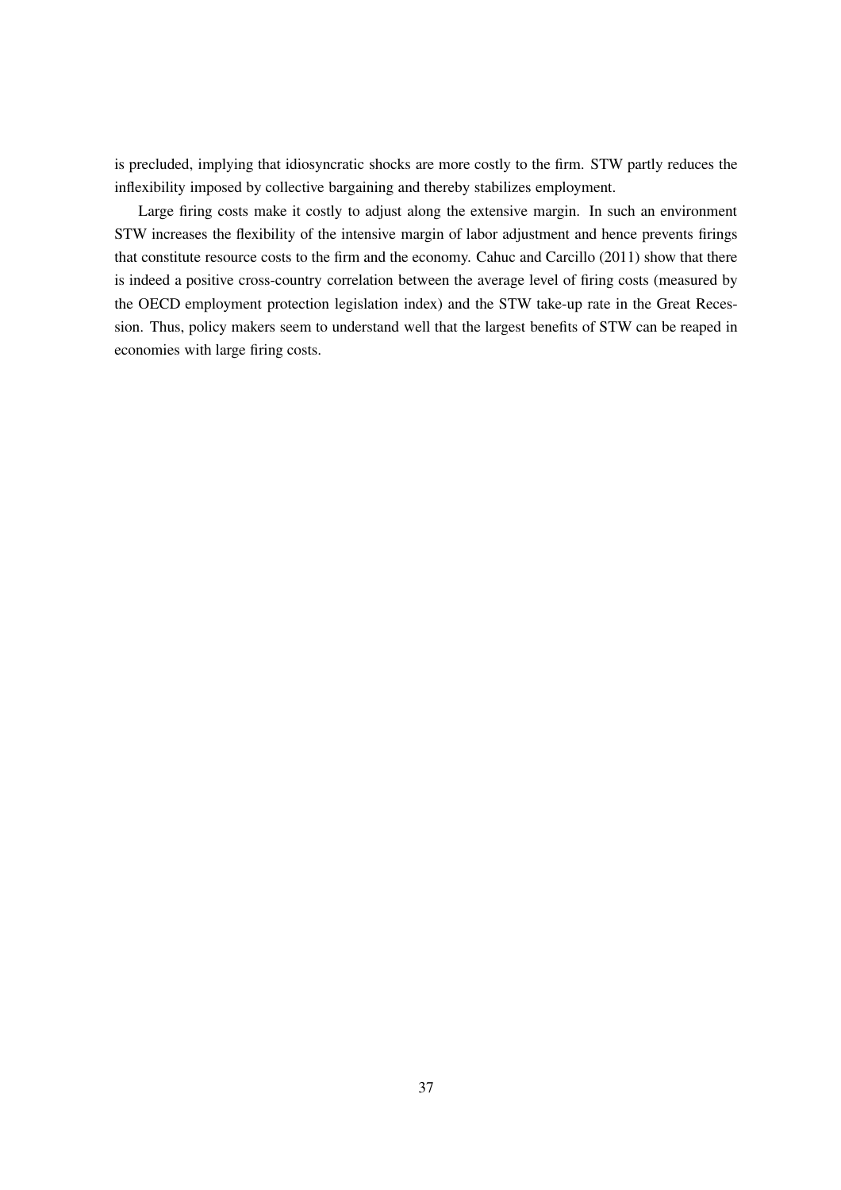is precluded, implying that idiosyncratic shocks are more costly to the firm. STW partly reduces the inflexibility imposed by collective bargaining and thereby stabilizes employment.

Large firing costs make it costly to adjust along the extensive margin. In such an environment STW increases the flexibility of the intensive margin of labor adjustment and hence prevents firings that constitute resource costs to the firm and the economy. Cahuc and Carcillo (2011) show that there is indeed a positive cross-country correlation between the average level of firing costs (measured by the OECD employment protection legislation index) and the STW take-up rate in the Great Recession. Thus, policy makers seem to understand well that the largest benefits of STW can be reaped in economies with large firing costs.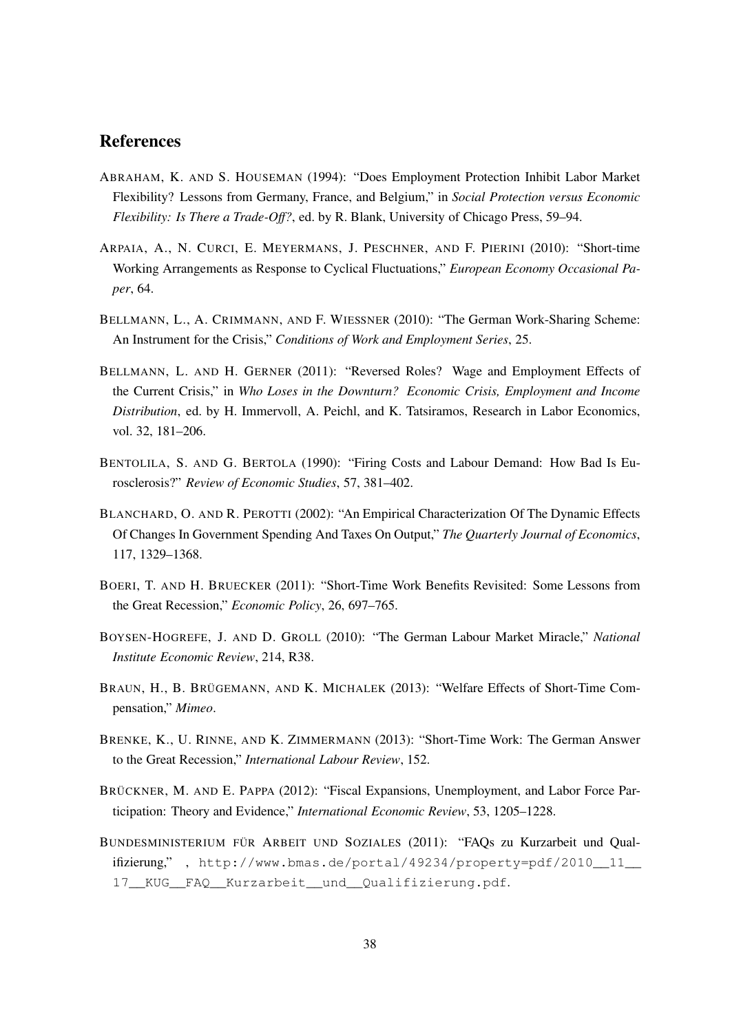## References

ABRAHAM, K. AND S. HOUSEMAN (1994): "Does Employment Protection Inhibit Labor Market Flexibility? Lessons from Germany, France, and Belgium," in *Social Protection versus Economic Flexibility: Is There a Trade-Off?*, ed. by R. Blank, University of Chicago Press, 59–94.

ARPAIA, A., N. CURCI, E. MEYERMANS, J. PESCHNER, AND F. PIERINI (2010): "Short-time Working Arrangements as Response to Cyclical Fluctuations," *European Economy Occasional Paper*, 64.

BELLMANN, L., A. CRIMMANN, AND F. WIESSNER (2010): "The German Work-Sharing Scheme: An Instrument for the Crisis," *Conditions of Work and Employment Series*, 25.

BELLMANN, L. AND H. GERNER (2011): "Reversed Roles? Wage and Employment Effects of the Current Crisis," in *Who Loses in the Downturn? Economic Crisis, Employment and Income Distribution*, ed. by H. Immervoll, A. Peichl, and K. Tatsiramos, Research in Labor Economics, vol. 32, 181–206.

BENTOLILA, S. AND G. BERTOLA (1990): "Firing Costs and Labour Demand: How Bad Is Eurosclerosis?" *Review of Economic Studies*, 57, 381–402.

BLANCHARD, O. AND R. PEROTTI (2002): "An Empirical Characterization Of The Dynamic Effects Of Changes In Government Spending And Taxes On Output," *The Quarterly Journal of Economics*, 117, 1329–1368.

BOERI, T. AND H. BRUECKER (2011): "Short-Time Work Benefits Revisited: Some Lessons from the Great Recession," *Economic Policy*, 26, 697–765.

BOYSEN-HOGREFE, J. AND D. GROLL (2010): "The German Labour Market Miracle," *National Institute Economic Review*, 214, R38.

BRAUN, H., B. BRÜGEMANN, AND K. MICHALEK (2013): "Welfare Effects of Short-Time Compensation," *Mimeo*.

BRENKE, K., U. RINNE, AND K. ZIMMERMANN (2013): "Short-Time Work: The German Answer to the Great Recession," *International Labour Review*, 152.

BRÜCKNER, M. AND E. PAPPA (2012): "Fiscal Expansions, Unemployment, and Labor Force Participation: Theory and Evidence," *International Economic Review*, 53, 1205–1228.

BUNDESMINISTERIUM FÜR ARBEIT UND SOZIALES (2011): "FAQs zu Kurzarbeit und Qualifizierung," , http://www.bmas.de/portal/49234/property=pdf/2010__11__17__KUG__FAQ__Kurzarbeit__und__Qualifizierung.pdf.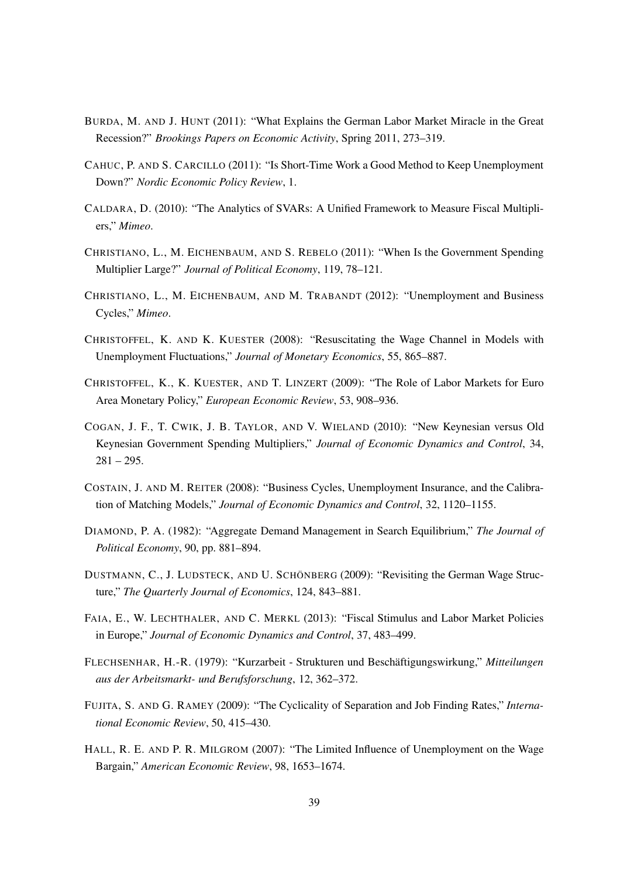BURDA, M. AND J. HUNT (2011): "What Explains the German Labor Market Miracle in the Great Recession?" *Brookings Papers on Economic Activity*, Spring 2011, 273–319.

CAHUC, P. AND S. CARCILLO (2011): "Is Short-Time Work a Good Method to Keep Unemployment Down?" *Nordic Economic Policy Review*, 1.

CALDARA, D. (2010): "The Analytics of SVARs: A Unified Framework to Measure Fiscal Multipliers," *Mimeo*.

CHRISTIANO, L., M. EICHENBAUM, AND S. REBELO (2011): "When Is the Government Spending Multiplier Large?" *Journal of Political Economy*, 119, 78–121.

CHRISTIANO, L., M. EICHENBAUM, AND M. TRABANDT (2012): "Unemployment and Business Cycles," *Mimeo*.

CHRISTOFFEL, K. AND K. KUESTER (2008): "Resuscitating the Wage Channel in Models with Unemployment Fluctuations," *Journal of Monetary Economics*, 55, 865–887.

CHRISTOFFEL, K., K. KUESTER, AND T. LINZERT (2009): "The Role of Labor Markets for Euro Area Monetary Policy," *European Economic Review*, 53, 908–936.

COGAN, J. F., T. CWIK, J. B. TAYLOR, AND V. WIELAND (2010): "New Keynesian versus Old Keynesian Government Spending Multipliers," *Journal of Economic Dynamics and Control*, 34, 281 – 295.

COSTAIN, J. AND M. REITER (2008): "Business Cycles, Unemployment Insurance, and the Calibration of Matching Models," *Journal of Economic Dynamics and Control*, 32, 1120–1155.

DIAMOND, P. A. (1982): "Aggregate Demand Management in Search Equilibrium," *The Journal of Political Economy*, 90, pp. 881–894.

DUSTMANN, C., J. LUDSTECK, AND U. SCHÖNBERG (2009): "Revisiting the German Wage Structure," *The Quarterly Journal of Economics*, 124, 843–881.

FAIA, E., W. LECHTHALER, AND C. MERKL (2013): "Fiscal Stimulus and Labor Market Policies in Europe," *Journal of Economic Dynamics and Control*, 37, 483–499.

FLECHSENHAR, H.-R. (1979): "Kurzarbeit - Strukturen und Beschäftigungswirkung," *Mitteilungen aus der Arbeitsmarkt- und Berufsforschung*, 12, 362–372.

FUJITA, S. AND G. RAMEY (2009): "The Cyclicality of Separation and Job Finding Rates," *International Economic Review*, 50, 415–430.

HALL, R. E. AND P. R. MILGROM (2007): "The Limited Influence of Unemployment on the Wage Bargain," *American Economic Review*, 98, 1653–1674.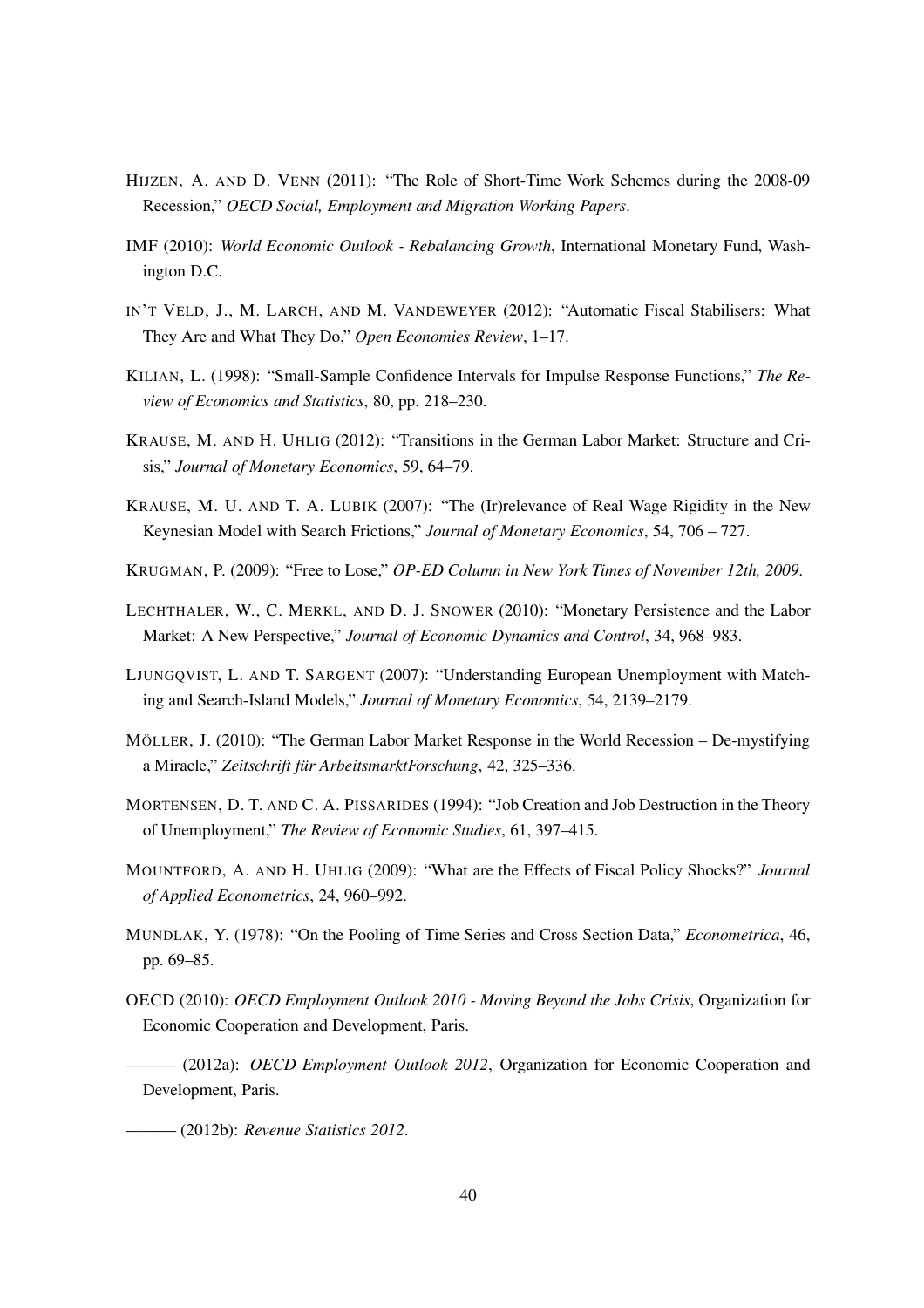HIJZEN, A. AND D. VENN (2011): "The Role of Short-Time Work Schemes during the 2008-09 Recession," *OECD Social, Employment and Migration Working Papers*.

IMF (2010): *World Economic Outlook - Rebalancing Growth*, International Monetary Fund, Washington D.C.

IN'T VELD, J., M. LARCH, AND M. VANDEWEYER (2012): "Automatic Fiscal Stabilisers: What They Are and What They Do," *Open Economies Review*, 1–17.

KILIAN, L. (1998): "Small-Sample Confidence Intervals for Impulse Response Functions," *The Review of Economics and Statistics*, 80, pp. 218–230.

KRAUSE, M. AND H. UHLIG (2012): "Transitions in the German Labor Market: Structure and Crisis," *Journal of Monetary Economics*, 59, 64–79.

KRAUSE, M. U. AND T. A. LUBIK (2007): "The (Ir)relevance of Real Wage Rigidity in the New Keynesian Model with Search Frictions," *Journal of Monetary Economics*, 54, 706 – 727.

KRUGMAN, P. (2009): "Free to Lose," *OP-ED Column in New York Times of November 12th, 2009*.

LECHTHALER, W., C. MERKL, AND D. J. SNOWER (2010): "Monetary Persistence and the Labor Market: A New Perspective," *Journal of Economic Dynamics and Control*, 34, 968–983.

LJUNGQVIST, L. AND T. SARGENT (2007): "Understanding European Unemployment with Matching and Search-Island Models," *Journal of Monetary Economics*, 54, 2139–2179.

MÖLLER, J. (2010): "The German Labor Market Response in the World Recession – De-mystifying a Miracle," *Zeitschrift für ArbeitsmarktForschung*, 42, 325–336.

MORTENSEN, D. T. AND C. A. PISSARIDES (1994): "Job Creation and Job Destruction in the Theory of Unemployment," *The Review of Economic Studies*, 61, 397–415.

MOUNTFORD, A. AND H. UHLIG (2009): "What are the Effects of Fiscal Policy Shocks?" *Journal of Applied Econometrics*, 24, 960–992.

MUNDLAK, Y. (1978): "On the Pooling of Time Series and Cross Section Data," *Econometrica*, 46, pp. 69–85.

OECD (2010): *OECD Employment Outlook 2010 - Moving Beyond the Jobs Crisis*, Organization for Economic Cooperation and Development, Paris.

——— (2012a): *OECD Employment Outlook 2012*, Organization for Economic Cooperation and Development, Paris.

——— (2012b): *Revenue Statistics 2012*.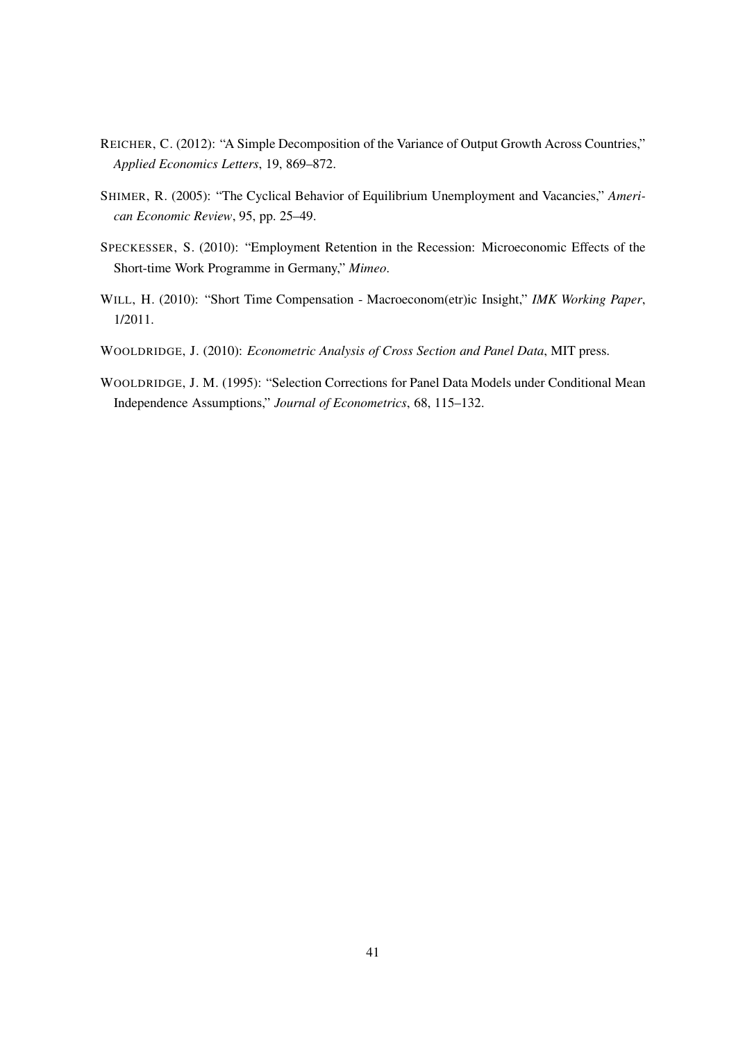REICHER, C. (2012): "A Simple Decomposition of the Variance of Output Growth Across Countries," *Applied Economics Letters*, 19, 869–872.

SHIMER, R. (2005): "The Cyclical Behavior of Equilibrium Unemployment and Vacancies," *American Economic Review*, 95, pp. 25–49.

SPECKESSER, S. (2010): "Employment Retention in the Recession: Microeconomic Effects of the Short-time Work Programme in Germany," *Mimeo*.

WILL, H. (2010): "Short Time Compensation - Macroeconom(etr)ic Insight," *IMK Working Paper*, 1/2011.

WOOLDRIDGE, J. (2010): *Econometric Analysis of Cross Section and Panel Data*, MIT press.

WOOLDRIDGE, J. M. (1995): "Selection Corrections for Panel Data Models under Conditional Mean Independence Assumptions," *Journal of Econometrics*, 68, 115–132.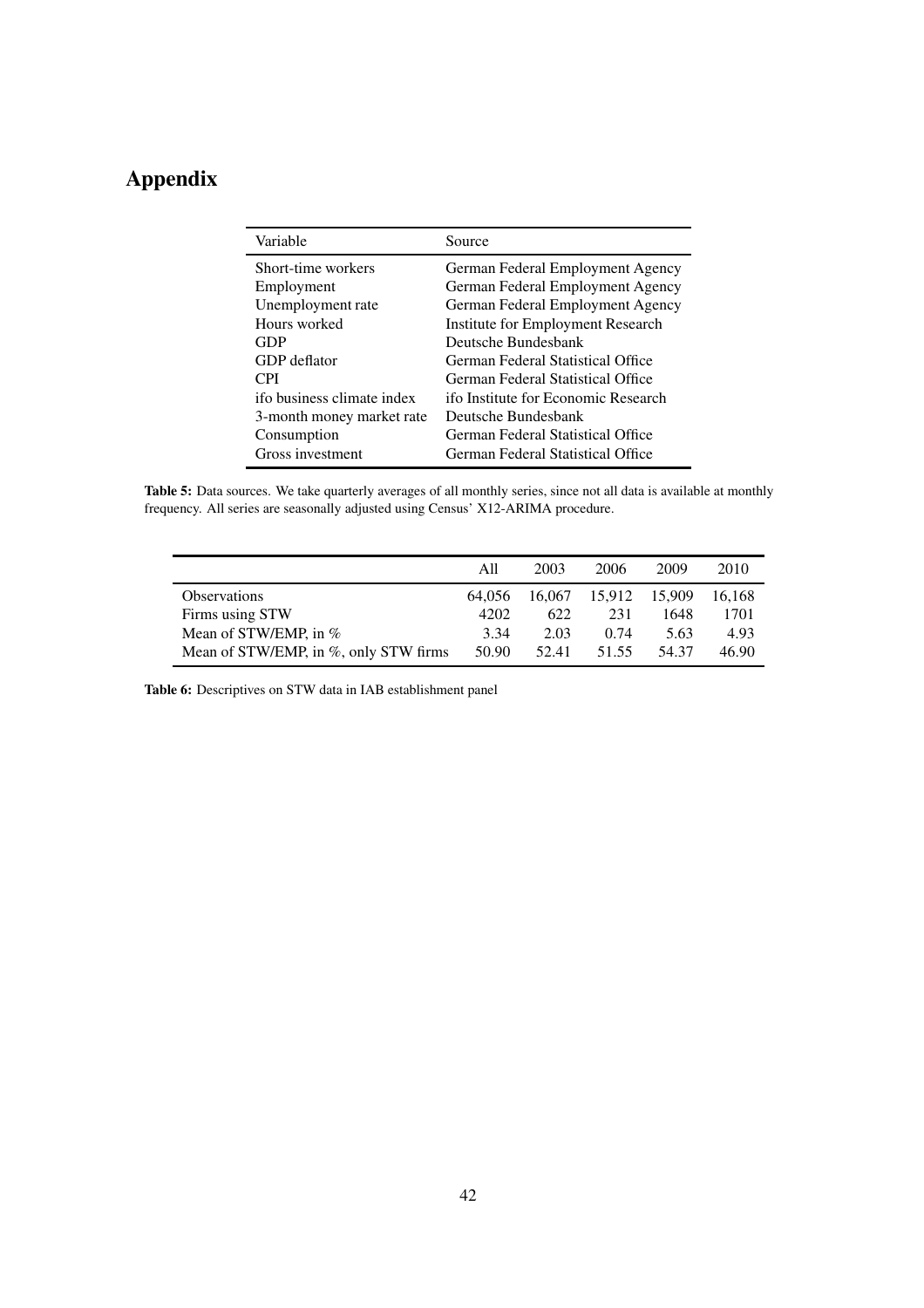# Appendix

| Variable | Source |
|---|---|
| Short-time workers | German Federal Employment Agency |
| Employment | German Federal Employment Agency |
| Unemployment rate | German Federal Employment Agency |
| Hours worked | Institute for Employment Research |
| GDP | Deutsche Bundesbank |
| GDP deflator | German Federal Statistical Office |
| CPI | German Federal Statistical Office |
| ifo business climate index | ifo Institute for Economic Research |
| 3-month money market rate | Deutsche Bundesbank |
| Consumption | German Federal Statistical Office |
| Gross investment | German Federal Statistical Office |

**Table 5:** Data sources. We take quarterly averages of all monthly series, since not all data is available at monthly frequency. All series are seasonally adjusted using Census' X12-ARIMA procedure.

| | All | 2003 | 2006 | 2009 | 2010 |
|---|---|---|---|---|---|
| Observations | 64,056 | 16,067 | 15,912 | 15,909 | 16,168 |
| Firms using STW | 4202 | 622 | 231 | 1648 | 1701 |
| Mean of STW/EMP, in % | 3.34 | 2.03 | 0.74 | 5.63 | 4.93 |
| Mean of STW/EMP, in %, only STW firms | 50.90 | 52.41 | 51.55 | 54.37 | 46.90 |

**Table 6:** Descriptives on STW data in IAB establishment panel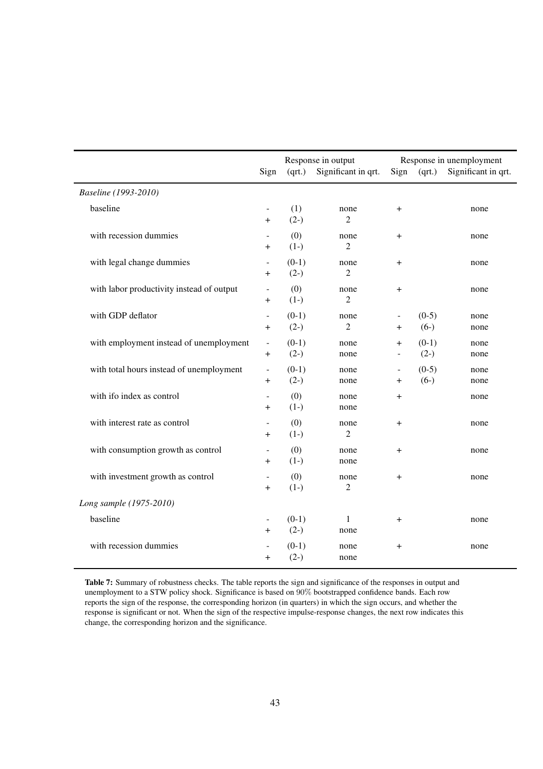| | Response in output | | | Response in unemployment | | |
|---|---|---|---|---|---|---|
| | Sign | (qrt.) | Significant in qrt. | Sign | (qrt.) | Significant in qrt. |
| *Baseline (1993-2010)* | | | | | | |
| baseline | - | (1) | none | + | | none |
| | + | (2-) | 2 | | | |
| with recession dummies | - | (0) | none | + | | none |
| | + | (1-) | 2 | | | |
| with legal change dummies | - | (0-1) | none | + | | none |
| | + | (2-) | 2 | | | |
| with labor productivity instead of output | - | (0) | none | + | | none |
| | + | (1-) | 2 | | | |
| with GDP deflator | - | (0-1) | none | - | (0-5) | none |
| | + | (2-) | 2 | + | (6-) | none |
| with employment instead of unemployment | - | (0-1) | none | + | (0-1) | none |
| | + | (2-) | none | - | (2-) | none |
| with total hours instead of unemployment | - | (0-1) | none | - | (0-5) | none |
| | + | (2-) | none | + | (6-) | none |
| with ifo index as control | - | (0) | none | + | | none |
| | + | (1-) | none | | | |
| with interest rate as control | - | (0) | none | + | | none |
| | + | (1-) | 2 | | | |
| with consumption growth as control | - | (0) | none | + | | none |
| | + | (1-) | none | | | |
| with investment growth as control | - | (0) | none | + | | none |
| | + | (1-) | 2 | | | |
| *Long sample (1975-2010)* | | | | | | |
| baseline | - | (0-1) | 1 | + | | none |
| | + | (2-) | none | | | |
| with recession dummies | - | (0-1) | none | + | | none |
| | + | (2-) | none | | | |

**Table 7:** Summary of robustness checks. The table reports the sign and significance of the responses in output and unemployment to a STW policy shock. Significance is based on 90% bootstrapped confidence bands. Each row reports the sign of the response, the corresponding horizon (in quarters) in which the sign occurs, and whether the response is significant or not. When the sign of the respective impulse-response changes, the next row indicates this change, the corresponding horizon and the significance.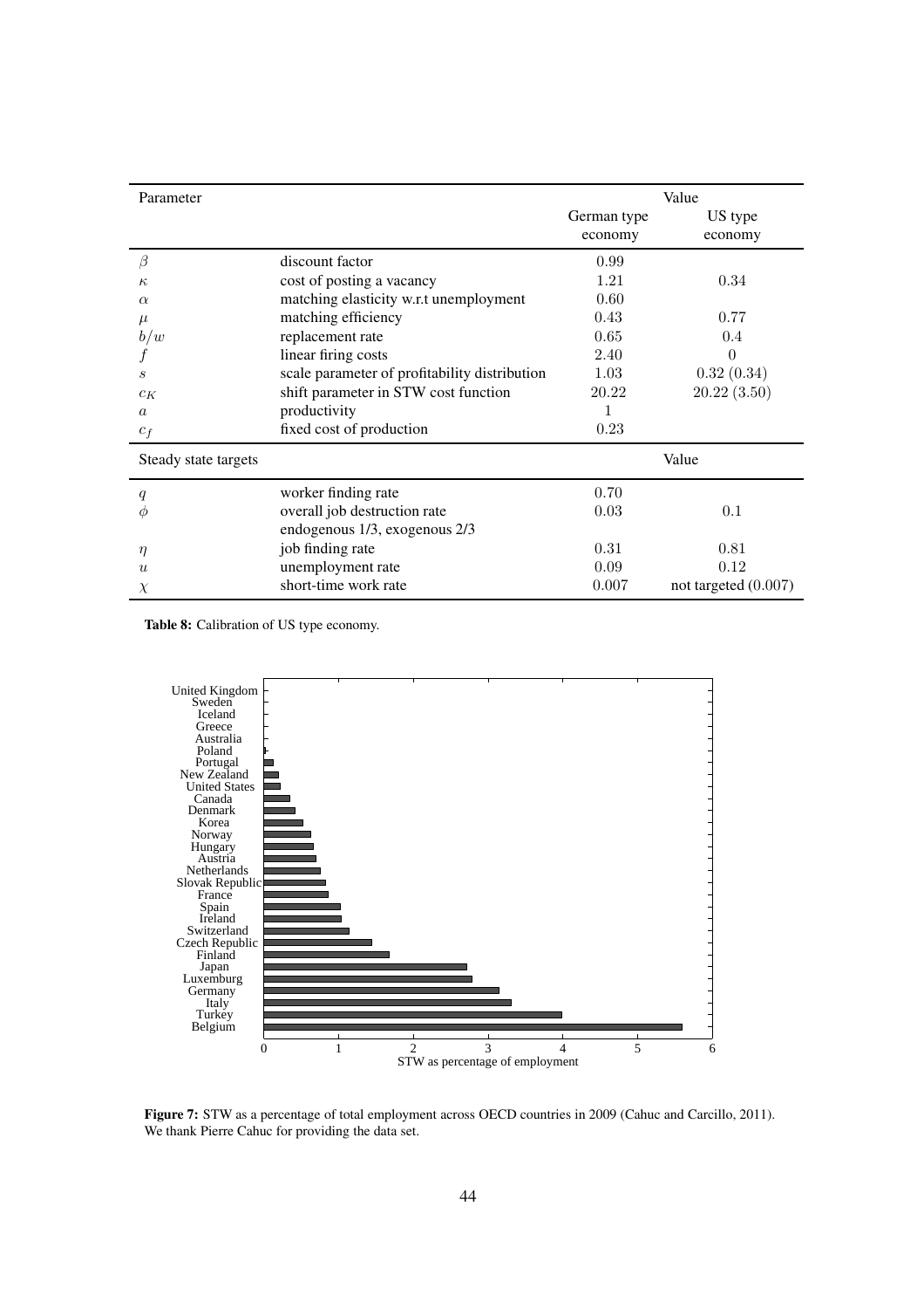| Parameter | | Value | |
|---|---|---|---|
| | | German type economy | US type economy |
| $\beta$ | discount factor | 0.99 | |
| $\kappa$ | cost of posting a vacancy | 1.21 | 0.34 |
| $\alpha$ | matching elasticity w.r.t unemployment | 0.60 | |
| $\mu$ | matching efficiency | 0.43 | 0.77 |
| $b/w$ | replacement rate | 0.65 | 0.4 |
| $f$ | linear firing costs | 2.40 | 0 |
| $s$ | scale parameter of profitability distribution | 1.03 | 0.32 (0.34) |
| $c_K$ | shift parameter in STW cost function | 20.22 | 20.22 (3.50) |
| $a$ | productivity | 1 | |
| $c_f$ | fixed cost of production | 0.23 | |
| **Steady state targets** | | **Value** | |
| $q$ | worker finding rate | 0.70 | |
| $\phi$ | overall job destruction rate endogenous 1/3, exogenous 2/3 | 0.03 | 0.1 |
| $\eta$ | job finding rate | 0.31 | 0.81 |
| $u$ | unemployment rate | 0.09 | 0.12 |
| $\chi$ | short-time work rate | 0.007 | not targeted (0.007) |

**Table 8:** Calibration of US type economy.

**Figure 7:** STW as a percentage of total employment across OECD countries in 2009 (Cahuc and Carcillo, 2011). We thank Pierre Cahuc for providing the data set.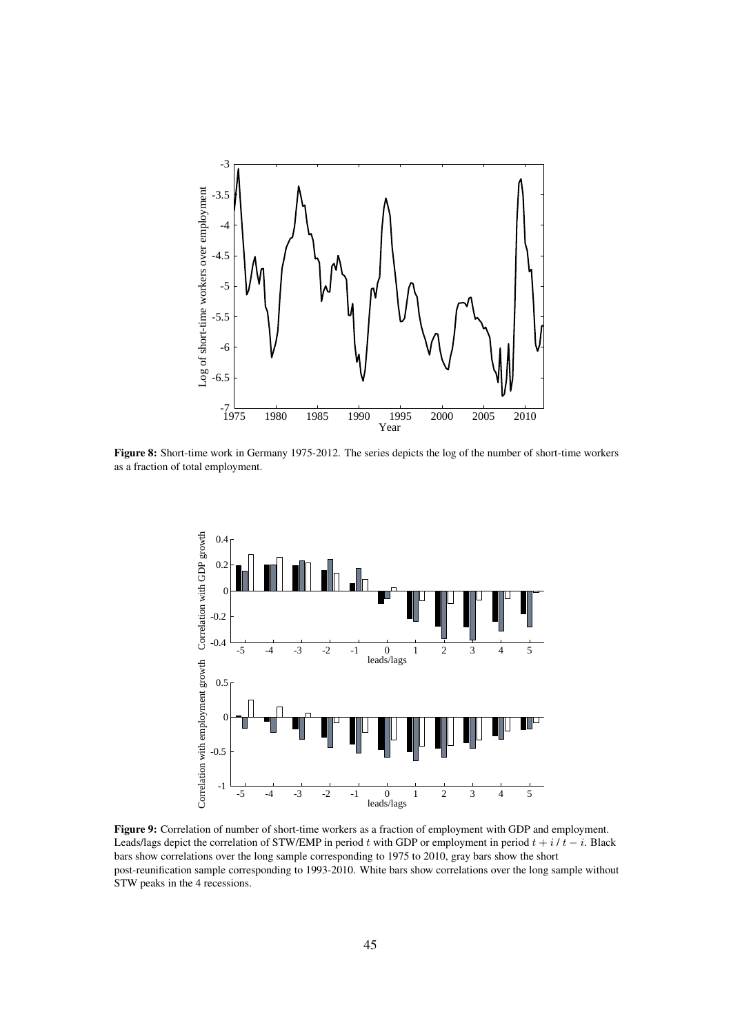**Figure 8:** Short-time work in Germany 1975-2012. The series depicts the log of the number of short-time workers as a fraction of total employment.

**Figure 9:** Correlation of number of short-time workers as a fraction of employment with GDP and employment. Leads/lags depict the correlation of STW/EMP in period $t$ with GDP or employment in period $t + i$ / $t - i$. Black bars show correlations over the long sample corresponding to 1975 to 2010, gray bars show the short post-reunification sample corresponding to 1993-2010. White bars show correlations over the long sample without STW peaks in the 4 recessions.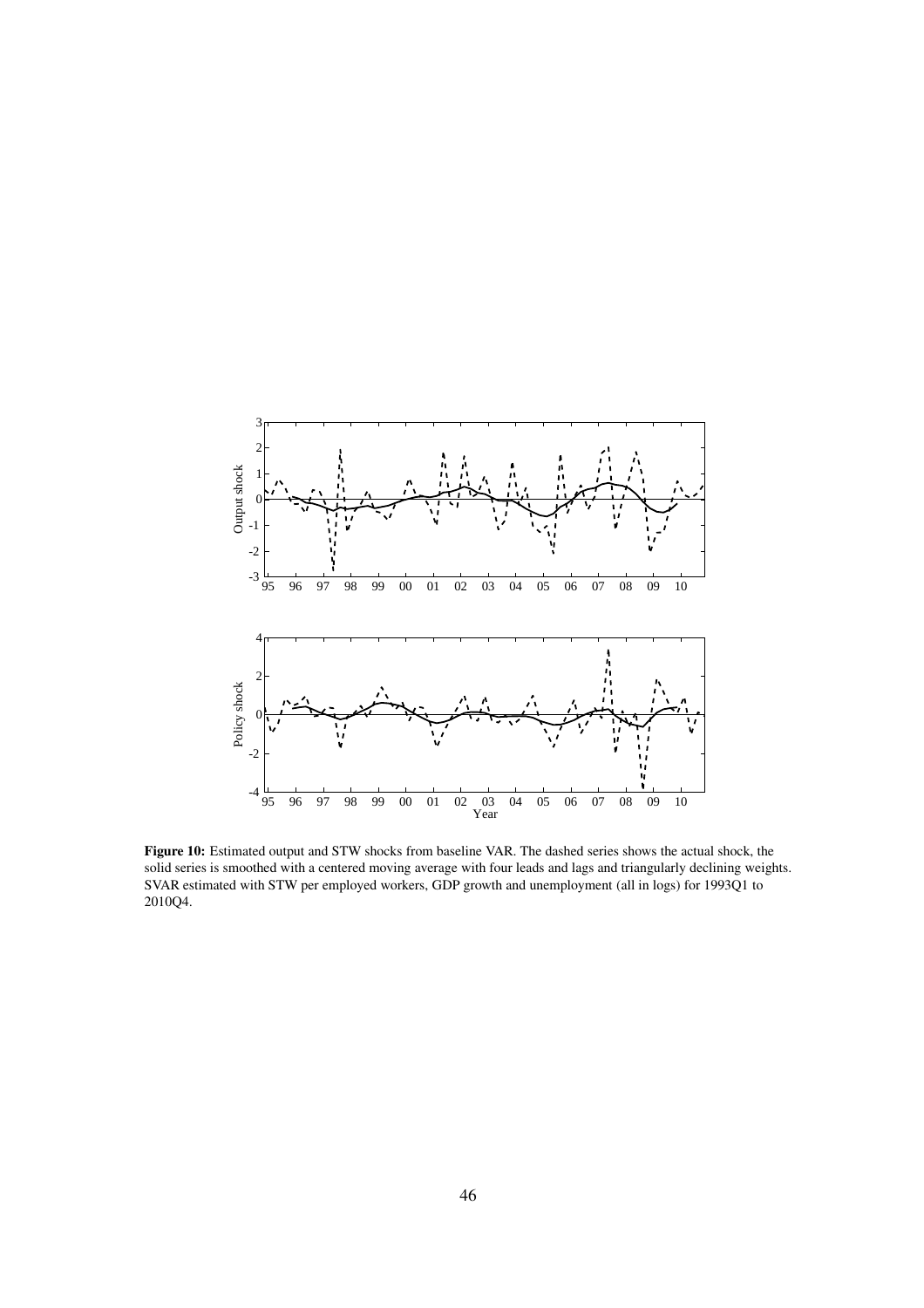**Figure 10:** Estimated output and STW shocks from baseline VAR. The dashed series shows the actual shock, the solid series is smoothed with a centered moving average with four leads and lags and triangularly declining weights. SVAR estimated with STW per employed workers, GDP growth and unemployment (all in logs) for 1993Q1 to 2010Q4.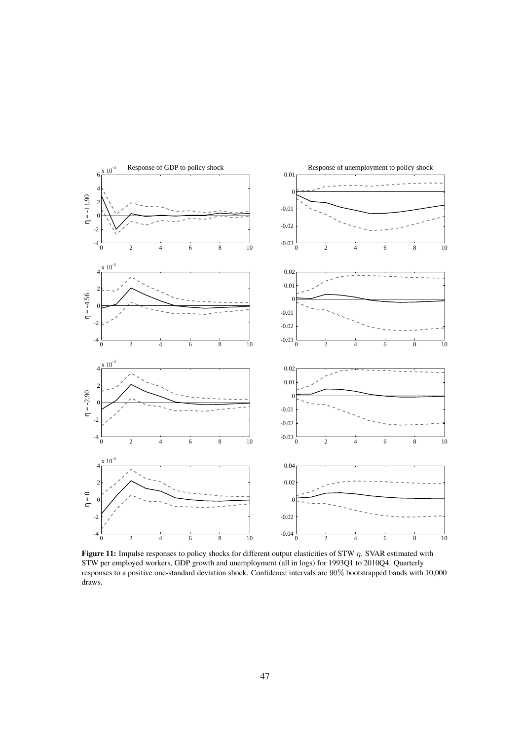**Figure 11:** Impulse responses to policy shocks for different output elasticities of STW $\eta$. SVAR estimated with STW per employed workers, GDP growth and unemployment (all in logs) for 1993Q1 to 2010Q4. Quarterly responses to a positive one-standard deviation shock. Confidence intervals are 90% bootstrapped bands with 10,000 draws.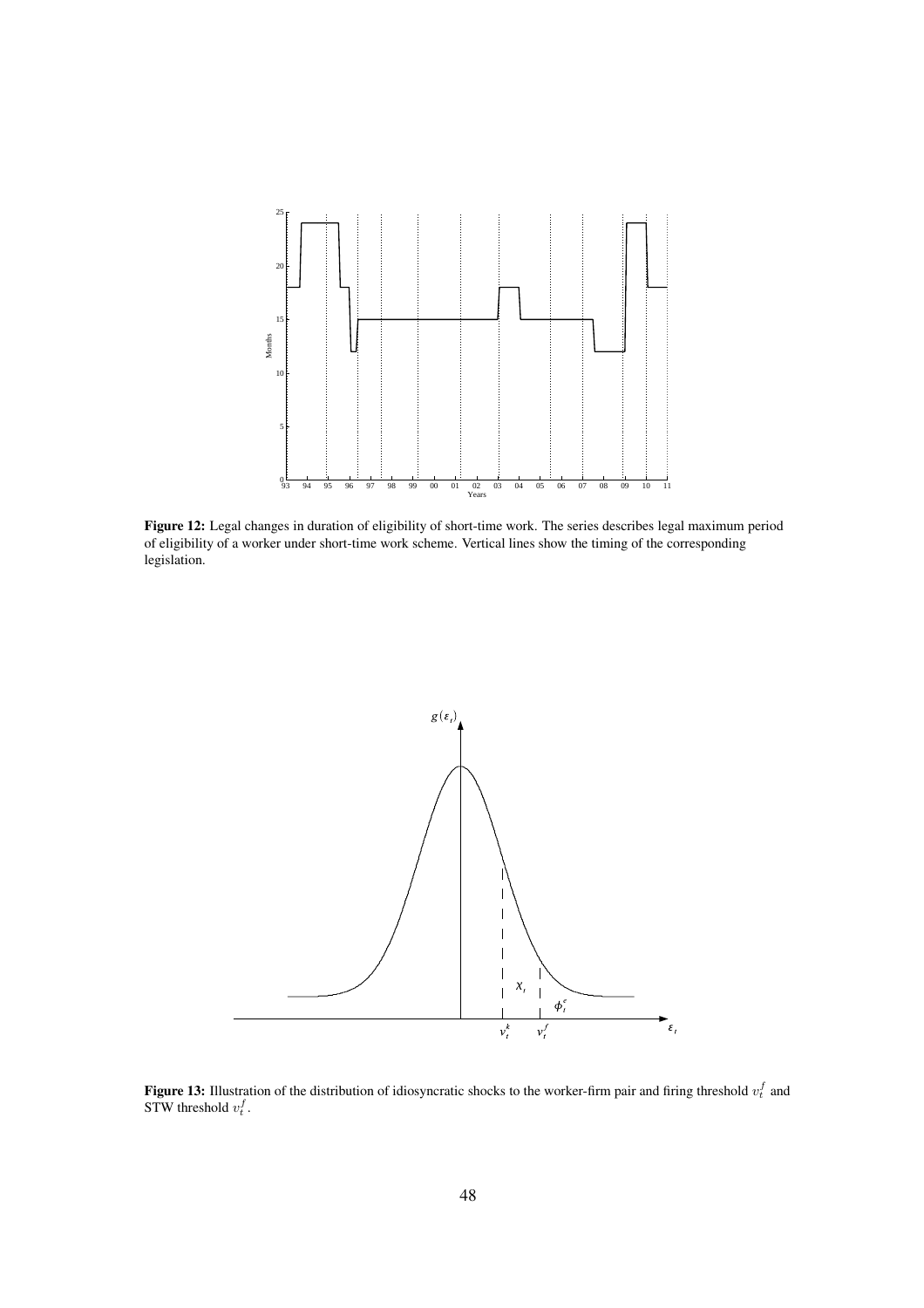25

20

15

Months

10

5

0

93 94 95 96 97 98 99 00 01 02 03 04 05 06 07 08 09 10 11

Years

**Figure 12:** Legal changes in duration of eligibility of short-time work. The series describes legal maximum period of eligibility of a worker under short-time work scheme. Vertical lines show the timing of the corresponding legislation.

$g(\varepsilon_t)$

$\chi_t$

$\phi^e_t$

$v^k_t$ $v^f_t$

$\varepsilon_t$

**Figure 13:** Illustration of the distribution of idiosyncratic shocks to the worker-firm pair and firing threshold $v^f_t$ and STW threshold $v^f_t$.